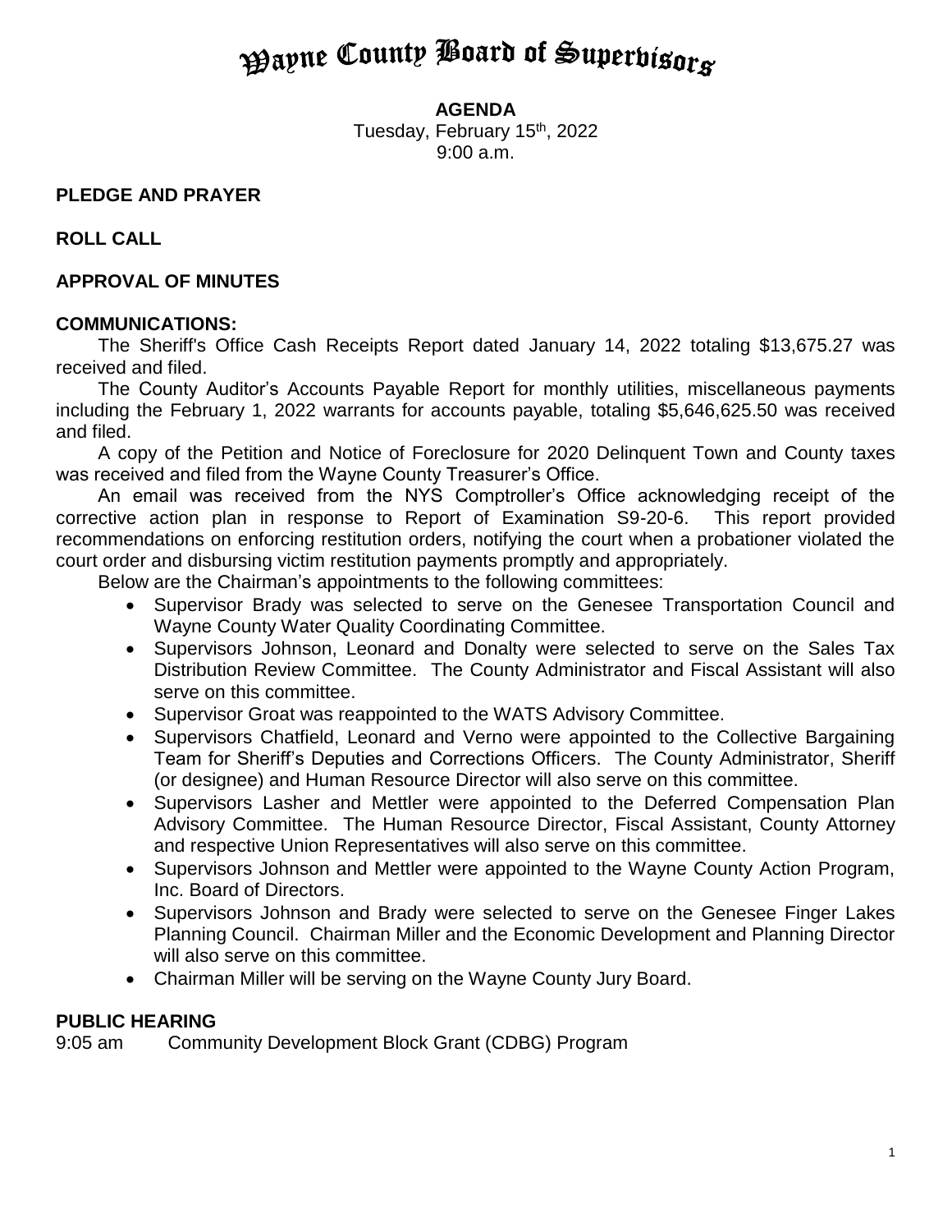# Wayne County Board of Supervisors

**AGENDA**
Tuesday, February 15th, 2022
9:00 a.m.

**PLEDGE AND PRAYER**

**ROLL CALL**

**APPROVAL OF MINUTES**

**COMMUNICATIONS:**

The Sheriff's Office Cash Receipts Report dated January 14, 2022 totaling $13,675.27 was received and filed.

The County Auditor's Accounts Payable Report for monthly utilities, miscellaneous payments including the February 1, 2022 warrants for accounts payable, totaling $5,646,625.50 was received and filed.

A copy of the Petition and Notice of Foreclosure for 2020 Delinquent Town and County taxes was received and filed from the Wayne County Treasurer's Office.

An email was received from the NYS Comptroller's Office acknowledging receipt of the corrective action plan in response to Report of Examination S9-20-6. This report provided recommendations on enforcing restitution orders, notifying the court when a probationer violated the court order and disbursing victim restitution payments promptly and appropriately.

Below are the Chairman's appointments to the following committees:

- Supervisor Brady was selected to serve on the Genesee Transportation Council and Wayne County Water Quality Coordinating Committee.
- Supervisors Johnson, Leonard and Donalty were selected to serve on the Sales Tax Distribution Review Committee. The County Administrator and Fiscal Assistant will also serve on this committee.
- Supervisor Groat was reappointed to the WATS Advisory Committee.
- Supervisors Chatfield, Leonard and Verno were appointed to the Collective Bargaining Team for Sheriff's Deputies and Corrections Officers. The County Administrator, Sheriff (or designee) and Human Resource Director will also serve on this committee.
- Supervisors Lasher and Mettler were appointed to the Deferred Compensation Plan Advisory Committee. The Human Resource Director, Fiscal Assistant, County Attorney and respective Union Representatives will also serve on this committee.
- Supervisors Johnson and Mettler were appointed to the Wayne County Action Program, Inc. Board of Directors.
- Supervisors Johnson and Brady were selected to serve on the Genesee Finger Lakes Planning Council. Chairman Miller and the Economic Development and Planning Director will also serve on this committee.
- Chairman Miller will be serving on the Wayne County Jury Board.

**PUBLIC HEARING**

9:05 am Community Development Block Grant (CDBG) Program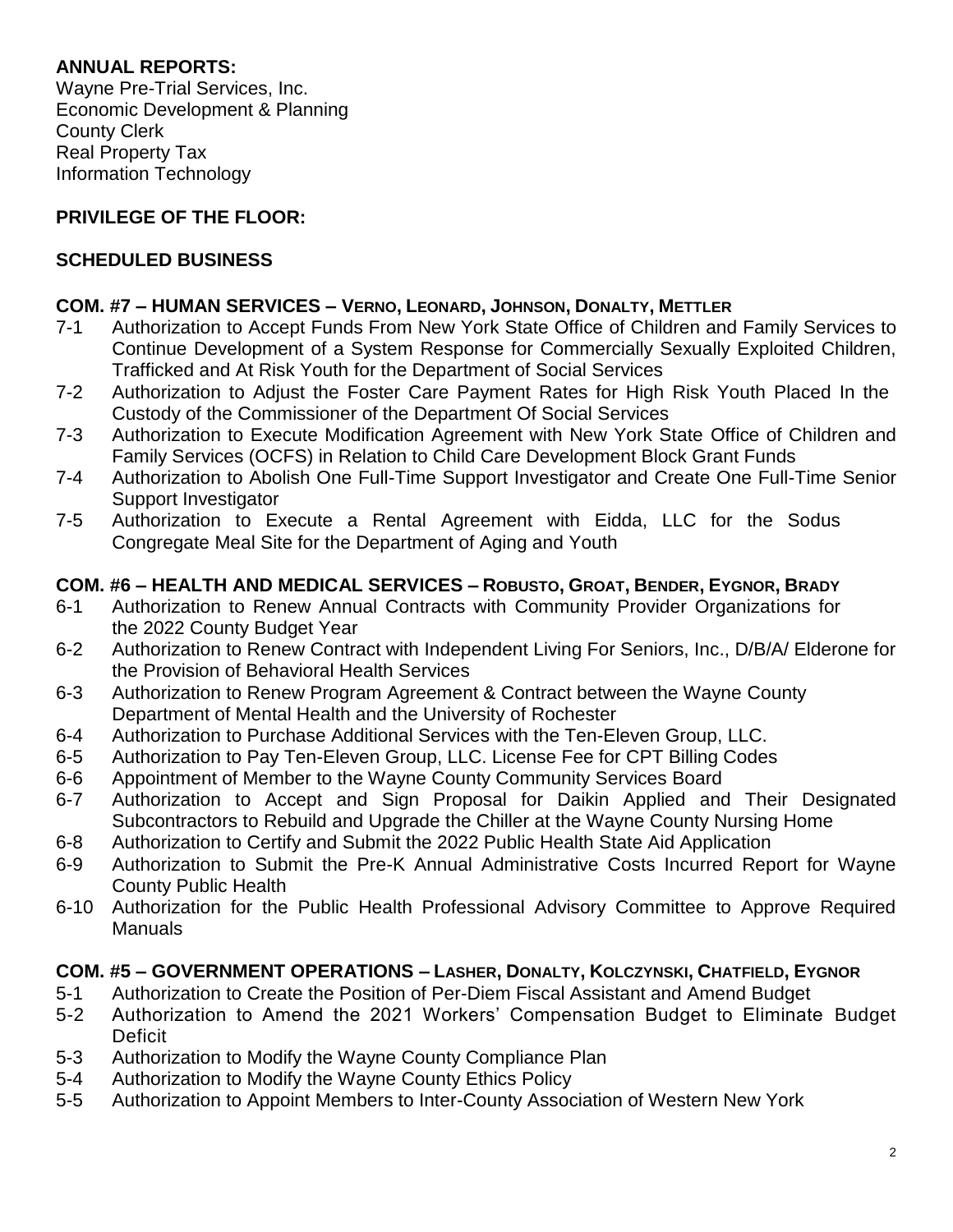**ANNUAL REPORTS:**

Wayne Pre-Trial Services, Inc.
Economic Development & Planning
County Clerk
Real Property Tax
Information Technology

**PRIVILEGE OF THE FLOOR:**

**SCHEDULED BUSINESS**

**COM. #7 – HUMAN SERVICES – VERNO, LEONARD, JOHNSON, DONALTY, METTLER**

7-1 Authorization to Accept Funds From New York State Office of Children and Family Services to Continue Development of a System Response for Commercially Sexually Exploited Children, Trafficked and At Risk Youth for the Department of Social Services
7-2 Authorization to Adjust the Foster Care Payment Rates for High Risk Youth Placed In the Custody of the Commissioner of the Department Of Social Services
7-3 Authorization to Execute Modification Agreement with New York State Office of Children and Family Services (OCFS) in Relation to Child Care Development Block Grant Funds
7-4 Authorization to Abolish One Full-Time Support Investigator and Create One Full-Time Senior Support Investigator
7-5 Authorization to Execute a Rental Agreement with Eidda, LLC for the Sodus Congregate Meal Site for the Department of Aging and Youth

**COM. #6 – HEALTH AND MEDICAL SERVICES – ROBUSTO, GROAT, BENDER, EYGNOR, BRADY**

6-1 Authorization to Renew Annual Contracts with Community Provider Organizations for the 2022 County Budget Year
6-2 Authorization to Renew Contract with Independent Living For Seniors, Inc., D/B/A/ Elderone for the Provision of Behavioral Health Services
6-3 Authorization to Renew Program Agreement & Contract between the Wayne County Department of Mental Health and the University of Rochester
6-4 Authorization to Purchase Additional Services with the Ten-Eleven Group, LLC.
6-5 Authorization to Pay Ten-Eleven Group, LLC. License Fee for CPT Billing Codes
6-6 Appointment of Member to the Wayne County Community Services Board
6-7 Authorization to Accept and Sign Proposal for Daikin Applied and Their Designated Subcontractors to Rebuild and Upgrade the Chiller at the Wayne County Nursing Home
6-8 Authorization to Certify and Submit the 2022 Public Health State Aid Application
6-9 Authorization to Submit the Pre-K Annual Administrative Costs Incurred Report for Wayne County Public Health
6-10 Authorization for the Public Health Professional Advisory Committee to Approve Required Manuals

**COM. #5 – GOVERNMENT OPERATIONS – LASHER, DONALTY, KOLCZYNSKI, CHATFIELD, EYGNOR**

5-1 Authorization to Create the Position of Per-Diem Fiscal Assistant and Amend Budget
5-2 Authorization to Amend the 2021 Workers' Compensation Budget to Eliminate Budget Deficit
5-3 Authorization to Modify the Wayne County Compliance Plan
5-4 Authorization to Modify the Wayne County Ethics Policy
5-5 Authorization to Appoint Members to Inter-County Association of Western New York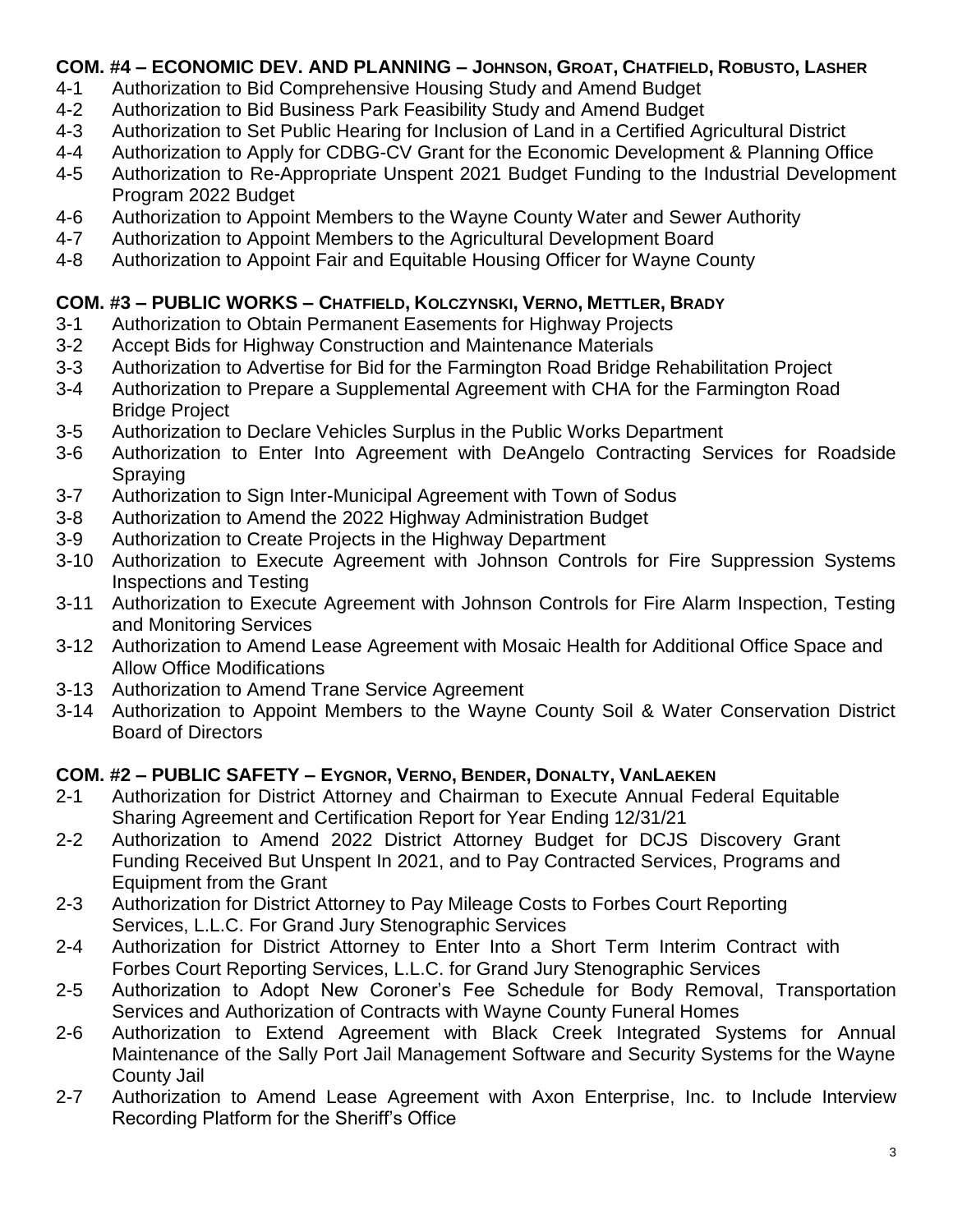**COM. #4 – ECONOMIC DEV. AND PLANNING – JOHNSON, GROAT, CHATFIELD, ROBUSTO, LASHER**

4-1 Authorization to Bid Comprehensive Housing Study and Amend Budget
4-2 Authorization to Bid Business Park Feasibility Study and Amend Budget
4-3 Authorization to Set Public Hearing for Inclusion of Land in a Certified Agricultural District
4-4 Authorization to Apply for CDBG-CV Grant for the Economic Development & Planning Office
4-5 Authorization to Re-Appropriate Unspent 2021 Budget Funding to the Industrial Development Program 2022 Budget
4-6 Authorization to Appoint Members to the Wayne County Water and Sewer Authority
4-7 Authorization to Appoint Members to the Agricultural Development Board
4-8 Authorization to Appoint Fair and Equitable Housing Officer for Wayne County

**COM. #3 – PUBLIC WORKS – CHATFIELD, KOLCZYNSKI, VERNO, METTLER, BRADY**

3-1 Authorization to Obtain Permanent Easements for Highway Projects
3-2 Accept Bids for Highway Construction and Maintenance Materials
3-3 Authorization to Advertise for Bid for the Farmington Road Bridge Rehabilitation Project
3-4 Authorization to Prepare a Supplemental Agreement with CHA for the Farmington Road Bridge Project
3-5 Authorization to Declare Vehicles Surplus in the Public Works Department
3-6 Authorization to Enter Into Agreement with DeAngelo Contracting Services for Roadside Spraying
3-7 Authorization to Sign Inter-Municipal Agreement with Town of Sodus
3-8 Authorization to Amend the 2022 Highway Administration Budget
3-9 Authorization to Create Projects in the Highway Department
3-10 Authorization to Execute Agreement with Johnson Controls for Fire Suppression Systems Inspections and Testing
3-11 Authorization to Execute Agreement with Johnson Controls for Fire Alarm Inspection, Testing and Monitoring Services
3-12 Authorization to Amend Lease Agreement with Mosaic Health for Additional Office Space and Allow Office Modifications
3-13 Authorization to Amend Trane Service Agreement
3-14 Authorization to Appoint Members to the Wayne County Soil & Water Conservation District Board of Directors

**COM. #2 – PUBLIC SAFETY – EYGNOR, VERNO, BENDER, DONALTY, VANLAEKEN**

2-1 Authorization for District Attorney and Chairman to Execute Annual Federal Equitable Sharing Agreement and Certification Report for Year Ending 12/31/21
2-2 Authorization to Amend 2022 District Attorney Budget for DCJS Discovery Grant Funding Received But Unspent In 2021, and to Pay Contracted Services, Programs and Equipment from the Grant
2-3 Authorization for District Attorney to Pay Mileage Costs to Forbes Court Reporting Services, L.L.C. For Grand Jury Stenographic Services
2-4 Authorization for District Attorney to Enter Into a Short Term Interim Contract with Forbes Court Reporting Services, L.L.C. for Grand Jury Stenographic Services
2-5 Authorization to Adopt New Coroner's Fee Schedule for Body Removal, Transportation Services and Authorization of Contracts with Wayne County Funeral Homes
2-6 Authorization to Extend Agreement with Black Creek Integrated Systems for Annual Maintenance of the Sally Port Jail Management Software and Security Systems for the Wayne County Jail
2-7 Authorization to Amend Lease Agreement with Axon Enterprise, Inc. to Include Interview Recording Platform for the Sheriff's Office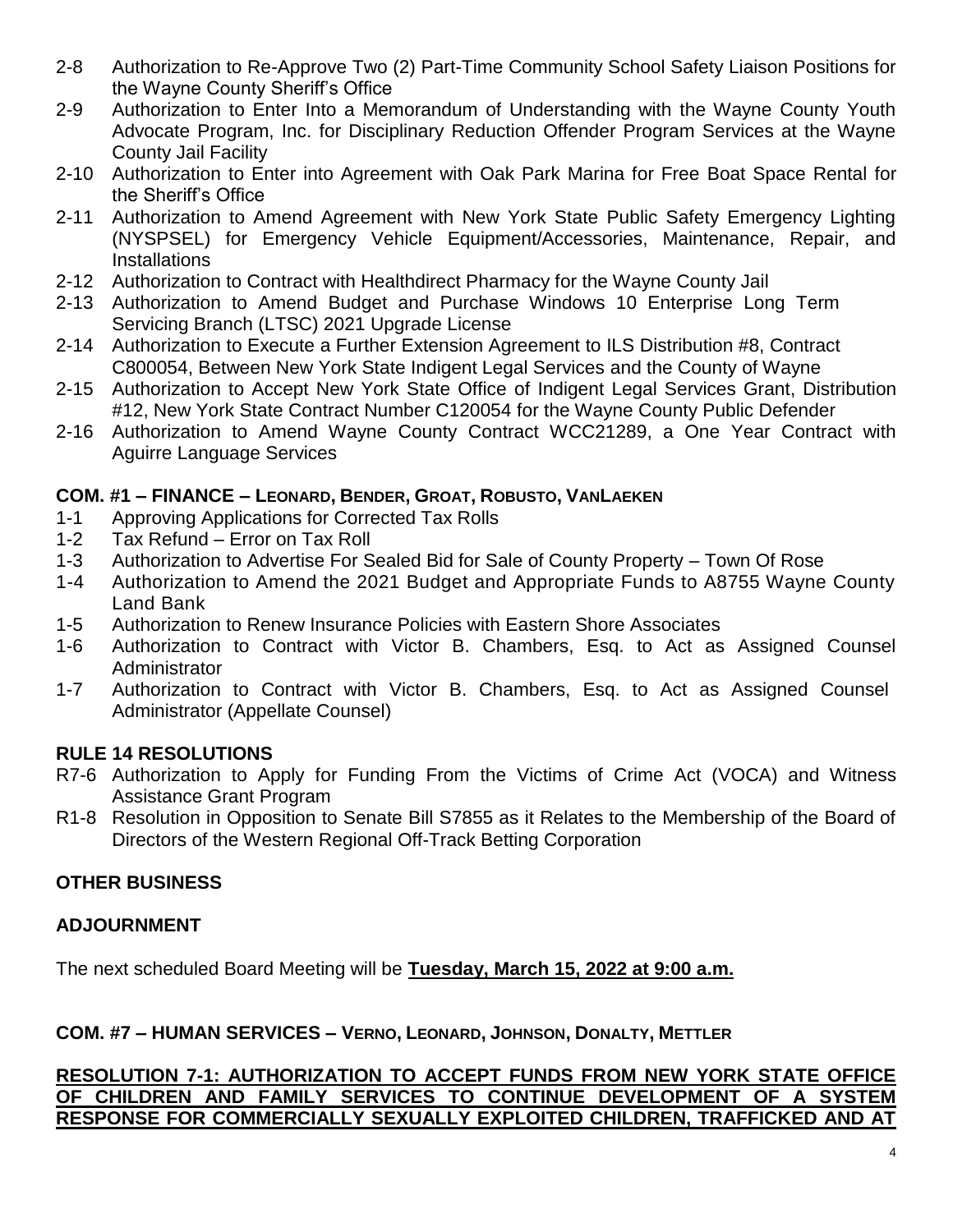- 2-8 Authorization to Re-Approve Two (2) Part-Time Community School Safety Liaison Positions for the Wayne County Sheriff's Office
- 2-9 Authorization to Enter Into a Memorandum of Understanding with the Wayne County Youth Advocate Program, Inc. for Disciplinary Reduction Offender Program Services at the Wayne County Jail Facility
- 2-10 Authorization to Enter into Agreement with Oak Park Marina for Free Boat Space Rental for the Sheriff's Office
- 2-11 Authorization to Amend Agreement with New York State Public Safety Emergency Lighting (NYSPSEL) for Emergency Vehicle Equipment/Accessories, Maintenance, Repair, and Installations
- 2-12 Authorization to Contract with Healthdirect Pharmacy for the Wayne County Jail
- 2-13 Authorization to Amend Budget and Purchase Windows 10 Enterprise Long Term Servicing Branch (LTSC) 2021 Upgrade License
- 2-14 Authorization to Execute a Further Extension Agreement to ILS Distribution #8, Contract C800054, Between New York State Indigent Legal Services and the County of Wayne
- 2-15 Authorization to Accept New York State Office of Indigent Legal Services Grant, Distribution #12, New York State Contract Number C120054 for the Wayne County Public Defender
- 2-16 Authorization to Amend Wayne County Contract WCC21289, a One Year Contract with Aguirre Language Services

## COM. #1 – FINANCE – LEONARD, BENDER, GROAT, ROBUSTO, VANLAEKEN

- 1-1 Approving Applications for Corrected Tax Rolls
- 1-2 Tax Refund – Error on Tax Roll
- 1-3 Authorization to Advertise For Sealed Bid for Sale of County Property – Town Of Rose
- 1-4 Authorization to Amend the 2021 Budget and Appropriate Funds to A8755 Wayne County Land Bank
- 1-5 Authorization to Renew Insurance Policies with Eastern Shore Associates
- 1-6 Authorization to Contract with Victor B. Chambers, Esq. to Act as Assigned Counsel Administrator
- 1-7 Authorization to Contract with Victor B. Chambers, Esq. to Act as Assigned Counsel Administrator (Appellate Counsel)

## RULE 14 RESOLUTIONS

- R7-6 Authorization to Apply for Funding From the Victims of Crime Act (VOCA) and Witness Assistance Grant Program
- R1-8 Resolution in Opposition to Senate Bill S7855 as it Relates to the Membership of the Board of Directors of the Western Regional Off-Track Betting Corporation

## OTHER BUSINESS

## ADJOURNMENT

The next scheduled Board Meeting will be **Tuesday, March 15, 2022 at 9:00 a.m.**

## COM. #7 – HUMAN SERVICES – VERNO, LEONARD, JOHNSON, DONALTY, METTLER

**RESOLUTION 7-1: AUTHORIZATION TO ACCEPT FUNDS FROM NEW YORK STATE OFFICE OF CHILDREN AND FAMILY SERVICES TO CONTINUE DEVELOPMENT OF A SYSTEM RESPONSE FOR COMMERCIALLY SEXUALLY EXPLOITED CHILDREN, TRAFFICKED AND AT**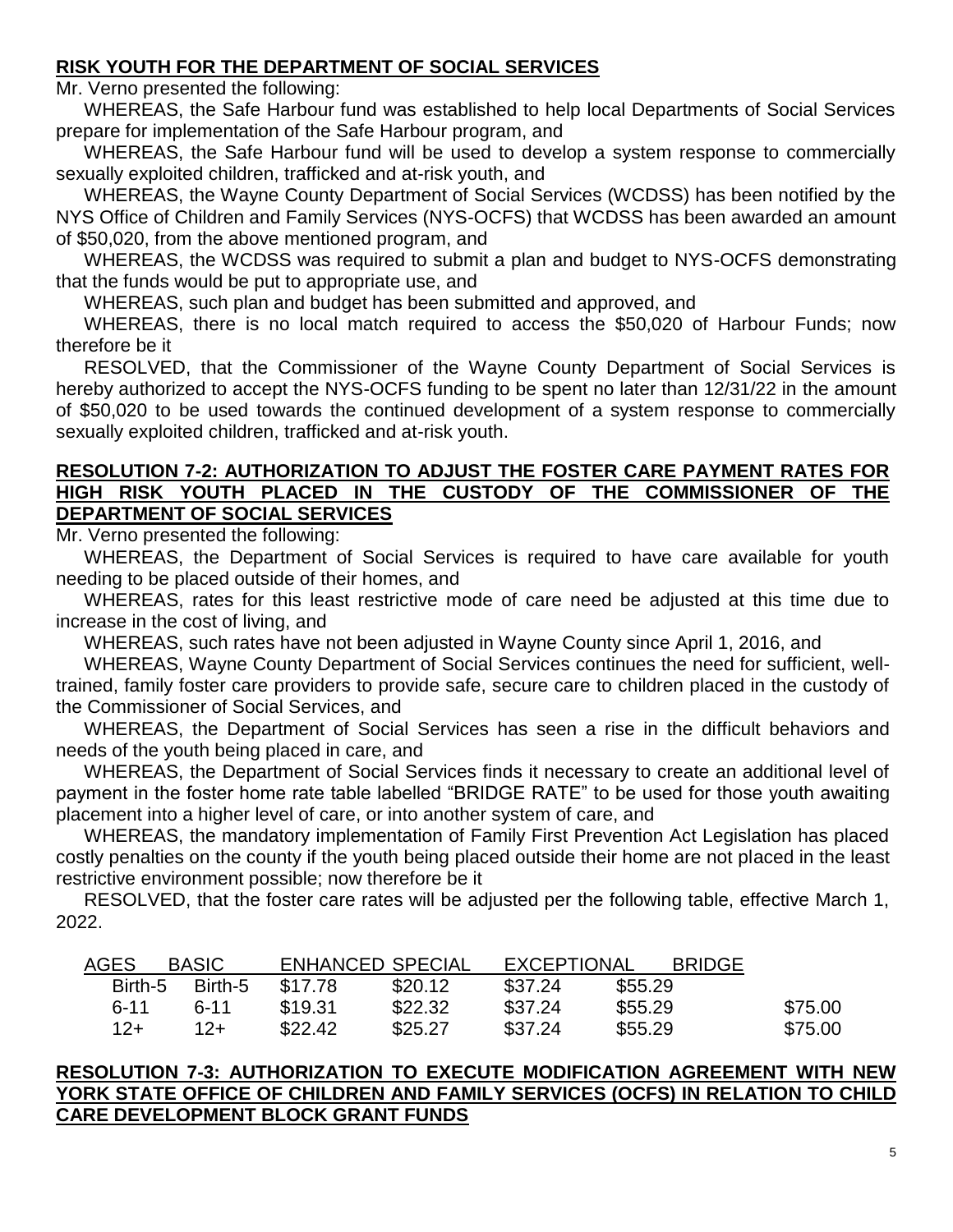## RISK YOUTH FOR THE DEPARTMENT OF SOCIAL SERVICES

Mr. Verno presented the following:

WHEREAS, the Safe Harbour fund was established to help local Departments of Social Services prepare for implementation of the Safe Harbour program, and

WHEREAS, the Safe Harbour fund will be used to develop a system response to commercially sexually exploited children, trafficked and at-risk youth, and

WHEREAS, the Wayne County Department of Social Services (WCDSS) has been notified by the NYS Office of Children and Family Services (NYS-OCFS) that WCDSS has been awarded an amount of $50,020, from the above mentioned program, and

WHEREAS, the WCDSS was required to submit a plan and budget to NYS-OCFS demonstrating that the funds would be put to appropriate use, and

WHEREAS, such plan and budget has been submitted and approved, and

WHEREAS, there is no local match required to access the $50,020 of Harbour Funds; now therefore be it

RESOLVED, that the Commissioner of the Wayne County Department of Social Services is hereby authorized to accept the NYS-OCFS funding to be spent no later than 12/31/22 in the amount of $50,020 to be used towards the continued development of a system response to commercially sexually exploited children, trafficked and at-risk youth.

## RESOLUTION 7-2: AUTHORIZATION TO ADJUST THE FOSTER CARE PAYMENT RATES FOR HIGH RISK YOUTH PLACED IN THE CUSTODY OF THE COMMISSIONER OF THE DEPARTMENT OF SOCIAL SERVICES

Mr. Verno presented the following:

WHEREAS, the Department of Social Services is required to have care available for youth needing to be placed outside of their homes, and

WHEREAS, rates for this least restrictive mode of care need be adjusted at this time due to increase in the cost of living, and

WHEREAS, such rates have not been adjusted in Wayne County since April 1, 2016, and

WHEREAS, Wayne County Department of Social Services continues the need for sufficient, well-trained, family foster care providers to provide safe, secure care to children placed in the custody of the Commissioner of Social Services, and

WHEREAS, the Department of Social Services has seen a rise in the difficult behaviors and needs of the youth being placed in care, and

WHEREAS, the Department of Social Services finds it necessary to create an additional level of payment in the foster home rate table labelled "BRIDGE RATE" to be used for those youth awaiting placement into a higher level of care, or into another system of care, and

WHEREAS, the mandatory implementation of Family First Prevention Act Legislation has placed costly penalties on the county if the youth being placed outside their home are not placed in the least restrictive environment possible; now therefore be it

RESOLVED, that the foster care rates will be adjusted per the following table, effective March 1, 2022.

| AGES | BASIC | ENHANCED | SPECIAL | EXCEPTIONAL | BRIDGE | |
|---|---|---|---|---|---|---|
| Birth-5 | Birth-5 | $17.78 | $20.12 | $37.24 | $55.29 | |
| 6-11 | 6-11 | $19.31 | $22.32 | $37.24 | $55.29 | $75.00 |
| 12+ | 12+ | $22.42 | $25.27 | $37.24 | $55.29 | $75.00 |

## RESOLUTION 7-3: AUTHORIZATION TO EXECUTE MODIFICATION AGREEMENT WITH NEW YORK STATE OFFICE OF CHILDREN AND FAMILY SERVICES (OCFS) IN RELATION TO CHILD CARE DEVELOPMENT BLOCK GRANT FUNDS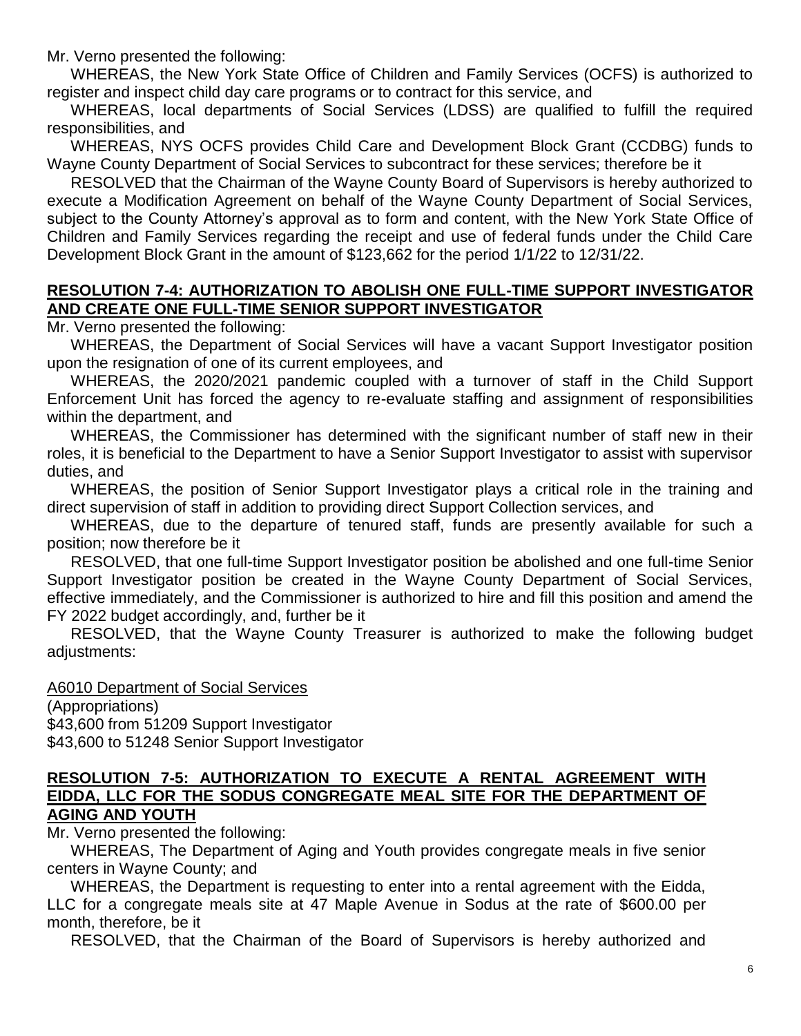Mr. Verno presented the following:

WHEREAS, the New York State Office of Children and Family Services (OCFS) is authorized to register and inspect child day care programs or to contract for this service, and

WHEREAS, local departments of Social Services (LDSS) are qualified to fulfill the required responsibilities, and

WHEREAS, NYS OCFS provides Child Care and Development Block Grant (CCDBG) funds to Wayne County Department of Social Services to subcontract for these services; therefore be it

RESOLVED that the Chairman of the Wayne County Board of Supervisors is hereby authorized to execute a Modification Agreement on behalf of the Wayne County Department of Social Services, subject to the County Attorney's approval as to form and content, with the New York State Office of Children and Family Services regarding the receipt and use of federal funds under the Child Care Development Block Grant in the amount of $123,662 for the period 1/1/22 to 12/31/22.

## RESOLUTION 7-4: AUTHORIZATION TO ABOLISH ONE FULL-TIME SUPPORT INVESTIGATOR AND CREATE ONE FULL-TIME SENIOR SUPPORT INVESTIGATOR

Mr. Verno presented the following:

WHEREAS, the Department of Social Services will have a vacant Support Investigator position upon the resignation of one of its current employees, and

WHEREAS, the 2020/2021 pandemic coupled with a turnover of staff in the Child Support Enforcement Unit has forced the agency to re-evaluate staffing and assignment of responsibilities within the department, and

WHEREAS, the Commissioner has determined with the significant number of staff new in their roles, it is beneficial to the Department to have a Senior Support Investigator to assist with supervisor duties, and

WHEREAS, the position of Senior Support Investigator plays a critical role in the training and direct supervision of staff in addition to providing direct Support Collection services, and

WHEREAS, due to the departure of tenured staff, funds are presently available for such a position; now therefore be it

RESOLVED, that one full-time Support Investigator position be abolished and one full-time Senior Support Investigator position be created in the Wayne County Department of Social Services, effective immediately, and the Commissioner is authorized to hire and fill this position and amend the FY 2022 budget accordingly, and, further be it

RESOLVED, that the Wayne County Treasurer is authorized to make the following budget adjustments:

A6010 Department of Social Services

(Appropriations)

$43,600 from 51209 Support Investigator

$43,600 to 51248 Senior Support Investigator

## RESOLUTION 7-5: AUTHORIZATION TO EXECUTE A RENTAL AGREEMENT WITH EIDDA, LLC FOR THE SODUS CONGREGATE MEAL SITE FOR THE DEPARTMENT OF AGING AND YOUTH

Mr. Verno presented the following:

WHEREAS, The Department of Aging and Youth provides congregate meals in five senior centers in Wayne County; and

WHEREAS, the Department is requesting to enter into a rental agreement with the Eidda, LLC for a congregate meals site at 47 Maple Avenue in Sodus at the rate of $600.00 per month, therefore, be it

RESOLVED, that the Chairman of the Board of Supervisors is hereby authorized and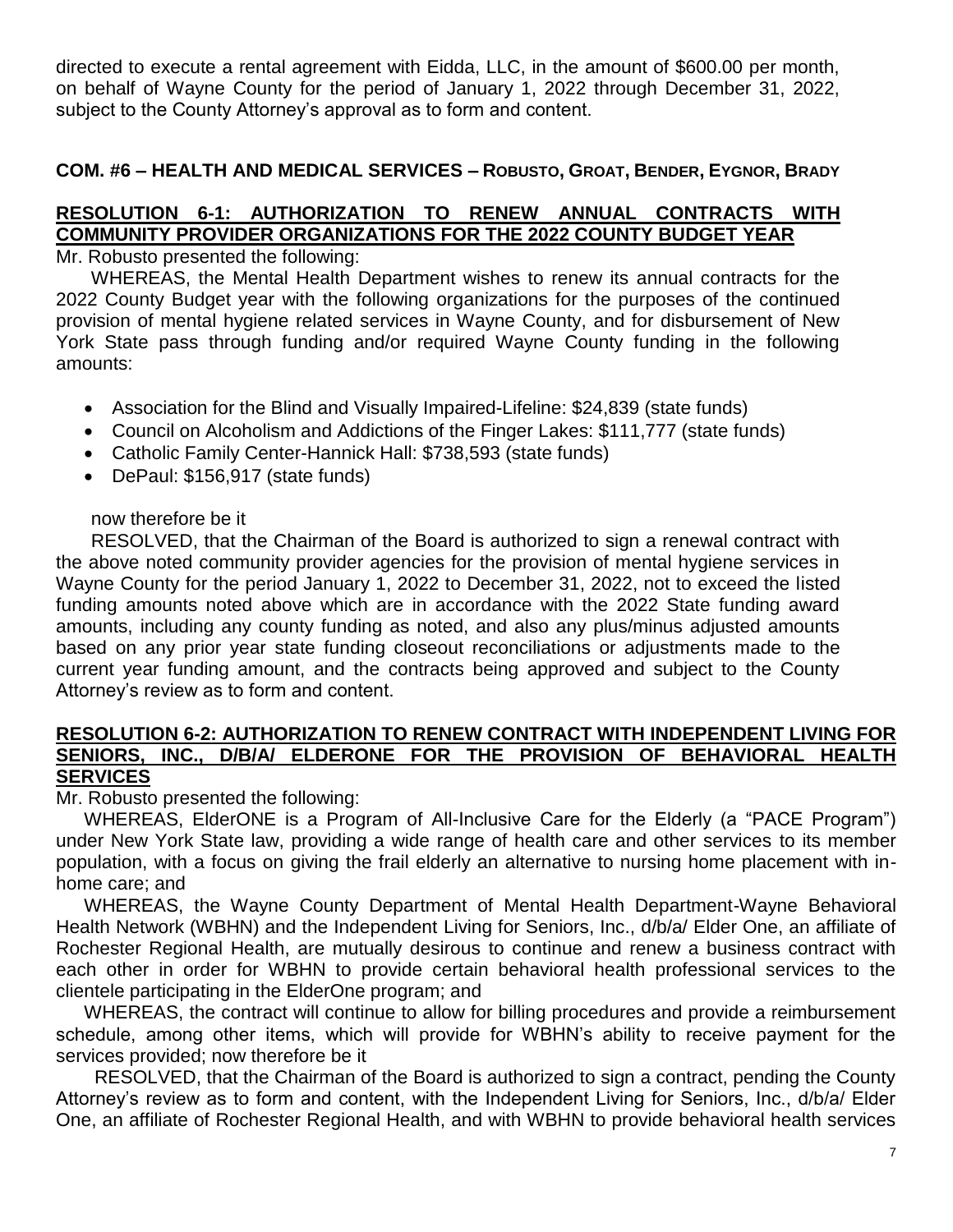directed to execute a rental agreement with Eidda, LLC, in the amount of $600.00 per month, on behalf of Wayne County for the period of January 1, 2022 through December 31, 2022, subject to the County Attorney's approval as to form and content.

## COM. #6 – HEALTH AND MEDICAL SERVICES – ROBUSTO, GROAT, BENDER, EYGNOR, BRADY

### RESOLUTION 6-1: AUTHORIZATION TO RENEW ANNUAL CONTRACTS WITH COMMUNITY PROVIDER ORGANIZATIONS FOR THE 2022 COUNTY BUDGET YEAR

Mr. Robusto presented the following:

WHEREAS, the Mental Health Department wishes to renew its annual contracts for the 2022 County Budget year with the following organizations for the purposes of the continued provision of mental hygiene related services in Wayne County, and for disbursement of New York State pass through funding and/or required Wayne County funding in the following amounts:

- Association for the Blind and Visually Impaired-Lifeline: $24,839 (state funds)
- Council on Alcoholism and Addictions of the Finger Lakes: $111,777 (state funds)
- Catholic Family Center-Hannick Hall: $738,593 (state funds)
- DePaul: $156,917 (state funds)

now therefore be it

RESOLVED, that the Chairman of the Board is authorized to sign a renewal contract with the above noted community provider agencies for the provision of mental hygiene services in Wayne County for the period January 1, 2022 to December 31, 2022, not to exceed the listed funding amounts noted above which are in accordance with the 2022 State funding award amounts, including any county funding as noted, and also any plus/minus adjusted amounts based on any prior year state funding closeout reconciliations or adjustments made to the current year funding amount, and the contracts being approved and subject to the County Attorney's review as to form and content.

### RESOLUTION 6-2: AUTHORIZATION TO RENEW CONTRACT WITH INDEPENDENT LIVING FOR SENIORS, INC., D/B/A/ ELDERONE FOR THE PROVISION OF BEHAVIORAL HEALTH SERVICES

Mr. Robusto presented the following:

WHEREAS, ElderONE is a Program of All-Inclusive Care for the Elderly (a "PACE Program") under New York State law, providing a wide range of health care and other services to its member population, with a focus on giving the frail elderly an alternative to nursing home placement with in-home care; and

WHEREAS, the Wayne County Department of Mental Health Department-Wayne Behavioral Health Network (WBHN) and the Independent Living for Seniors, Inc., d/b/a/ Elder One, an affiliate of Rochester Regional Health, are mutually desirous to continue and renew a business contract with each other in order for WBHN to provide certain behavioral health professional services to the clientele participating in the ElderOne program; and

WHEREAS, the contract will continue to allow for billing procedures and provide a reimbursement schedule, among other items, which will provide for WBHN's ability to receive payment for the services provided; now therefore be it

RESOLVED, that the Chairman of the Board is authorized to sign a contract, pending the County Attorney's review as to form and content, with the Independent Living for Seniors, Inc., d/b/a/ Elder One, an affiliate of Rochester Regional Health, and with WBHN to provide behavioral health services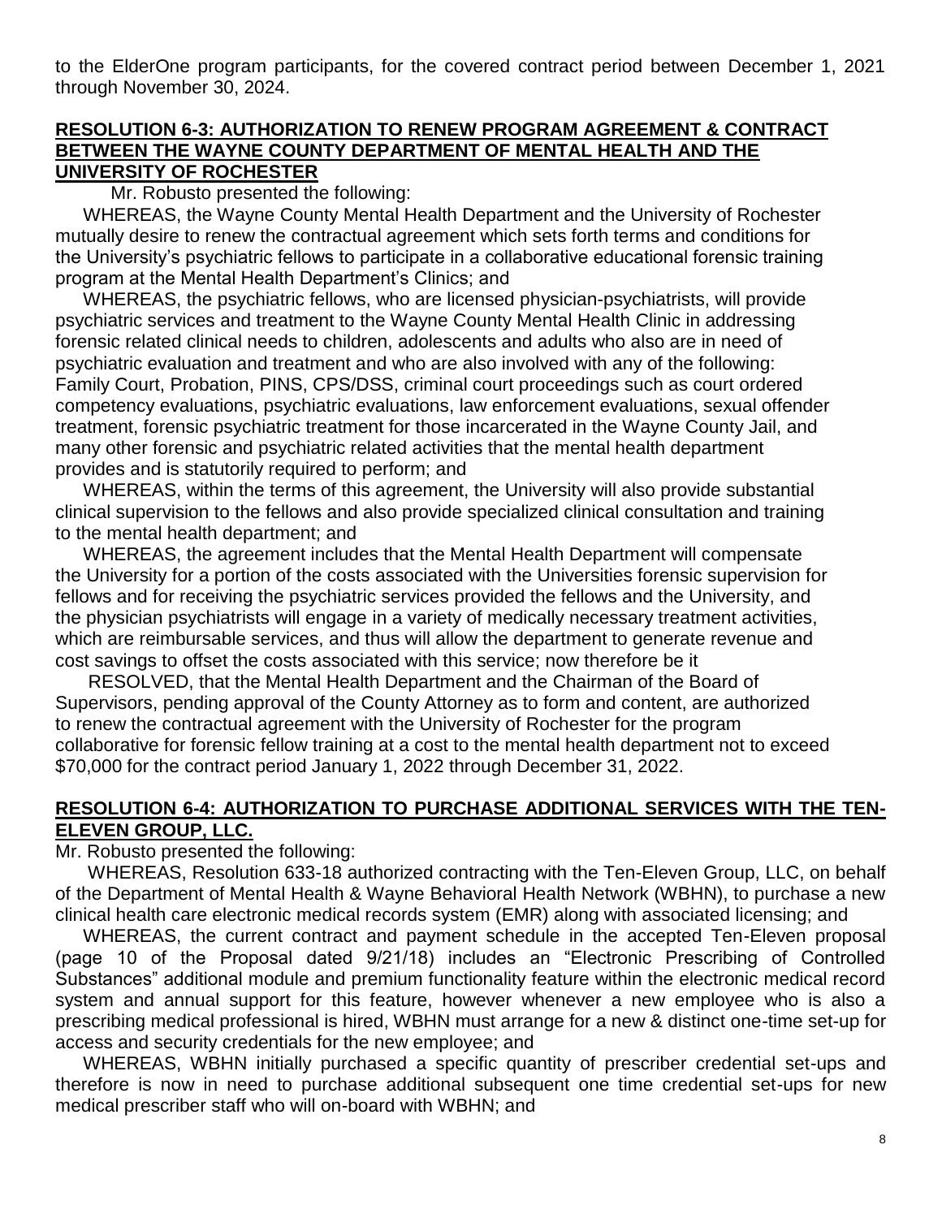to the ElderOne program participants, for the covered contract period between December 1, 2021 through November 30, 2024.

## RESOLUTION 6-3: AUTHORIZATION TO RENEW PROGRAM AGREEMENT & CONTRACT BETWEEN THE WAYNE COUNTY DEPARTMENT OF MENTAL HEALTH AND THE UNIVERSITY OF ROCHESTER

Mr. Robusto presented the following:

WHEREAS, the Wayne County Mental Health Department and the University of Rochester mutually desire to renew the contractual agreement which sets forth terms and conditions for the University's psychiatric fellows to participate in a collaborative educational forensic training program at the Mental Health Department's Clinics; and

WHEREAS, the psychiatric fellows, who are licensed physician-psychiatrists, will provide psychiatric services and treatment to the Wayne County Mental Health Clinic in addressing forensic related clinical needs to children, adolescents and adults who also are in need of psychiatric evaluation and treatment and who are also involved with any of the following: Family Court, Probation, PINS, CPS/DSS, criminal court proceedings such as court ordered competency evaluations, psychiatric evaluations, law enforcement evaluations, sexual offender treatment, forensic psychiatric treatment for those incarcerated in the Wayne County Jail, and many other forensic and psychiatric related activities that the mental health department provides and is statutorily required to perform; and

WHEREAS, within the terms of this agreement, the University will also provide substantial clinical supervision to the fellows and also provide specialized clinical consultation and training to the mental health department; and

WHEREAS, the agreement includes that the Mental Health Department will compensate the University for a portion of the costs associated with the Universities forensic supervision for fellows and for receiving the psychiatric services provided the fellows and the University, and the physician psychiatrists will engage in a variety of medically necessary treatment activities, which are reimbursable services, and thus will allow the department to generate revenue and cost savings to offset the costs associated with this service; now therefore be it

RESOLVED, that the Mental Health Department and the Chairman of the Board of Supervisors, pending approval of the County Attorney as to form and content, are authorized to renew the contractual agreement with the University of Rochester for the program collaborative for forensic fellow training at a cost to the mental health department not to exceed \$70,000 for the contract period January 1, 2022 through December 31, 2022.

## RESOLUTION 6-4: AUTHORIZATION TO PURCHASE ADDITIONAL SERVICES WITH THE TEN-ELEVEN GROUP, LLC.

Mr. Robusto presented the following:

WHEREAS, Resolution 633-18 authorized contracting with the Ten-Eleven Group, LLC, on behalf of the Department of Mental Health & Wayne Behavioral Health Network (WBHN), to purchase a new clinical health care electronic medical records system (EMR) along with associated licensing; and

WHEREAS, the current contract and payment schedule in the accepted Ten-Eleven proposal (page 10 of the Proposal dated 9/21/18) includes an "Electronic Prescribing of Controlled Substances" additional module and premium functionality feature within the electronic medical record system and annual support for this feature, however whenever a new employee who is also a prescribing medical professional is hired, WBHN must arrange for a new & distinct one-time set-up for access and security credentials for the new employee; and

WHEREAS, WBHN initially purchased a specific quantity of prescriber credential set-ups and therefore is now in need to purchase additional subsequent one time credential set-ups for new medical prescriber staff who will on-board with WBHN; and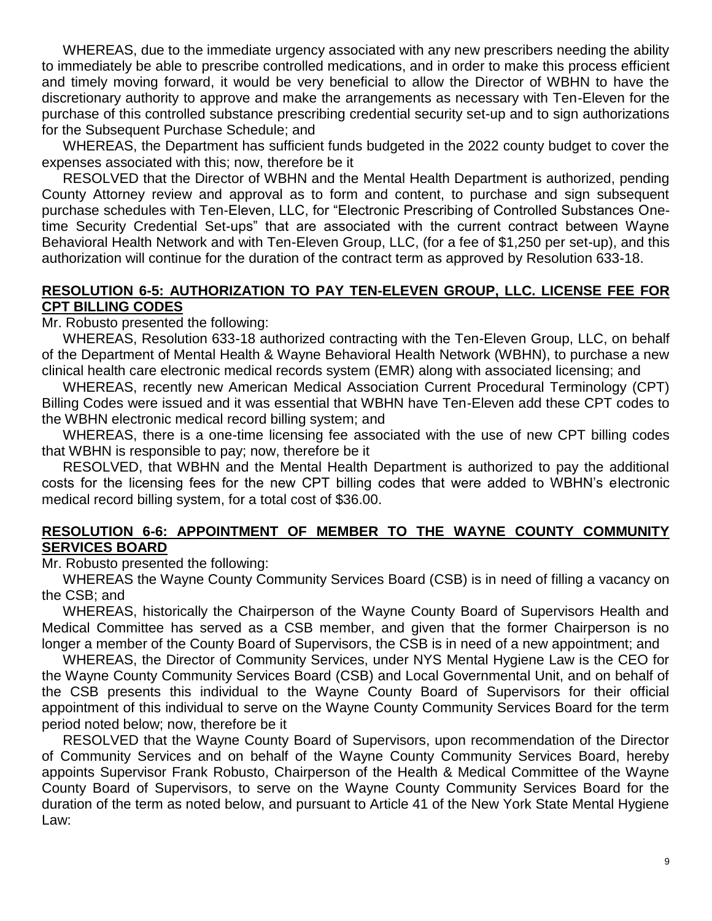WHEREAS, due to the immediate urgency associated with any new prescribers needing the ability to immediately be able to prescribe controlled medications, and in order to make this process efficient and timely moving forward, it would be very beneficial to allow the Director of WBHN to have the discretionary authority to approve and make the arrangements as necessary with Ten-Eleven for the purchase of this controlled substance prescribing credential security set-up and to sign authorizations for the Subsequent Purchase Schedule; and

WHEREAS, the Department has sufficient funds budgeted in the 2022 county budget to cover the expenses associated with this; now, therefore be it

RESOLVED that the Director of WBHN and the Mental Health Department is authorized, pending County Attorney review and approval as to form and content, to purchase and sign subsequent purchase schedules with Ten-Eleven, LLC, for "Electronic Prescribing of Controlled Substances One-time Security Credential Set-ups" that are associated with the current contract between Wayne Behavioral Health Network and with Ten-Eleven Group, LLC, (for a fee of $1,250 per set-up), and this authorization will continue for the duration of the contract term as approved by Resolution 633-18.

**RESOLUTION 6-5: AUTHORIZATION TO PAY TEN-ELEVEN GROUP, LLC. LICENSE FEE FOR CPT BILLING CODES**

Mr. Robusto presented the following:

WHEREAS, Resolution 633-18 authorized contracting with the Ten-Eleven Group, LLC, on behalf of the Department of Mental Health & Wayne Behavioral Health Network (WBHN), to purchase a new clinical health care electronic medical records system (EMR) along with associated licensing; and

WHEREAS, recently new American Medical Association Current Procedural Terminology (CPT) Billing Codes were issued and it was essential that WBHN have Ten-Eleven add these CPT codes to the WBHN electronic medical record billing system; and

WHEREAS, there is a one-time licensing fee associated with the use of new CPT billing codes that WBHN is responsible to pay; now, therefore be it

RESOLVED, that WBHN and the Mental Health Department is authorized to pay the additional costs for the licensing fees for the new CPT billing codes that were added to WBHN's electronic medical record billing system, for a total cost of $36.00.

**RESOLUTION 6-6: APPOINTMENT OF MEMBER TO THE WAYNE COUNTY COMMUNITY SERVICES BOARD**

Mr. Robusto presented the following:

WHEREAS the Wayne County Community Services Board (CSB) is in need of filling a vacancy on the CSB; and

WHEREAS, historically the Chairperson of the Wayne County Board of Supervisors Health and Medical Committee has served as a CSB member, and given that the former Chairperson is no longer a member of the County Board of Supervisors, the CSB is in need of a new appointment; and

WHEREAS, the Director of Community Services, under NYS Mental Hygiene Law is the CEO for the Wayne County Community Services Board (CSB) and Local Governmental Unit, and on behalf of the CSB presents this individual to the Wayne County Board of Supervisors for their official appointment of this individual to serve on the Wayne County Community Services Board for the term period noted below; now, therefore be it

RESOLVED that the Wayne County Board of Supervisors, upon recommendation of the Director of Community Services and on behalf of the Wayne County Community Services Board, hereby appoints Supervisor Frank Robusto, Chairperson of the Health & Medical Committee of the Wayne County Board of Supervisors, to serve on the Wayne County Community Services Board for the duration of the term as noted below, and pursuant to Article 41 of the New York State Mental Hygiene Law: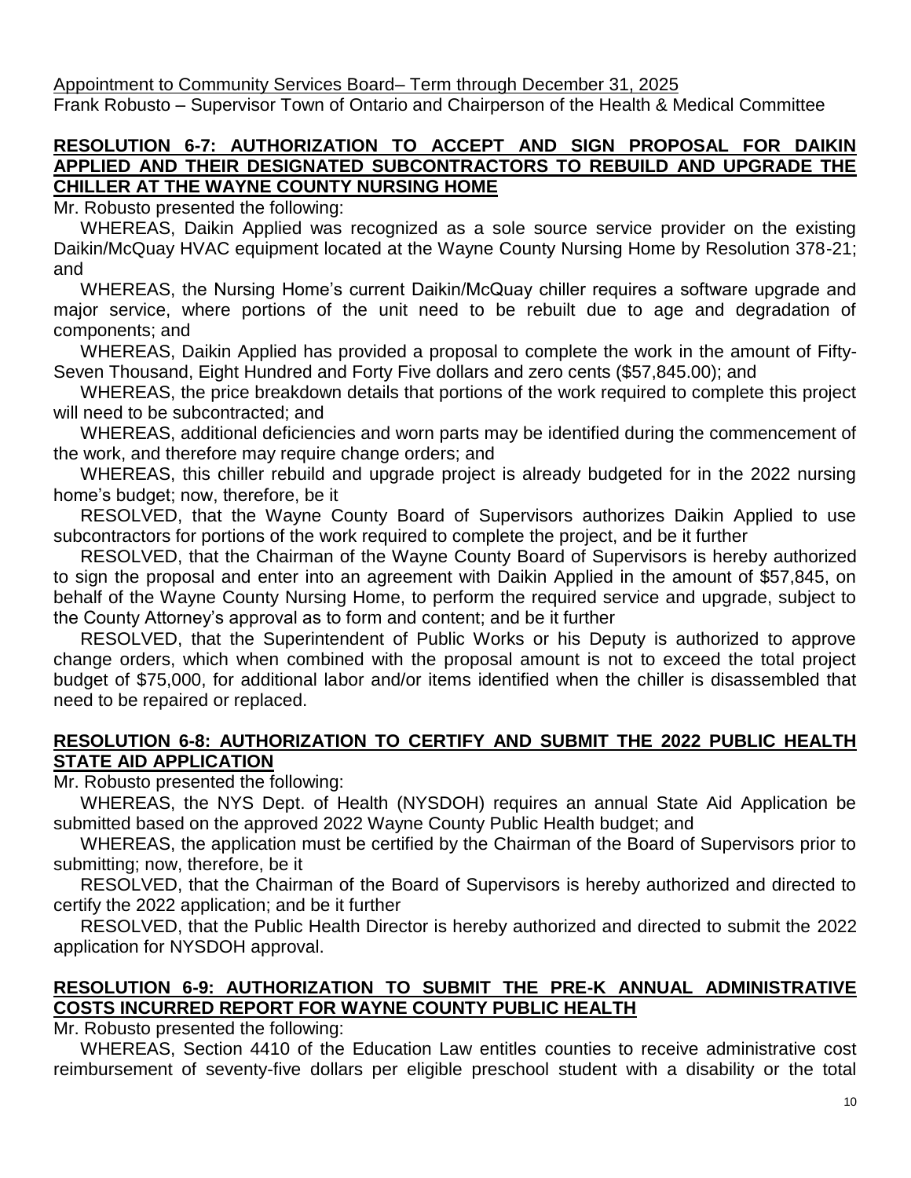Appointment to Community Services Board– Term through December 31, 2025

Frank Robusto – Supervisor Town of Ontario and Chairperson of the Health & Medical Committee

**RESOLUTION 6-7: AUTHORIZATION TO ACCEPT AND SIGN PROPOSAL FOR DAIKIN APPLIED AND THEIR DESIGNATED SUBCONTRACTORS TO REBUILD AND UPGRADE THE CHILLER AT THE WAYNE COUNTY NURSING HOME**

Mr. Robusto presented the following:

WHEREAS, Daikin Applied was recognized as a sole source service provider on the existing Daikin/McQuay HVAC equipment located at the Wayne County Nursing Home by Resolution 378-21; and

WHEREAS, the Nursing Home's current Daikin/McQuay chiller requires a software upgrade and major service, where portions of the unit need to be rebuilt due to age and degradation of components; and

WHEREAS, Daikin Applied has provided a proposal to complete the work in the amount of Fifty-Seven Thousand, Eight Hundred and Forty Five dollars and zero cents ($57,845.00); and

WHEREAS, the price breakdown details that portions of the work required to complete this project will need to be subcontracted; and

WHEREAS, additional deficiencies and worn parts may be identified during the commencement of the work, and therefore may require change orders; and

WHEREAS, this chiller rebuild and upgrade project is already budgeted for in the 2022 nursing home's budget; now, therefore, be it

RESOLVED, that the Wayne County Board of Supervisors authorizes Daikin Applied to use subcontractors for portions of the work required to complete the project, and be it further

RESOLVED, that the Chairman of the Wayne County Board of Supervisors is hereby authorized to sign the proposal and enter into an agreement with Daikin Applied in the amount of $57,845, on behalf of the Wayne County Nursing Home, to perform the required service and upgrade, subject to the County Attorney's approval as to form and content; and be it further

RESOLVED, that the Superintendent of Public Works or his Deputy is authorized to approve change orders, which when combined with the proposal amount is not to exceed the total project budget of $75,000, for additional labor and/or items identified when the chiller is disassembled that need to be repaired or replaced.

**RESOLUTION 6-8: AUTHORIZATION TO CERTIFY AND SUBMIT THE 2022 PUBLIC HEALTH STATE AID APPLICATION**

Mr. Robusto presented the following:

WHEREAS, the NYS Dept. of Health (NYSDOH) requires an annual State Aid Application be submitted based on the approved 2022 Wayne County Public Health budget; and

WHEREAS, the application must be certified by the Chairman of the Board of Supervisors prior to submitting; now, therefore, be it

RESOLVED, that the Chairman of the Board of Supervisors is hereby authorized and directed to certify the 2022 application; and be it further

RESOLVED, that the Public Health Director is hereby authorized and directed to submit the 2022 application for NYSDOH approval.

**RESOLUTION 6-9: AUTHORIZATION TO SUBMIT THE PRE-K ANNUAL ADMINISTRATIVE COSTS INCURRED REPORT FOR WAYNE COUNTY PUBLIC HEALTH**

Mr. Robusto presented the following:

WHEREAS, Section 4410 of the Education Law entitles counties to receive administrative cost reimbursement of seventy-five dollars per eligible preschool student with a disability or the total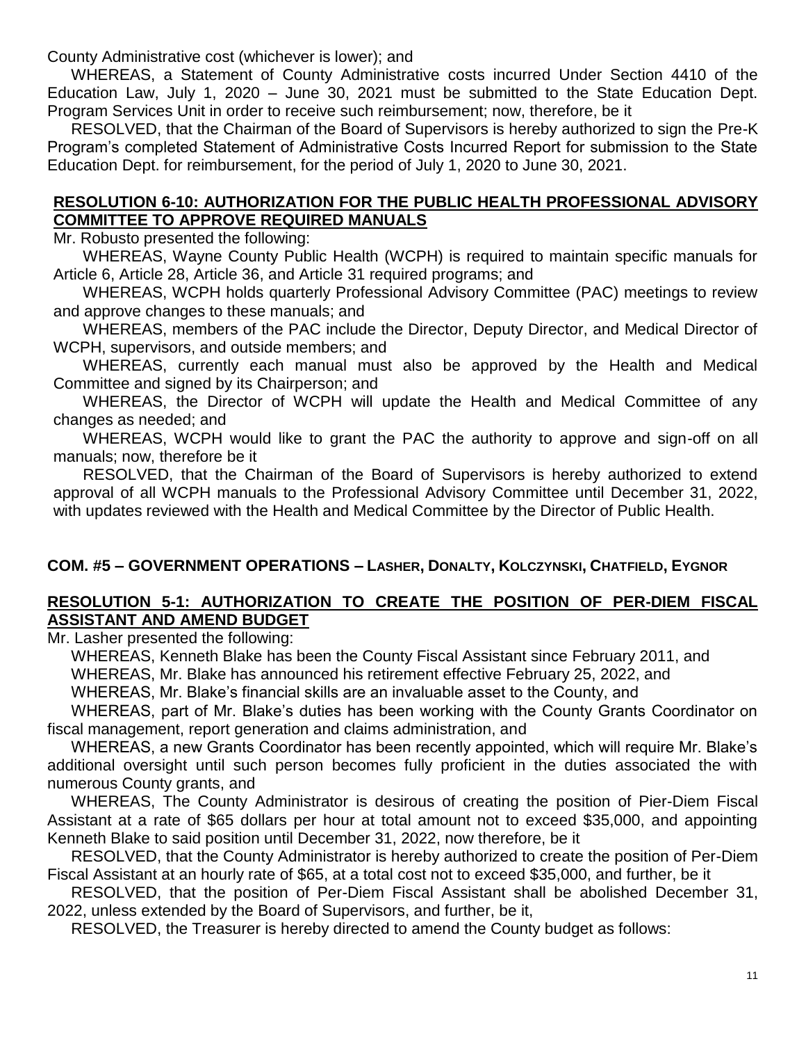County Administrative cost (whichever is lower); and

WHEREAS, a Statement of County Administrative costs incurred Under Section 4410 of the Education Law, July 1, 2020 – June 30, 2021 must be submitted to the State Education Dept. Program Services Unit in order to receive such reimbursement; now, therefore, be it

RESOLVED, that the Chairman of the Board of Supervisors is hereby authorized to sign the Pre-K Program's completed Statement of Administrative Costs Incurred Report for submission to the State Education Dept. for reimbursement, for the period of July 1, 2020 to June 30, 2021.

## RESOLUTION 6-10: AUTHORIZATION FOR THE PUBLIC HEALTH PROFESSIONAL ADVISORY COMMITTEE TO APPROVE REQUIRED MANUALS

Mr. Robusto presented the following:

WHEREAS, Wayne County Public Health (WCPH) is required to maintain specific manuals for Article 6, Article 28, Article 36, and Article 31 required programs; and

WHEREAS, WCPH holds quarterly Professional Advisory Committee (PAC) meetings to review and approve changes to these manuals; and

WHEREAS, members of the PAC include the Director, Deputy Director, and Medical Director of WCPH, supervisors, and outside members; and

WHEREAS, currently each manual must also be approved by the Health and Medical Committee and signed by its Chairperson; and

WHEREAS, the Director of WCPH will update the Health and Medical Committee of any changes as needed; and

WHEREAS, WCPH would like to grant the PAC the authority to approve and sign-off on all manuals; now, therefore be it

RESOLVED, that the Chairman of the Board of Supervisors is hereby authorized to extend approval of all WCPH manuals to the Professional Advisory Committee until December 31, 2022, with updates reviewed with the Health and Medical Committee by the Director of Public Health.

## COM. #5 – GOVERNMENT OPERATIONS – LASHER, DONALTY, KOLCZYNSKI, CHATFIELD, EYGNOR

## RESOLUTION 5-1: AUTHORIZATION TO CREATE THE POSITION OF PER-DIEM FISCAL ASSISTANT AND AMEND BUDGET

Mr. Lasher presented the following:

WHEREAS, Kenneth Blake has been the County Fiscal Assistant since February 2011, and

WHEREAS, Mr. Blake has announced his retirement effective February 25, 2022, and

WHEREAS, Mr. Blake's financial skills are an invaluable asset to the County, and

WHEREAS, part of Mr. Blake's duties has been working with the County Grants Coordinator on fiscal management, report generation and claims administration, and

WHEREAS, a new Grants Coordinator has been recently appointed, which will require Mr. Blake's additional oversight until such person becomes fully proficient in the duties associated the with numerous County grants, and

WHEREAS, The County Administrator is desirous of creating the position of Pier-Diem Fiscal Assistant at a rate of $65 dollars per hour at total amount not to exceed $35,000, and appointing Kenneth Blake to said position until December 31, 2022, now therefore, be it

RESOLVED, that the County Administrator is hereby authorized to create the position of Per-Diem Fiscal Assistant at an hourly rate of $65, at a total cost not to exceed $35,000, and further, be it

RESOLVED, that the position of Per-Diem Fiscal Assistant shall be abolished December 31, 2022, unless extended by the Board of Supervisors, and further, be it,

RESOLVED, the Treasurer is hereby directed to amend the County budget as follows: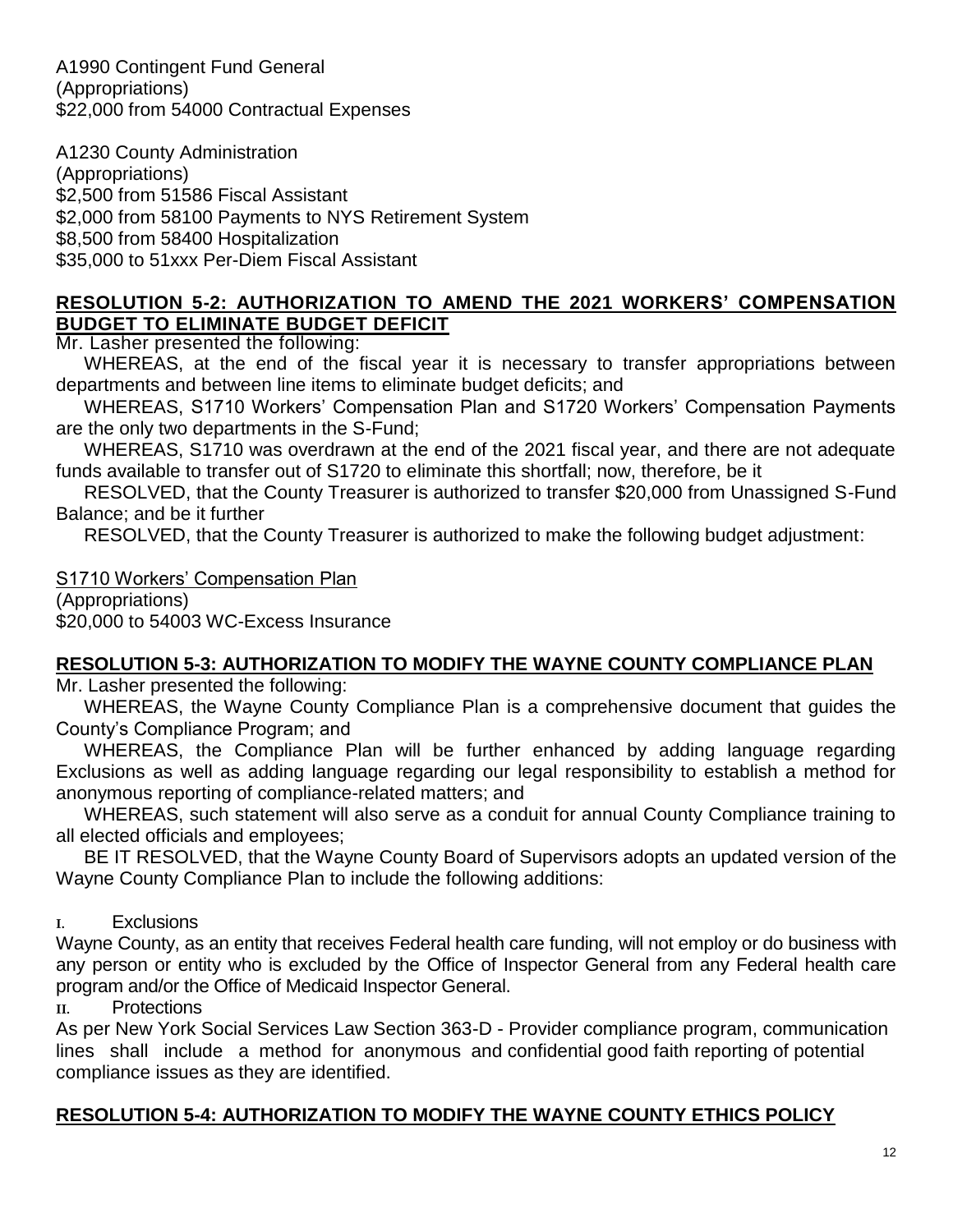A1990 Contingent Fund General
(Appropriations)
$22,000 from 54000 Contractual Expenses

A1230 County Administration
(Appropriations)
$2,500 from 51586 Fiscal Assistant
$2,000 from 58100 Payments to NYS Retirement System
$8,500 from 58400 Hospitalization
$35,000 to 51xxx Per-Diem Fiscal Assistant

## RESOLUTION 5-2: AUTHORIZATION TO AMEND THE 2021 WORKERS' COMPENSATION BUDGET TO ELIMINATE BUDGET DEFICIT

Mr. Lasher presented the following:

WHEREAS, at the end of the fiscal year it is necessary to transfer appropriations between departments and between line items to eliminate budget deficits; and

WHEREAS, S1710 Workers' Compensation Plan and S1720 Workers' Compensation Payments are the only two departments in the S-Fund;

WHEREAS, S1710 was overdrawn at the end of the 2021 fiscal year, and there are not adequate funds available to transfer out of S1720 to eliminate this shortfall; now, therefore, be it

RESOLVED, that the County Treasurer is authorized to transfer $20,000 from Unassigned S-Fund Balance; and be it further

RESOLVED, that the County Treasurer is authorized to make the following budget adjustment:

S1710 Workers' Compensation Plan
(Appropriations)
$20,000 to 54003 WC-Excess Insurance

## RESOLUTION 5-3: AUTHORIZATION TO MODIFY THE WAYNE COUNTY COMPLIANCE PLAN

Mr. Lasher presented the following:

WHEREAS, the Wayne County Compliance Plan is a comprehensive document that guides the County's Compliance Program; and

WHEREAS, the Compliance Plan will be further enhanced by adding language regarding Exclusions as well as adding language regarding our legal responsibility to establish a method for anonymous reporting of compliance-related matters; and

WHEREAS, such statement will also serve as a conduit for annual County Compliance training to all elected officials and employees;

BE IT RESOLVED, that the Wayne County Board of Supervisors adopts an updated version of the Wayne County Compliance Plan to include the following additions:

I. Exclusions

Wayne County, as an entity that receives Federal health care funding, will not employ or do business with any person or entity who is excluded by the Office of Inspector General from any Federal health care program and/or the Office of Medicaid Inspector General.

II. Protections

As per New York Social Services Law Section 363-D - Provider compliance program, communication lines shall include a method for anonymous and confidential good faith reporting of potential compliance issues as they are identified.

## RESOLUTION 5-4: AUTHORIZATION TO MODIFY THE WAYNE COUNTY ETHICS POLICY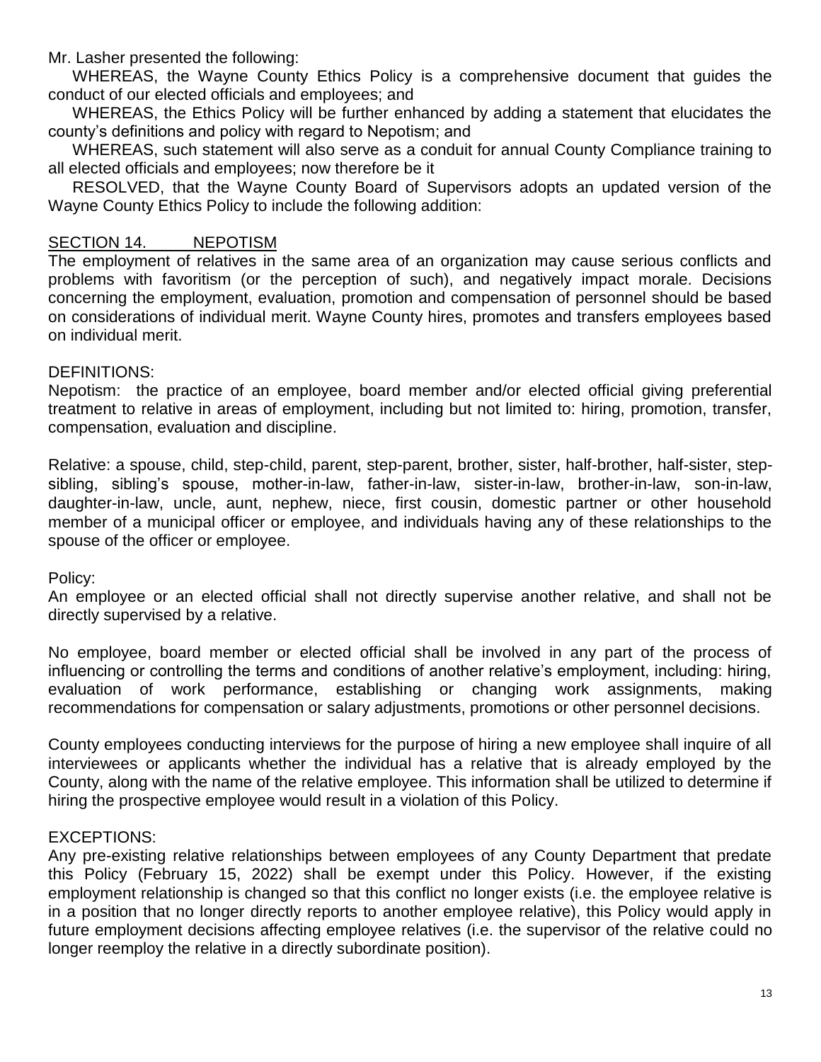Mr. Lasher presented the following:

WHEREAS, the Wayne County Ethics Policy is a comprehensive document that guides the conduct of our elected officials and employees; and

WHEREAS, the Ethics Policy will be further enhanced by adding a statement that elucidates the county's definitions and policy with regard to Nepotism; and

WHEREAS, such statement will also serve as a conduit for annual County Compliance training to all elected officials and employees; now therefore be it

RESOLVED, that the Wayne County Board of Supervisors adopts an updated version of the Wayne County Ethics Policy to include the following addition:

SECTION 14. NEPOTISM

The employment of relatives in the same area of an organization may cause serious conflicts and problems with favoritism (or the perception of such), and negatively impact morale. Decisions concerning the employment, evaluation, promotion and compensation of personnel should be based on considerations of individual merit. Wayne County hires, promotes and transfers employees based on individual merit.

DEFINITIONS:

Nepotism: the practice of an employee, board member and/or elected official giving preferential treatment to relative in areas of employment, including but not limited to: hiring, promotion, transfer, compensation, evaluation and discipline.

Relative: a spouse, child, step-child, parent, step-parent, brother, sister, half-brother, half-sister, step-sibling, sibling's spouse, mother-in-law, father-in-law, sister-in-law, brother-in-law, son-in-law, daughter-in-law, uncle, aunt, nephew, niece, first cousin, domestic partner or other household member of a municipal officer or employee, and individuals having any of these relationships to the spouse of the officer or employee.

Policy:

An employee or an elected official shall not directly supervise another relative, and shall not be directly supervised by a relative.

No employee, board member or elected official shall be involved in any part of the process of influencing or controlling the terms and conditions of another relative's employment, including: hiring, evaluation of work performance, establishing or changing work assignments, making recommendations for compensation or salary adjustments, promotions or other personnel decisions.

County employees conducting interviews for the purpose of hiring a new employee shall inquire of all interviewees or applicants whether the individual has a relative that is already employed by the County, along with the name of the relative employee. This information shall be utilized to determine if hiring the prospective employee would result in a violation of this Policy.

EXCEPTIONS:

Any pre-existing relative relationships between employees of any County Department that predate this Policy (February 15, 2022) shall be exempt under this Policy. However, if the existing employment relationship is changed so that this conflict no longer exists (i.e. the employee relative is in a position that no longer directly reports to another employee relative), this Policy would apply in future employment decisions affecting employee relatives (i.e. the supervisor of the relative could no longer reemploy the relative in a directly subordinate position).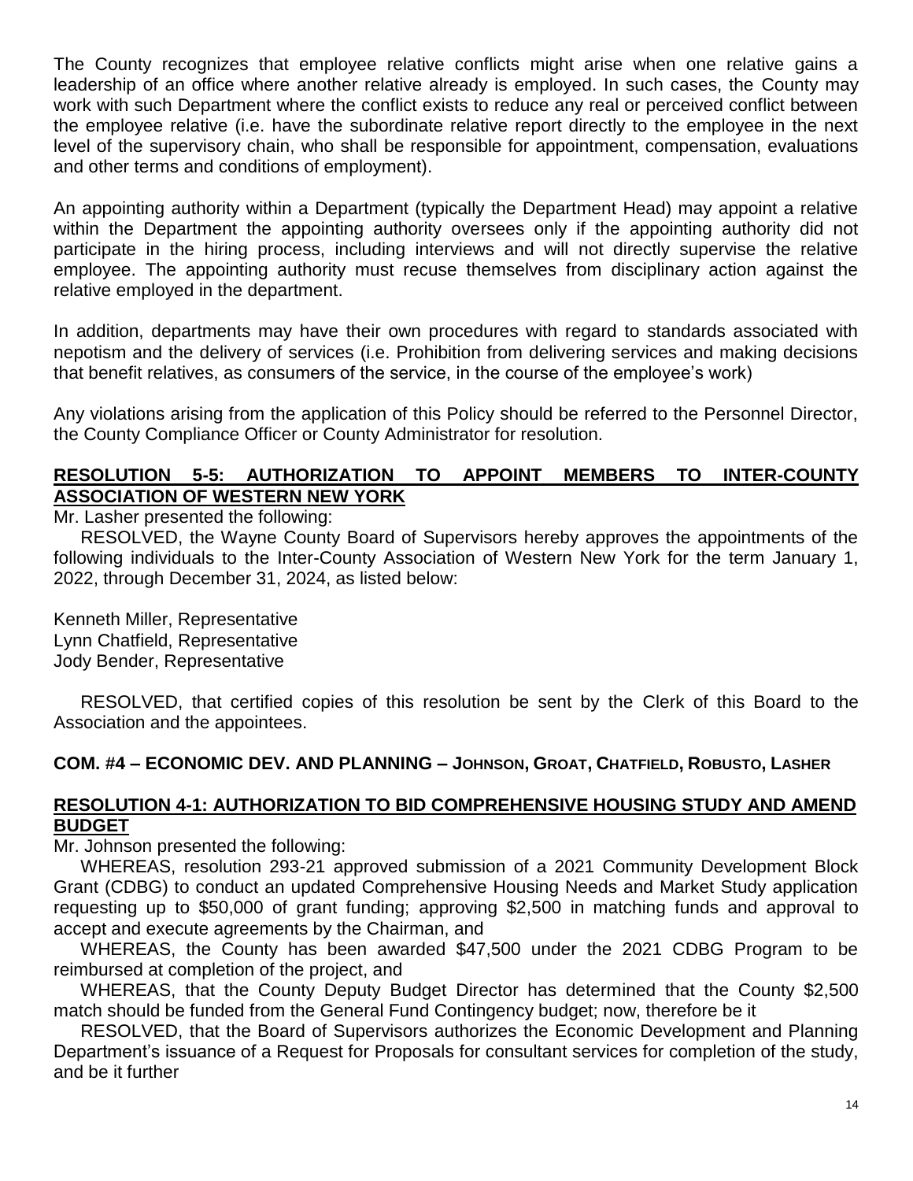The County recognizes that employee relative conflicts might arise when one relative gains a leadership of an office where another relative already is employed. In such cases, the County may work with such Department where the conflict exists to reduce any real or perceived conflict between the employee relative (i.e. have the subordinate relative report directly to the employee in the next level of the supervisory chain, who shall be responsible for appointment, compensation, evaluations and other terms and conditions of employment).

An appointing authority within a Department (typically the Department Head) may appoint a relative within the Department the appointing authority oversees only if the appointing authority did not participate in the hiring process, including interviews and will not directly supervise the relative employee. The appointing authority must recuse themselves from disciplinary action against the relative employed in the department.

In addition, departments may have their own procedures with regard to standards associated with nepotism and the delivery of services (i.e. Prohibition from delivering services and making decisions that benefit relatives, as consumers of the service, in the course of the employee's work)

Any violations arising from the application of this Policy should be referred to the Personnel Director, the County Compliance Officer or County Administrator for resolution.

**RESOLUTION 5-5: AUTHORIZATION TO APPOINT MEMBERS TO INTER-COUNTY ASSOCIATION OF WESTERN NEW YORK**

Mr. Lasher presented the following:

RESOLVED, the Wayne County Board of Supervisors hereby approves the appointments of the following individuals to the Inter-County Association of Western New York for the term January 1, 2022, through December 31, 2024, as listed below:

Kenneth Miller, Representative
Lynn Chatfield, Representative
Jody Bender, Representative

RESOLVED, that certified copies of this resolution be sent by the Clerk of this Board to the Association and the appointees.

**COM. #4 – ECONOMIC DEV. AND PLANNING – JOHNSON, GROAT, CHATFIELD, ROBUSTO, LASHER**

**RESOLUTION 4-1: AUTHORIZATION TO BID COMPREHENSIVE HOUSING STUDY AND AMEND BUDGET**

Mr. Johnson presented the following:

WHEREAS, resolution 293-21 approved submission of a 2021 Community Development Block Grant (CDBG) to conduct an updated Comprehensive Housing Needs and Market Study application requesting up to $50,000 of grant funding; approving $2,500 in matching funds and approval to accept and execute agreements by the Chairman, and

WHEREAS, the County has been awarded $47,500 under the 2021 CDBG Program to be reimbursed at completion of the project, and

WHEREAS, that the County Deputy Budget Director has determined that the County $2,500 match should be funded from the General Fund Contingency budget; now, therefore be it

RESOLVED, that the Board of Supervisors authorizes the Economic Development and Planning Department's issuance of a Request for Proposals for consultant services for completion of the study, and be it further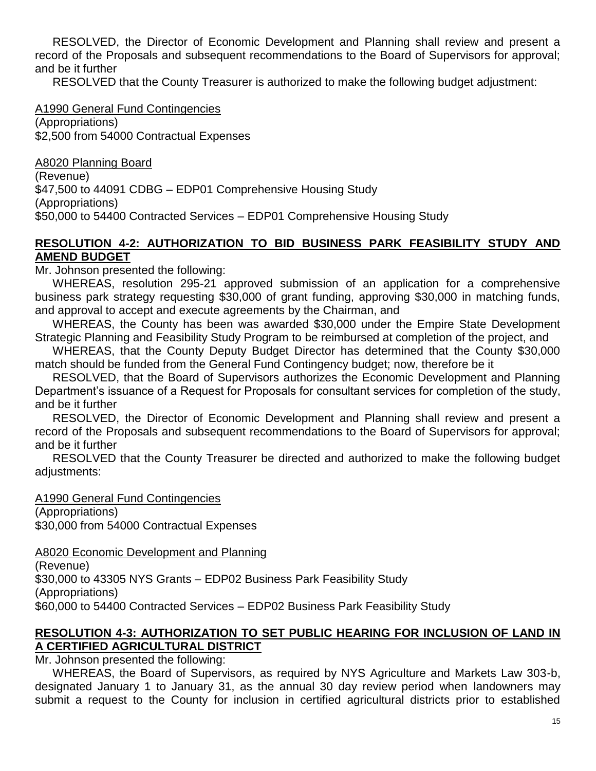RESOLVED, the Director of Economic Development and Planning shall review and present a record of the Proposals and subsequent recommendations to the Board of Supervisors for approval; and be it further

RESOLVED that the County Treasurer is authorized to make the following budget adjustment:

A1990 General Fund Contingencies
(Appropriations)
$2,500 from 54000 Contractual Expenses

A8020 Planning Board
(Revenue)
$47,500 to 44091 CDBG – EDP01 Comprehensive Housing Study
(Appropriations)
$50,000 to 54400 Contracted Services – EDP01 Comprehensive Housing Study

**RESOLUTION 4-2: AUTHORIZATION TO BID BUSINESS PARK FEASIBILITY STUDY AND AMEND BUDGET**

Mr. Johnson presented the following:

WHEREAS, resolution 295-21 approved submission of an application for a comprehensive business park strategy requesting $30,000 of grant funding, approving $30,000 in matching funds, and approval to accept and execute agreements by the Chairman, and

WHEREAS, the County has been was awarded $30,000 under the Empire State Development Strategic Planning and Feasibility Study Program to be reimbursed at completion of the project, and

WHEREAS, that the County Deputy Budget Director has determined that the County $30,000 match should be funded from the General Fund Contingency budget; now, therefore be it

RESOLVED, that the Board of Supervisors authorizes the Economic Development and Planning Department's issuance of a Request for Proposals for consultant services for completion of the study, and be it further

RESOLVED, the Director of Economic Development and Planning shall review and present a record of the Proposals and subsequent recommendations to the Board of Supervisors for approval; and be it further

RESOLVED that the County Treasurer be directed and authorized to make the following budget adjustments:

A1990 General Fund Contingencies
(Appropriations)
$30,000 from 54000 Contractual Expenses

A8020 Economic Development and Planning
(Revenue)
$30,000 to 43305 NYS Grants – EDP02 Business Park Feasibility Study
(Appropriations)
$60,000 to 54400 Contracted Services – EDP02 Business Park Feasibility Study

**RESOLUTION 4-3: AUTHORIZATION TO SET PUBLIC HEARING FOR INCLUSION OF LAND IN A CERTIFIED AGRICULTURAL DISTRICT**

Mr. Johnson presented the following:

WHEREAS, the Board of Supervisors, as required by NYS Agriculture and Markets Law 303-b, designated January 1 to January 31, as the annual 30 day review period when landowners may submit a request to the County for inclusion in certified agricultural districts prior to established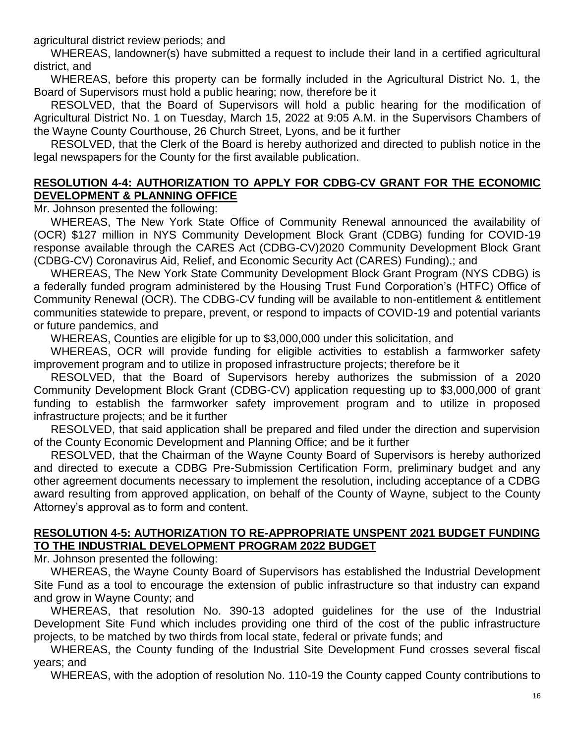agricultural district review periods; and

WHEREAS, landowner(s) have submitted a request to include their land in a certified agricultural district, and

WHEREAS, before this property can be formally included in the Agricultural District No. 1, the Board of Supervisors must hold a public hearing; now, therefore be it

RESOLVED, that the Board of Supervisors will hold a public hearing for the modification of Agricultural District No. 1 on Tuesday, March 15, 2022 at 9:05 A.M. in the Supervisors Chambers of the Wayne County Courthouse, 26 Church Street, Lyons, and be it further

RESOLVED, that the Clerk of the Board is hereby authorized and directed to publish notice in the legal newspapers for the County for the first available publication.

**RESOLUTION 4-4: AUTHORIZATION TO APPLY FOR CDBG-CV GRANT FOR THE ECONOMIC DEVELOPMENT & PLANNING OFFICE**

Mr. Johnson presented the following:

WHEREAS, The New York State Office of Community Renewal announced the availability of (OCR) $127 million in NYS Community Development Block Grant (CDBG) funding for COVID-19 response available through the CARES Act (CDBG-CV)2020 Community Development Block Grant (CDBG-CV) Coronavirus Aid, Relief, and Economic Security Act (CARES) Funding).; and

WHEREAS, The New York State Community Development Block Grant Program (NYS CDBG) is a federally funded program administered by the Housing Trust Fund Corporation's (HTFC) Office of Community Renewal (OCR). The CDBG-CV funding will be available to non-entitlement & entitlement communities statewide to prepare, prevent, or respond to impacts of COVID-19 and potential variants or future pandemics, and

WHEREAS, Counties are eligible for up to $3,000,000 under this solicitation, and

WHEREAS, OCR will provide funding for eligible activities to establish a farmworker safety improvement program and to utilize in proposed infrastructure projects; therefore be it

RESOLVED, that the Board of Supervisors hereby authorizes the submission of a 2020 Community Development Block Grant (CDBG-CV) application requesting up to $3,000,000 of grant funding to establish the farmworker safety improvement program and to utilize in proposed infrastructure projects; and be it further

RESOLVED, that said application shall be prepared and filed under the direction and supervision of the County Economic Development and Planning Office; and be it further

RESOLVED, that the Chairman of the Wayne County Board of Supervisors is hereby authorized and directed to execute a CDBG Pre-Submission Certification Form, preliminary budget and any other agreement documents necessary to implement the resolution, including acceptance of a CDBG award resulting from approved application, on behalf of the County of Wayne, subject to the County Attorney's approval as to form and content.

**RESOLUTION 4-5: AUTHORIZATION TO RE-APPROPRIATE UNSPENT 2021 BUDGET FUNDING TO THE INDUSTRIAL DEVELOPMENT PROGRAM 2022 BUDGET**

Mr. Johnson presented the following:

WHEREAS, the Wayne County Board of Supervisors has established the Industrial Development Site Fund as a tool to encourage the extension of public infrastructure so that industry can expand and grow in Wayne County; and

WHEREAS, that resolution No. 390-13 adopted guidelines for the use of the Industrial Development Site Fund which includes providing one third of the cost of the public infrastructure projects, to be matched by two thirds from local state, federal or private funds; and

WHEREAS, the County funding of the Industrial Site Development Fund crosses several fiscal years; and

WHEREAS, with the adoption of resolution No. 110-19 the County capped County contributions to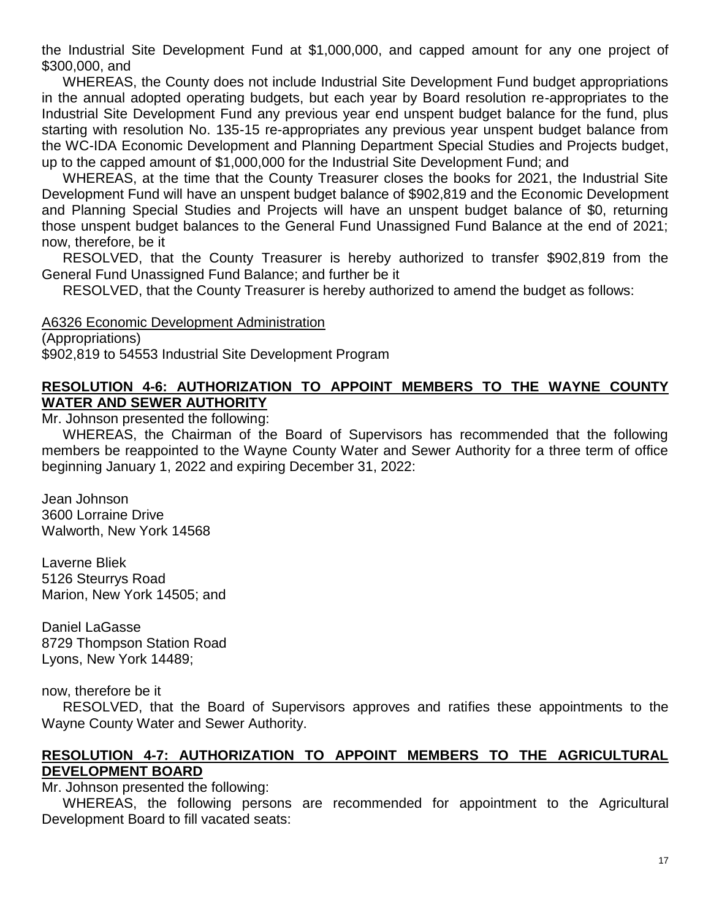the Industrial Site Development Fund at $1,000,000, and capped amount for any one project of $300,000, and

WHEREAS, the County does not include Industrial Site Development Fund budget appropriations in the annual adopted operating budgets, but each year by Board resolution re-appropriates to the Industrial Site Development Fund any previous year end unspent budget balance for the fund, plus starting with resolution No. 135-15 re-appropriates any previous year unspent budget balance from the WC-IDA Economic Development and Planning Department Special Studies and Projects budget, up to the capped amount of $1,000,000 for the Industrial Site Development Fund; and

WHEREAS, at the time that the County Treasurer closes the books for 2021, the Industrial Site Development Fund will have an unspent budget balance of $902,819 and the Economic Development and Planning Special Studies and Projects will have an unspent budget balance of $0, returning those unspent budget balances to the General Fund Unassigned Fund Balance at the end of 2021; now, therefore, be it

RESOLVED, that the County Treasurer is hereby authorized to transfer $902,819 from the General Fund Unassigned Fund Balance; and further be it

RESOLVED, that the County Treasurer is hereby authorized to amend the budget as follows:

A6326 Economic Development Administration
(Appropriations)
$902,819 to 54553 Industrial Site Development Program

**RESOLUTION 4-6: AUTHORIZATION TO APPOINT MEMBERS TO THE WAYNE COUNTY WATER AND SEWER AUTHORITY**

Mr. Johnson presented the following:

WHEREAS, the Chairman of the Board of Supervisors has recommended that the following members be reappointed to the Wayne County Water and Sewer Authority for a three term of office beginning January 1, 2022 and expiring December 31, 2022:

Jean Johnson
3600 Lorraine Drive
Walworth, New York 14568

Laverne Bliek
5126 Steurrys Road
Marion, New York 14505; and

Daniel LaGasse
8729 Thompson Station Road
Lyons, New York 14489;

now, therefore be it

RESOLVED, that the Board of Supervisors approves and ratifies these appointments to the Wayne County Water and Sewer Authority.

**RESOLUTION 4-7: AUTHORIZATION TO APPOINT MEMBERS TO THE AGRICULTURAL DEVELOPMENT BOARD**

Mr. Johnson presented the following:

WHEREAS, the following persons are recommended for appointment to the Agricultural Development Board to fill vacated seats: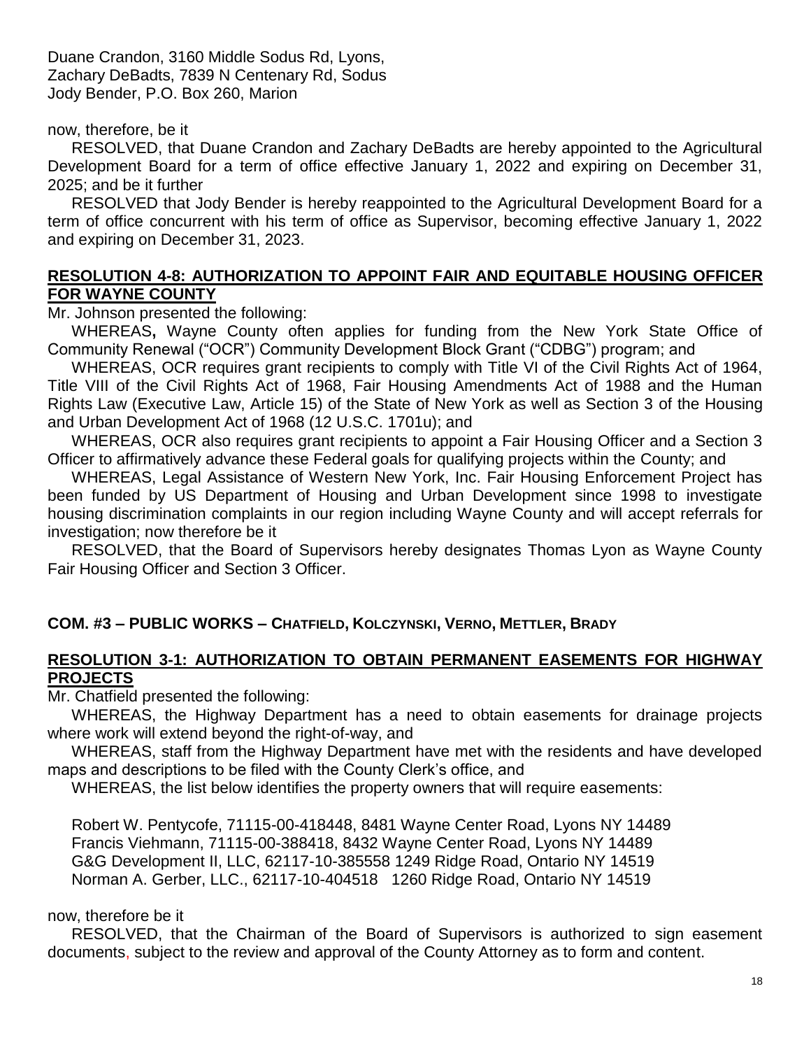Duane Crandon, 3160 Middle Sodus Rd, Lyons,
Zachary DeBadts, 7839 N Centenary Rd, Sodus
Jody Bender, P.O. Box 260, Marion

now, therefore, be it

RESOLVED, that Duane Crandon and Zachary DeBadts are hereby appointed to the Agricultural Development Board for a term of office effective January 1, 2022 and expiring on December 31, 2025; and be it further

RESOLVED that Jody Bender is hereby reappointed to the Agricultural Development Board for a term of office concurrent with his term of office as Supervisor, becoming effective January 1, 2022 and expiring on December 31, 2023.

## RESOLUTION 4-8: AUTHORIZATION TO APPOINT FAIR AND EQUITABLE HOUSING OFFICER FOR WAYNE COUNTY

Mr. Johnson presented the following:

WHEREAS**,** Wayne County often applies for funding from the New York State Office of Community Renewal ("OCR") Community Development Block Grant ("CDBG") program; and

WHEREAS, OCR requires grant recipients to comply with Title VI of the Civil Rights Act of 1964, Title VIII of the Civil Rights Act of 1968, Fair Housing Amendments Act of 1988 and the Human Rights Law (Executive Law, Article 15) of the State of New York as well as Section 3 of the Housing and Urban Development Act of 1968 (12 U.S.C. 1701u); and

WHEREAS, OCR also requires grant recipients to appoint a Fair Housing Officer and a Section 3 Officer to affirmatively advance these Federal goals for qualifying projects within the County; and

WHEREAS, Legal Assistance of Western New York, Inc. Fair Housing Enforcement Project has been funded by US Department of Housing and Urban Development since 1998 to investigate housing discrimination complaints in our region including Wayne County and will accept referrals for investigation; now therefore be it

RESOLVED, that the Board of Supervisors hereby designates Thomas Lyon as Wayne County Fair Housing Officer and Section 3 Officer.

## COM. #3 – PUBLIC WORKS – CHATFIELD, KOLCZYNSKI, VERNO, METTLER, BRADY

## RESOLUTION 3-1: AUTHORIZATION TO OBTAIN PERMANENT EASEMENTS FOR HIGHWAY PROJECTS

Mr. Chatfield presented the following:

WHEREAS, the Highway Department has a need to obtain easements for drainage projects where work will extend beyond the right-of-way, and

WHEREAS, staff from the Highway Department have met with the residents and have developed maps and descriptions to be filed with the County Clerk's office, and

WHEREAS, the list below identifies the property owners that will require easements:

Robert W. Pentycofe, 71115-00-418448, 8481 Wayne Center Road, Lyons NY 14489
Francis Viehmann, 71115-00-388418, 8432 Wayne Center Road, Lyons NY 14489
G&G Development II, LLC, 62117-10-385558 1249 Ridge Road, Ontario NY 14519
Norman A. Gerber, LLC., 62117-10-404518 1260 Ridge Road, Ontario NY 14519

now, therefore be it

RESOLVED, that the Chairman of the Board of Supervisors is authorized to sign easement documents, subject to the review and approval of the County Attorney as to form and content.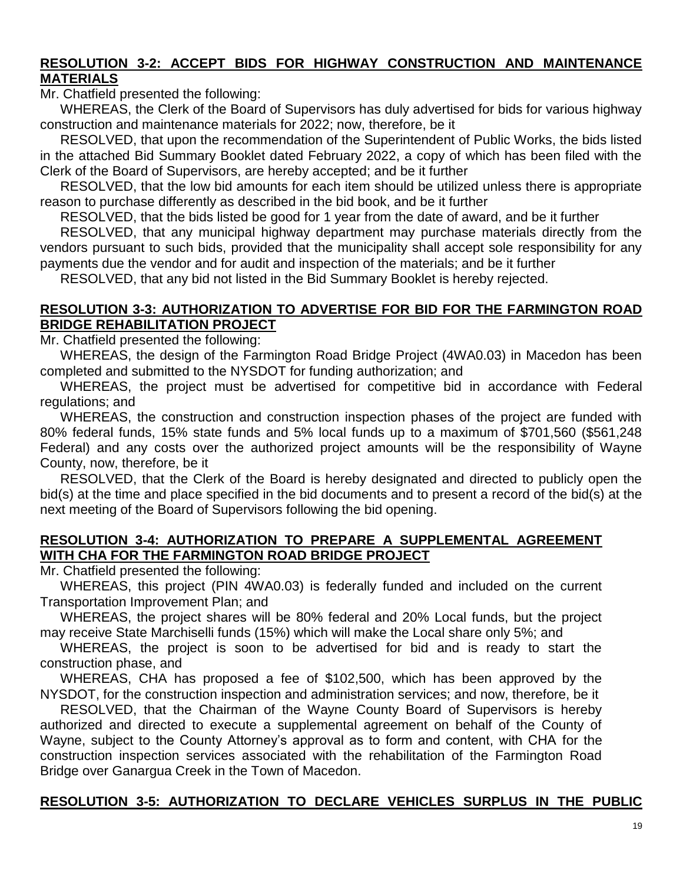**RESOLUTION 3-2: ACCEPT BIDS FOR HIGHWAY CONSTRUCTION AND MAINTENANCE MATERIALS**

Mr. Chatfield presented the following:

WHEREAS, the Clerk of the Board of Supervisors has duly advertised for bids for various highway construction and maintenance materials for 2022; now, therefore, be it

RESOLVED, that upon the recommendation of the Superintendent of Public Works, the bids listed in the attached Bid Summary Booklet dated February 2022, a copy of which has been filed with the Clerk of the Board of Supervisors, are hereby accepted; and be it further

RESOLVED, that the low bid amounts for each item should be utilized unless there is appropriate reason to purchase differently as described in the bid book, and be it further

RESOLVED, that the bids listed be good for 1 year from the date of award, and be it further

RESOLVED, that any municipal highway department may purchase materials directly from the vendors pursuant to such bids, provided that the municipality shall accept sole responsibility for any payments due the vendor and for audit and inspection of the materials; and be it further

RESOLVED, that any bid not listed in the Bid Summary Booklet is hereby rejected.

**RESOLUTION 3-3: AUTHORIZATION TO ADVERTISE FOR BID FOR THE FARMINGTON ROAD BRIDGE REHABILITATION PROJECT**

Mr. Chatfield presented the following:

WHEREAS, the design of the Farmington Road Bridge Project (4WA0.03) in Macedon has been completed and submitted to the NYSDOT for funding authorization; and

WHEREAS, the project must be advertised for competitive bid in accordance with Federal regulations; and

WHEREAS, the construction and construction inspection phases of the project are funded with 80% federal funds, 15% state funds and 5% local funds up to a maximum of $701,560 ($561,248 Federal) and any costs over the authorized project amounts will be the responsibility of Wayne County, now, therefore, be it

RESOLVED, that the Clerk of the Board is hereby designated and directed to publicly open the bid(s) at the time and place specified in the bid documents and to present a record of the bid(s) at the next meeting of the Board of Supervisors following the bid opening.

**RESOLUTION 3-4: AUTHORIZATION TO PREPARE A SUPPLEMENTAL AGREEMENT WITH CHA FOR THE FARMINGTON ROAD BRIDGE PROJECT**

Mr. Chatfield presented the following:

WHEREAS, this project (PIN 4WA0.03) is federally funded and included on the current Transportation Improvement Plan; and

WHEREAS, the project shares will be 80% federal and 20% Local funds, but the project may receive State Marchiselli funds (15%) which will make the Local share only 5%; and

WHEREAS, the project is soon to be advertised for bid and is ready to start the construction phase, and

WHEREAS, CHA has proposed a fee of $102,500, which has been approved by the NYSDOT, for the construction inspection and administration services; and now, therefore, be it

RESOLVED, that the Chairman of the Wayne County Board of Supervisors is hereby authorized and directed to execute a supplemental agreement on behalf of the County of Wayne, subject to the County Attorney's approval as to form and content, with CHA for the construction inspection services associated with the rehabilitation of the Farmington Road Bridge over Ganargua Creek in the Town of Macedon.

**RESOLUTION 3-5: AUTHORIZATION TO DECLARE VEHICLES SURPLUS IN THE PUBLIC**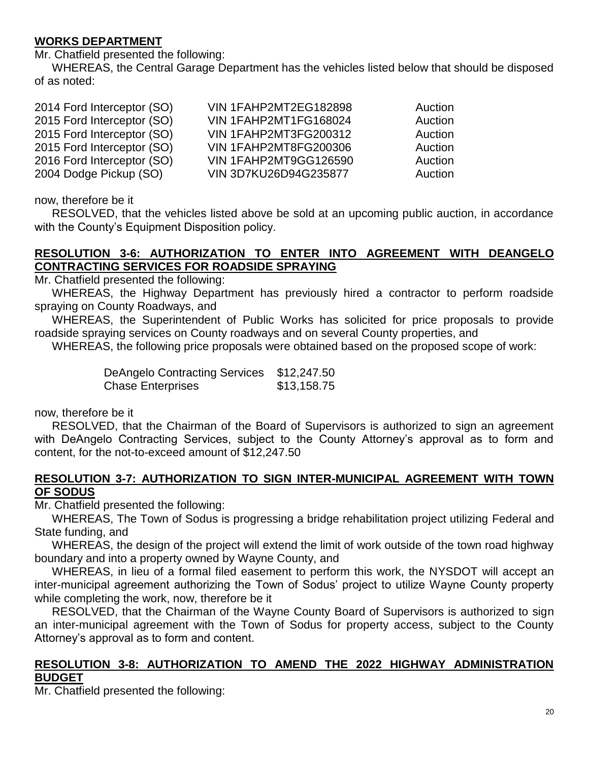**WORKS DEPARTMENT**

Mr. Chatfield presented the following:

WHEREAS, the Central Garage Department has the vehicles listed below that should be disposed of as noted:

| | | |
|---|---|---|
| 2014 Ford Interceptor (SO) | VIN 1FAHP2MT2EG182898 | Auction |
| 2015 Ford Interceptor (SO) | VIN 1FAHP2MT1FG168024 | Auction |
| 2015 Ford Interceptor (SO) | VIN 1FAHP2MT3FG200312 | Auction |
| 2015 Ford Interceptor (SO) | VIN 1FAHP2MT8FG200306 | Auction |
| 2016 Ford Interceptor (SO) | VIN 1FAHP2MT9GG126590 | Auction |
| 2004 Dodge Pickup (SO) | VIN 3D7KU26D94G235877 | Auction |

now, therefore be it

RESOLVED, that the vehicles listed above be sold at an upcoming public auction, in accordance with the County's Equipment Disposition policy.

**RESOLUTION 3-6: AUTHORIZATION TO ENTER INTO AGREEMENT WITH DEANGELO CONTRACTING SERVICES FOR ROADSIDE SPRAYING**

Mr. Chatfield presented the following:

WHEREAS, the Highway Department has previously hired a contractor to perform roadside spraying on County Roadways, and

WHEREAS, the Superintendent of Public Works has solicited for price proposals to provide roadside spraying services on County roadways and on several County properties, and

WHEREAS, the following price proposals were obtained based on the proposed scope of work:

| | |
|---|---|
| DeAngelo Contracting Services | $12,247.50 |
| Chase Enterprises | $13,158.75 |

now, therefore be it

RESOLVED, that the Chairman of the Board of Supervisors is authorized to sign an agreement with DeAngelo Contracting Services, subject to the County Attorney's approval as to form and content, for the not-to-exceed amount of $12,247.50

**RESOLUTION 3-7: AUTHORIZATION TO SIGN INTER-MUNICIPAL AGREEMENT WITH TOWN OF SODUS**

Mr. Chatfield presented the following:

WHEREAS, The Town of Sodus is progressing a bridge rehabilitation project utilizing Federal and State funding, and

WHEREAS, the design of the project will extend the limit of work outside of the town road highway boundary and into a property owned by Wayne County, and

WHEREAS, in lieu of a formal filed easement to perform this work, the NYSDOT will accept an inter-municipal agreement authorizing the Town of Sodus' project to utilize Wayne County property while completing the work, now, therefore be it

RESOLVED, that the Chairman of the Wayne County Board of Supervisors is authorized to sign an inter-municipal agreement with the Town of Sodus for property access, subject to the County Attorney's approval as to form and content.

**RESOLUTION 3-8: AUTHORIZATION TO AMEND THE 2022 HIGHWAY ADMINISTRATION BUDGET**

Mr. Chatfield presented the following: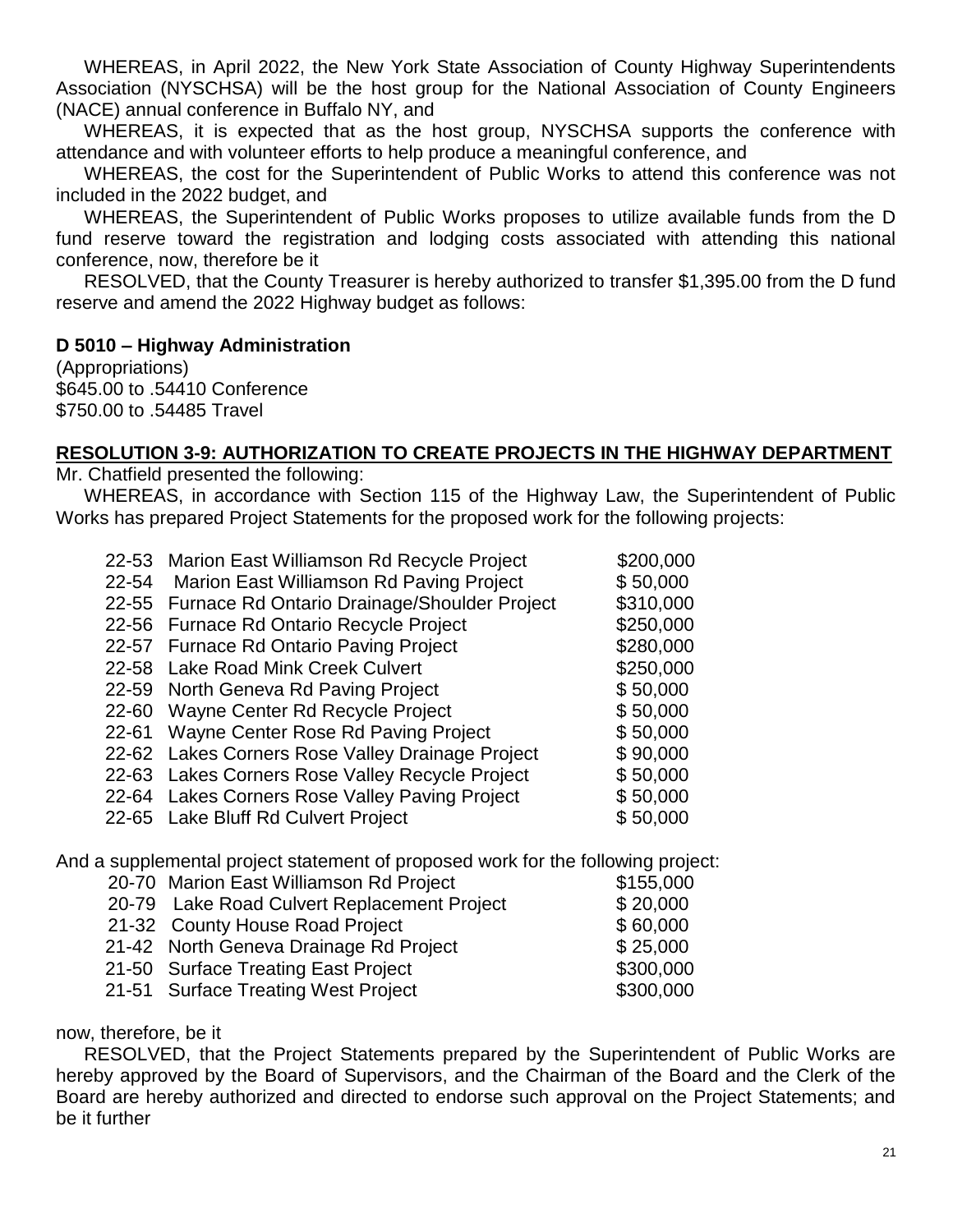WHEREAS, in April 2022, the New York State Association of County Highway Superintendents Association (NYSCHSA) will be the host group for the National Association of County Engineers (NACE) annual conference in Buffalo NY, and

WHEREAS, it is expected that as the host group, NYSCHSA supports the conference with attendance and with volunteer efforts to help produce a meaningful conference, and

WHEREAS, the cost for the Superintendent of Public Works to attend this conference was not included in the 2022 budget, and

WHEREAS, the Superintendent of Public Works proposes to utilize available funds from the D fund reserve toward the registration and lodging costs associated with attending this national conference, now, therefore be it

RESOLVED, that the County Treasurer is hereby authorized to transfer $1,395.00 from the D fund reserve and amend the 2022 Highway budget as follows:

**D 5010 – Highway Administration**

(Appropriations)
$645.00 to .54410 Conference
$750.00 to .54485 Travel

**RESOLUTION 3-9: AUTHORIZATION TO CREATE PROJECTS IN THE HIGHWAY DEPARTMENT**

Mr. Chatfield presented the following:

WHEREAS, in accordance with Section 115 of the Highway Law, the Superintendent of Public Works has prepared Project Statements for the proposed work for the following projects:

| | | |
|---|---|---|
| 22-53 | Marion East Williamson Rd Recycle Project | $200,000 |
| 22-54 | Marion East Williamson Rd Paving Project | $ 50,000 |
| 22-55 | Furnace Rd Ontario Drainage/Shoulder Project | $310,000 |
| 22-56 | Furnace Rd Ontario Recycle Project | $250,000 |
| 22-57 | Furnace Rd Ontario Paving Project | $280,000 |
| 22-58 | Lake Road Mink Creek Culvert | $250,000 |
| 22-59 | North Geneva Rd Paving Project | $ 50,000 |
| 22-60 | Wayne Center Rd Recycle Project | $ 50,000 |
| 22-61 | Wayne Center Rose Rd Paving Project | $ 50,000 |
| 22-62 | Lakes Corners Rose Valley Drainage Project | $ 90,000 |
| 22-63 | Lakes Corners Rose Valley Recycle Project | $ 50,000 |
| 22-64 | Lakes Corners Rose Valley Paving Project | $ 50,000 |
| 22-65 | Lake Bluff Rd Culvert Project | $ 50,000 |

And a supplemental project statement of proposed work for the following project:

| | | |
|---|---|---|
| 20-70 | Marion East Williamson Rd Project | $155,000 |
| 20-79 | Lake Road Culvert Replacement Project | $ 20,000 |
| 21-32 | County House Road Project | $ 60,000 |
| 21-42 | North Geneva Drainage Rd Project | $ 25,000 |
| 21-50 | Surface Treating East Project | $300,000 |
| 21-51 | Surface Treating West Project | $300,000 |

now, therefore, be it

RESOLVED, that the Project Statements prepared by the Superintendent of Public Works are hereby approved by the Board of Supervisors, and the Chairman of the Board and the Clerk of the Board are hereby authorized and directed to endorse such approval on the Project Statements; and be it further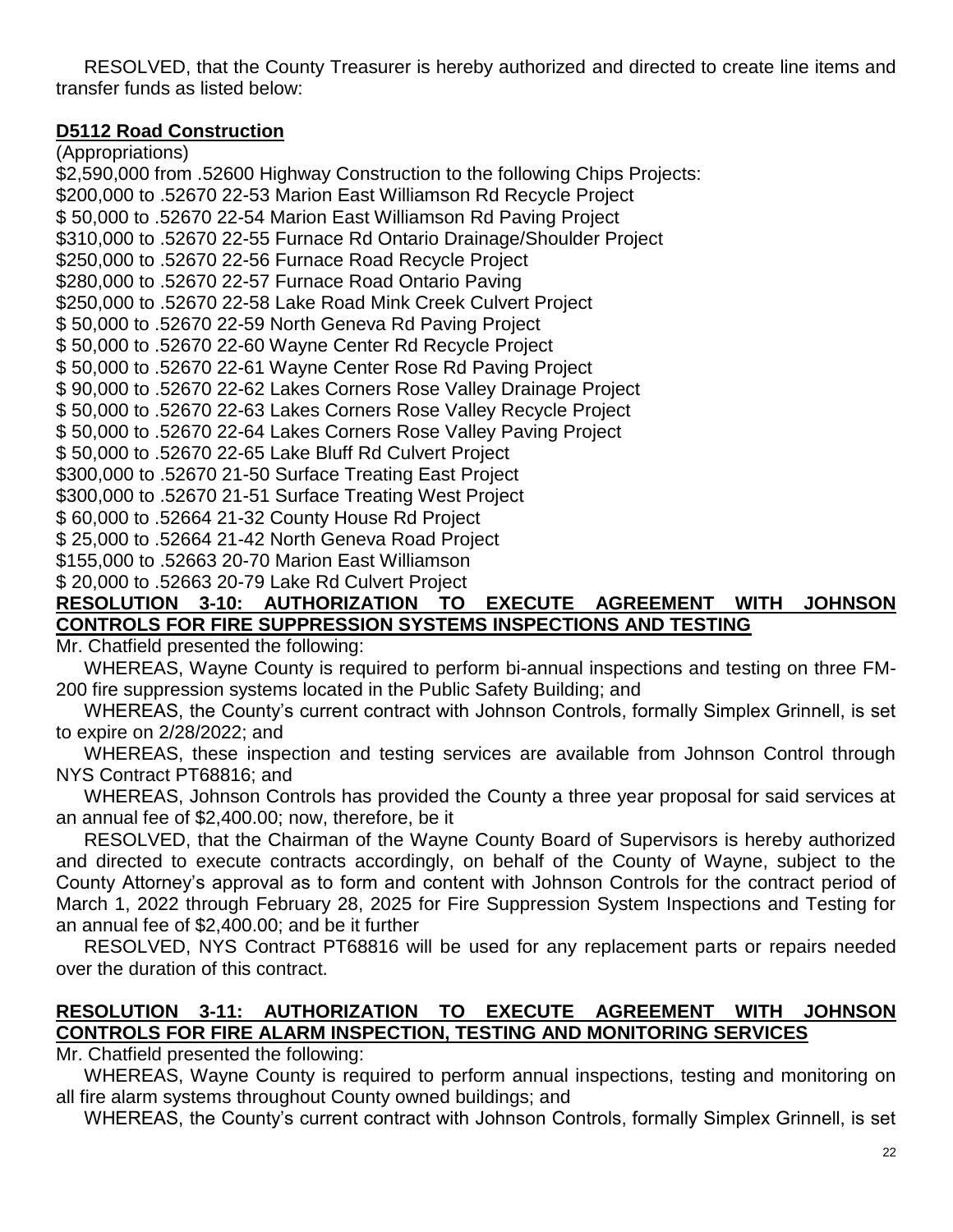RESOLVED, that the County Treasurer is hereby authorized and directed to create line items and transfer funds as listed below:

**D5112 Road Construction**

(Appropriations)

$2,590,000 from .52600 Highway Construction to the following Chips Projects:
$200,000 to .52670 22-53 Marion East Williamson Rd Recycle Project
$ 50,000 to .52670 22-54 Marion East Williamson Rd Paving Project
$310,000 to .52670 22-55 Furnace Rd Ontario Drainage/Shoulder Project
$250,000 to .52670 22-56 Furnace Road Recycle Project
$280,000 to .52670 22-57 Furnace Road Ontario Paving
$250,000 to .52670 22-58 Lake Road Mink Creek Culvert Project
$ 50,000 to .52670 22-59 North Geneva Rd Paving Project
$ 50,000 to .52670 22-60 Wayne Center Rd Recycle Project
$ 50,000 to .52670 22-61 Wayne Center Rose Rd Paving Project
$ 90,000 to .52670 22-62 Lakes Corners Rose Valley Drainage Project
$ 50,000 to .52670 22-63 Lakes Corners Rose Valley Recycle Project
$ 50,000 to .52670 22-64 Lakes Corners Rose Valley Paving Project
$ 50,000 to .52670 22-65 Lake Bluff Rd Culvert Project
$300,000 to .52670 21-50 Surface Treating East Project
$300,000 to .52670 21-51 Surface Treating West Project
$ 60,000 to .52664 21-32 County House Rd Project
$ 25,000 to .52664 21-42 North Geneva Road Project
$155,000 to .52663 20-70 Marion East Williamson
$ 20,000 to .52663 20-79 Lake Rd Culvert Project

**RESOLUTION 3-10: AUTHORIZATION TO EXECUTE AGREEMENT WITH JOHNSON CONTROLS FOR FIRE SUPPRESSION SYSTEMS INSPECTIONS AND TESTING**

Mr. Chatfield presented the following:

WHEREAS, Wayne County is required to perform bi-annual inspections and testing on three FM-200 fire suppression systems located in the Public Safety Building; and

WHEREAS, the County's current contract with Johnson Controls, formally Simplex Grinnell, is set to expire on 2/28/2022; and

WHEREAS, these inspection and testing services are available from Johnson Control through NYS Contract PT68816; and

WHEREAS, Johnson Controls has provided the County a three year proposal for said services at an annual fee of $2,400.00; now, therefore, be it

RESOLVED, that the Chairman of the Wayne County Board of Supervisors is hereby authorized and directed to execute contracts accordingly, on behalf of the County of Wayne, subject to the County Attorney's approval as to form and content with Johnson Controls for the contract period of March 1, 2022 through February 28, 2025 for Fire Suppression System Inspections and Testing for an annual fee of $2,400.00; and be it further

RESOLVED, NYS Contract PT68816 will be used for any replacement parts or repairs needed over the duration of this contract.

**RESOLUTION 3-11: AUTHORIZATION TO EXECUTE AGREEMENT WITH JOHNSON CONTROLS FOR FIRE ALARM INSPECTION, TESTING AND MONITORING SERVICES**

Mr. Chatfield presented the following:

WHEREAS, Wayne County is required to perform annual inspections, testing and monitoring on all fire alarm systems throughout County owned buildings; and

WHEREAS, the County's current contract with Johnson Controls, formally Simplex Grinnell, is set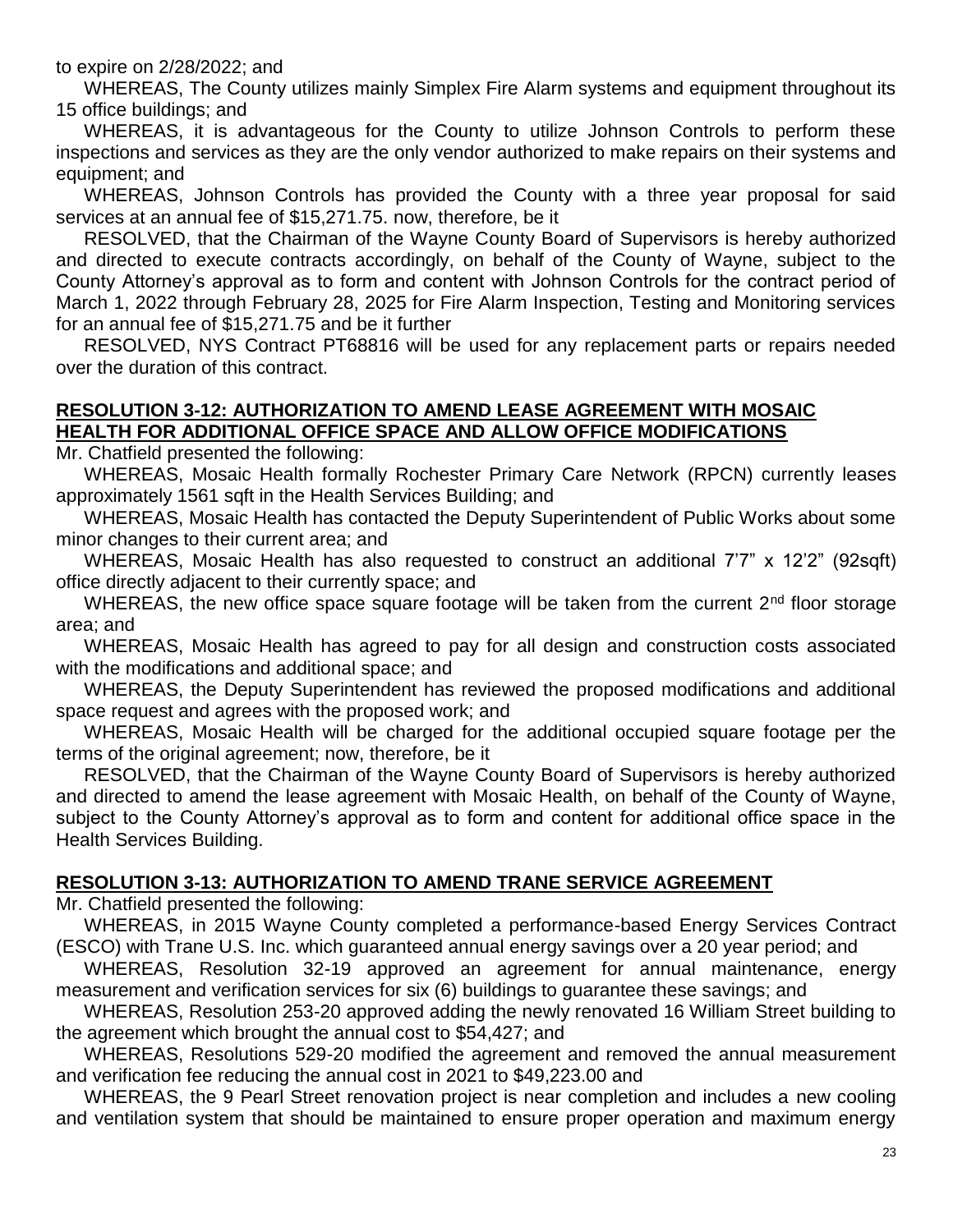to expire on 2/28/2022; and

WHEREAS, The County utilizes mainly Simplex Fire Alarm systems and equipment throughout its 15 office buildings; and

WHEREAS, it is advantageous for the County to utilize Johnson Controls to perform these inspections and services as they are the only vendor authorized to make repairs on their systems and equipment; and

WHEREAS, Johnson Controls has provided the County with a three year proposal for said services at an annual fee of $15,271.75. now, therefore, be it

RESOLVED, that the Chairman of the Wayne County Board of Supervisors is hereby authorized and directed to execute contracts accordingly, on behalf of the County of Wayne, subject to the County Attorney's approval as to form and content with Johnson Controls for the contract period of March 1, 2022 through February 28, 2025 for Fire Alarm Inspection, Testing and Monitoring services for an annual fee of $15,271.75 and be it further

RESOLVED, NYS Contract PT68816 will be used for any replacement parts or repairs needed over the duration of this contract.

## RESOLUTION 3-12: AUTHORIZATION TO AMEND LEASE AGREEMENT WITH MOSAIC HEALTH FOR ADDITIONAL OFFICE SPACE AND ALLOW OFFICE MODIFICATIONS

Mr. Chatfield presented the following:

WHEREAS, Mosaic Health formally Rochester Primary Care Network (RPCN) currently leases approximately 1561 sqft in the Health Services Building; and

WHEREAS, Mosaic Health has contacted the Deputy Superintendent of Public Works about some minor changes to their current area; and

WHEREAS, Mosaic Health has also requested to construct an additional 7'7" x 12'2" (92sqft) office directly adjacent to their currently space; and

WHEREAS, the new office space square footage will be taken from the current 2nd floor storage area; and

WHEREAS, Mosaic Health has agreed to pay for all design and construction costs associated with the modifications and additional space; and

WHEREAS, the Deputy Superintendent has reviewed the proposed modifications and additional space request and agrees with the proposed work; and

WHEREAS, Mosaic Health will be charged for the additional occupied square footage per the terms of the original agreement; now, therefore, be it

RESOLVED, that the Chairman of the Wayne County Board of Supervisors is hereby authorized and directed to amend the lease agreement with Mosaic Health, on behalf of the County of Wayne, subject to the County Attorney's approval as to form and content for additional office space in the Health Services Building.

## RESOLUTION 3-13: AUTHORIZATION TO AMEND TRANE SERVICE AGREEMENT

Mr. Chatfield presented the following:

WHEREAS, in 2015 Wayne County completed a performance-based Energy Services Contract (ESCO) with Trane U.S. Inc. which guaranteed annual energy savings over a 20 year period; and

WHEREAS, Resolution 32-19 approved an agreement for annual maintenance, energy measurement and verification services for six (6) buildings to guarantee these savings; and

WHEREAS, Resolution 253-20 approved adding the newly renovated 16 William Street building to the agreement which brought the annual cost to $54,427; and

WHEREAS, Resolutions 529-20 modified the agreement and removed the annual measurement and verification fee reducing the annual cost in 2021 to $49,223.00 and

WHEREAS, the 9 Pearl Street renovation project is near completion and includes a new cooling and ventilation system that should be maintained to ensure proper operation and maximum energy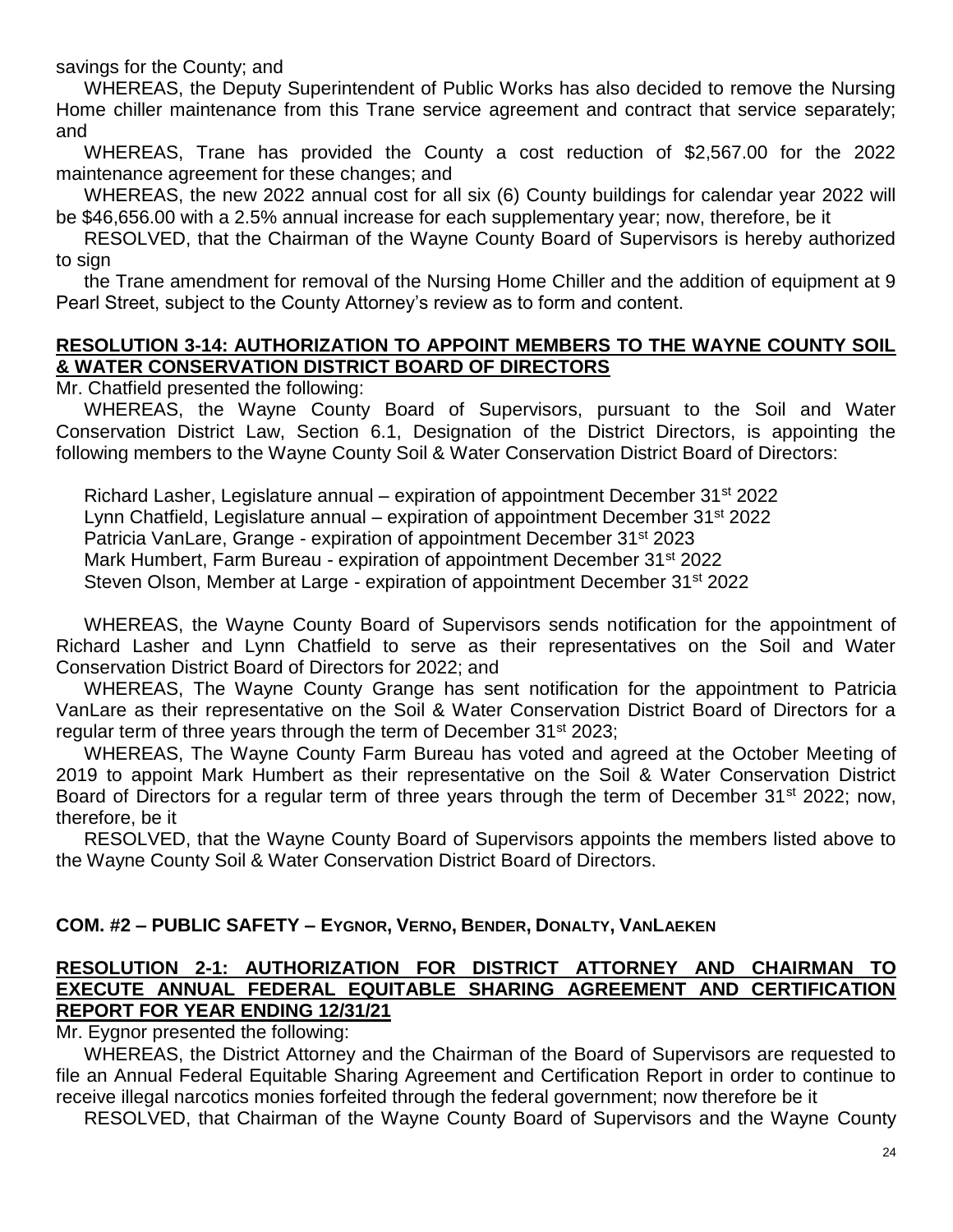savings for the County; and

WHEREAS, the Deputy Superintendent of Public Works has also decided to remove the Nursing Home chiller maintenance from this Trane service agreement and contract that service separately; and

WHEREAS, Trane has provided the County a cost reduction of $2,567.00 for the 2022 maintenance agreement for these changes; and

WHEREAS, the new 2022 annual cost for all six (6) County buildings for calendar year 2022 will be $46,656.00 with a 2.5% annual increase for each supplementary year; now, therefore, be it

RESOLVED, that the Chairman of the Wayne County Board of Supervisors is hereby authorized to sign

the Trane amendment for removal of the Nursing Home Chiller and the addition of equipment at 9 Pearl Street, subject to the County Attorney's review as to form and content.

**RESOLUTION 3-14: AUTHORIZATION TO APPOINT MEMBERS TO THE WAYNE COUNTY SOIL & WATER CONSERVATION DISTRICT BOARD OF DIRECTORS**

Mr. Chatfield presented the following:

WHEREAS, the Wayne County Board of Supervisors, pursuant to the Soil and Water Conservation District Law, Section 6.1, Designation of the District Directors, is appointing the following members to the Wayne County Soil & Water Conservation District Board of Directors:

Richard Lasher, Legislature annual – expiration of appointment December 31st 2022
Lynn Chatfield, Legislature annual – expiration of appointment December 31st 2022
Patricia VanLare, Grange - expiration of appointment December 31st 2023
Mark Humbert, Farm Bureau - expiration of appointment December 31st 2022
Steven Olson, Member at Large - expiration of appointment December 31st 2022

WHEREAS, the Wayne County Board of Supervisors sends notification for the appointment of Richard Lasher and Lynn Chatfield to serve as their representatives on the Soil and Water Conservation District Board of Directors for 2022; and

WHEREAS, The Wayne County Grange has sent notification for the appointment to Patricia VanLare as their representative on the Soil & Water Conservation District Board of Directors for a regular term of three years through the term of December 31st 2023;

WHEREAS, The Wayne County Farm Bureau has voted and agreed at the October Meeting of 2019 to appoint Mark Humbert as their representative on the Soil & Water Conservation District Board of Directors for a regular term of three years through the term of December 31st 2022; now, therefore, be it

RESOLVED, that the Wayne County Board of Supervisors appoints the members listed above to the Wayne County Soil & Water Conservation District Board of Directors.

**COM. #2 – PUBLIC SAFETY – EYGNOR, VERNO, BENDER, DONALTY, VANLAEKEN**

**RESOLUTION 2-1: AUTHORIZATION FOR DISTRICT ATTORNEY AND CHAIRMAN TO EXECUTE ANNUAL FEDERAL EQUITABLE SHARING AGREEMENT AND CERTIFICATION REPORT FOR YEAR ENDING 12/31/21**

Mr. Eygnor presented the following:

WHEREAS, the District Attorney and the Chairman of the Board of Supervisors are requested to file an Annual Federal Equitable Sharing Agreement and Certification Report in order to continue to receive illegal narcotics monies forfeited through the federal government; now therefore be it

RESOLVED, that Chairman of the Wayne County Board of Supervisors and the Wayne County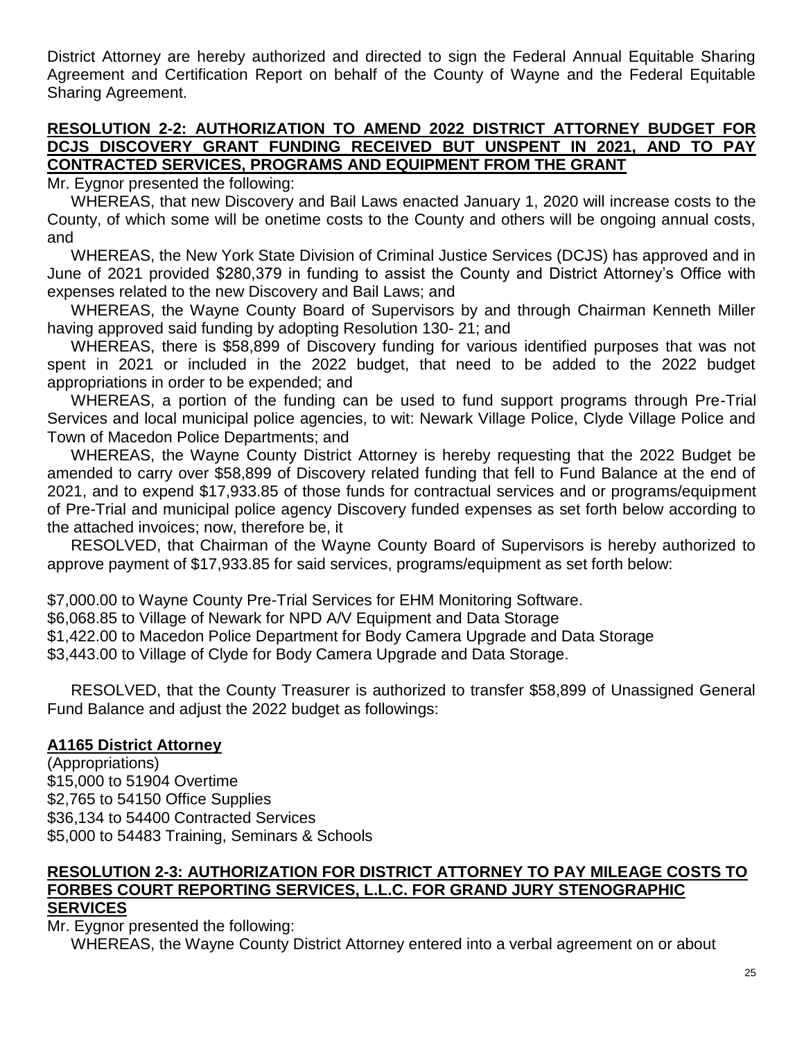District Attorney are hereby authorized and directed to sign the Federal Annual Equitable Sharing Agreement and Certification Report on behalf of the County of Wayne and the Federal Equitable Sharing Agreement.

**RESOLUTION 2-2: AUTHORIZATION TO AMEND 2022 DISTRICT ATTORNEY BUDGET FOR DCJS DISCOVERY GRANT FUNDING RECEIVED BUT UNSPENT IN 2021, AND TO PAY CONTRACTED SERVICES, PROGRAMS AND EQUIPMENT FROM THE GRANT**

Mr. Eygnor presented the following:

WHEREAS, that new Discovery and Bail Laws enacted January 1, 2020 will increase costs to the County, of which some will be onetime costs to the County and others will be ongoing annual costs, and

WHEREAS, the New York State Division of Criminal Justice Services (DCJS) has approved and in June of 2021 provided $280,379 in funding to assist the County and District Attorney's Office with expenses related to the new Discovery and Bail Laws; and

WHEREAS, the Wayne County Board of Supervisors by and through Chairman Kenneth Miller having approved said funding by adopting Resolution 130- 21; and

WHEREAS, there is $58,899 of Discovery funding for various identified purposes that was not spent in 2021 or included in the 2022 budget, that need to be added to the 2022 budget appropriations in order to be expended; and

WHEREAS, a portion of the funding can be used to fund support programs through Pre-Trial Services and local municipal police agencies, to wit: Newark Village Police, Clyde Village Police and Town of Macedon Police Departments; and

WHEREAS, the Wayne County District Attorney is hereby requesting that the 2022 Budget be amended to carry over $58,899 of Discovery related funding that fell to Fund Balance at the end of 2021, and to expend $17,933.85 of those funds for contractual services and or programs/equipment of Pre-Trial and municipal police agency Discovery funded expenses as set forth below according to the attached invoices; now, therefore be, it

RESOLVED, that Chairman of the Wayne County Board of Supervisors is hereby authorized to approve payment of $17,933.85 for said services, programs/equipment as set forth below:

$7,000.00 to Wayne County Pre-Trial Services for EHM Monitoring Software.
$6,068.85 to Village of Newark for NPD A/V Equipment and Data Storage
$1,422.00 to Macedon Police Department for Body Camera Upgrade and Data Storage
$3,443.00 to Village of Clyde for Body Camera Upgrade and Data Storage.

RESOLVED, that the County Treasurer is authorized to transfer $58,899 of Unassigned General Fund Balance and adjust the 2022 budget as followings:

**A1165 District Attorney**

(Appropriations)
$15,000 to 51904 Overtime
$2,765 to 54150 Office Supplies
$36,134 to 54400 Contracted Services
$5,000 to 54483 Training, Seminars & Schools

**RESOLUTION 2-3: AUTHORIZATION FOR DISTRICT ATTORNEY TO PAY MILEAGE COSTS TO FORBES COURT REPORTING SERVICES, L.L.C. FOR GRAND JURY STENOGRAPHIC SERVICES**

Mr. Eygnor presented the following:

WHEREAS, the Wayne County District Attorney entered into a verbal agreement on or about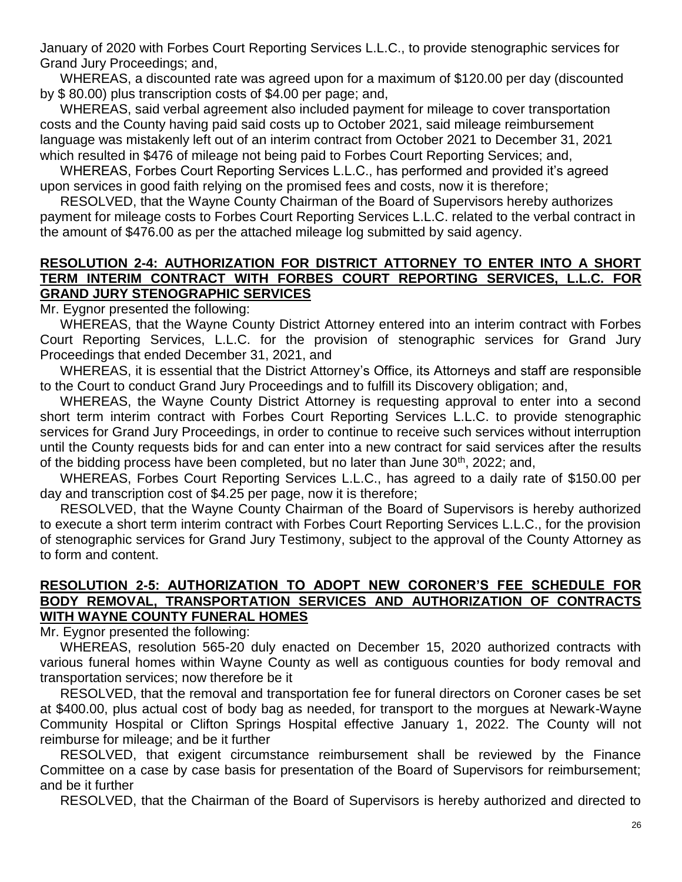January of 2020 with Forbes Court Reporting Services L.L.C., to provide stenographic services for Grand Jury Proceedings; and,

WHEREAS, a discounted rate was agreed upon for a maximum of $120.00 per day (discounted by $ 80.00) plus transcription costs of $4.00 per page; and,

WHEREAS, said verbal agreement also included payment for mileage to cover transportation costs and the County having paid said costs up to October 2021, said mileage reimbursement language was mistakenly left out of an interim contract from October 2021 to December 31, 2021 which resulted in $476 of mileage not being paid to Forbes Court Reporting Services; and,

WHEREAS, Forbes Court Reporting Services L.L.C., has performed and provided it's agreed upon services in good faith relying on the promised fees and costs, now it is therefore;

RESOLVED, that the Wayne County Chairman of the Board of Supervisors hereby authorizes payment for mileage costs to Forbes Court Reporting Services L.L.C. related to the verbal contract in the amount of $476.00 as per the attached mileage log submitted by said agency.

**RESOLUTION 2-4: AUTHORIZATION FOR DISTRICT ATTORNEY TO ENTER INTO A SHORT TERM INTERIM CONTRACT WITH FORBES COURT REPORTING SERVICES, L.L.C. FOR GRAND JURY STENOGRAPHIC SERVICES**

Mr. Eygnor presented the following:

WHEREAS, that the Wayne County District Attorney entered into an interim contract with Forbes Court Reporting Services, L.L.C. for the provision of stenographic services for Grand Jury Proceedings that ended December 31, 2021, and

WHEREAS, it is essential that the District Attorney's Office, its Attorneys and staff are responsible to the Court to conduct Grand Jury Proceedings and to fulfill its Discovery obligation; and,

WHEREAS, the Wayne County District Attorney is requesting approval to enter into a second short term interim contract with Forbes Court Reporting Services L.L.C. to provide stenographic services for Grand Jury Proceedings, in order to continue to receive such services without interruption until the County requests bids for and can enter into a new contract for said services after the results of the bidding process have been completed, but no later than June 30th, 2022; and,

WHEREAS, Forbes Court Reporting Services L.L.C., has agreed to a daily rate of $150.00 per day and transcription cost of $4.25 per page, now it is therefore;

RESOLVED, that the Wayne County Chairman of the Board of Supervisors is hereby authorized to execute a short term interim contract with Forbes Court Reporting Services L.L.C., for the provision of stenographic services for Grand Jury Testimony, subject to the approval of the County Attorney as to form and content.

**RESOLUTION 2-5: AUTHORIZATION TO ADOPT NEW CORONER'S FEE SCHEDULE FOR BODY REMOVAL, TRANSPORTATION SERVICES AND AUTHORIZATION OF CONTRACTS WITH WAYNE COUNTY FUNERAL HOMES**

Mr. Eygnor presented the following:

WHEREAS, resolution 565-20 duly enacted on December 15, 2020 authorized contracts with various funeral homes within Wayne County as well as contiguous counties for body removal and transportation services; now therefore be it

RESOLVED, that the removal and transportation fee for funeral directors on Coroner cases be set at $400.00, plus actual cost of body bag as needed, for transport to the morgues at Newark-Wayne Community Hospital or Clifton Springs Hospital effective January 1, 2022. The County will not reimburse for mileage; and be it further

RESOLVED, that exigent circumstance reimbursement shall be reviewed by the Finance Committee on a case by case basis for presentation of the Board of Supervisors for reimbursement; and be it further

RESOLVED, that the Chairman of the Board of Supervisors is hereby authorized and directed to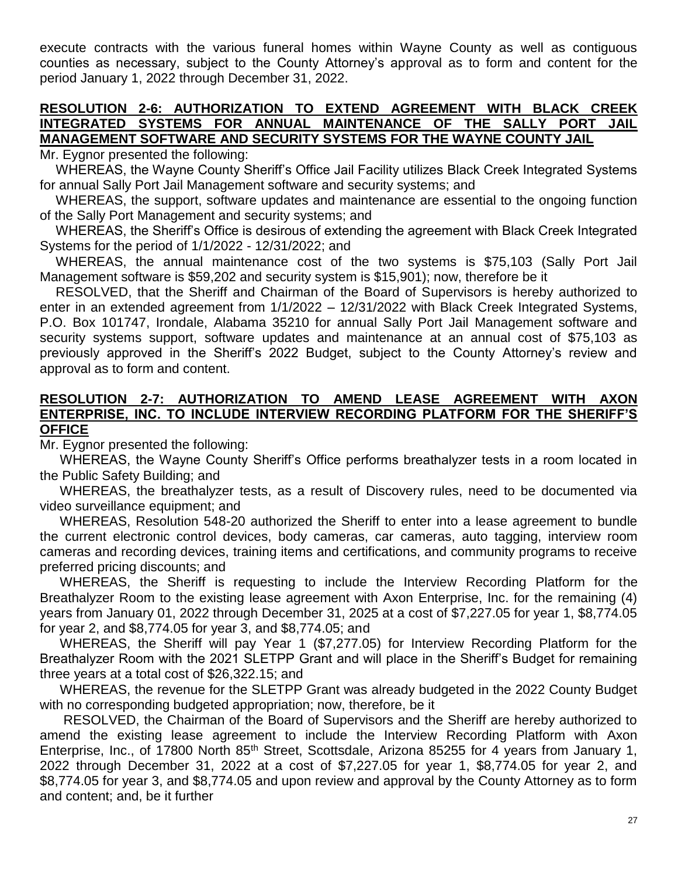execute contracts with the various funeral homes within Wayne County as well as contiguous counties as necessary, subject to the County Attorney's approval as to form and content for the period January 1, 2022 through December 31, 2022.

**RESOLUTION 2-6: AUTHORIZATION TO EXTEND AGREEMENT WITH BLACK CREEK INTEGRATED SYSTEMS FOR ANNUAL MAINTENANCE OF THE SALLY PORT JAIL MANAGEMENT SOFTWARE AND SECURITY SYSTEMS FOR THE WAYNE COUNTY JAIL**

Mr. Eygnor presented the following:

WHEREAS, the Wayne County Sheriff's Office Jail Facility utilizes Black Creek Integrated Systems for annual Sally Port Jail Management software and security systems; and

WHEREAS, the support, software updates and maintenance are essential to the ongoing function of the Sally Port Management and security systems; and

WHEREAS, the Sheriff's Office is desirous of extending the agreement with Black Creek Integrated Systems for the period of 1/1/2022 - 12/31/2022; and

WHEREAS, the annual maintenance cost of the two systems is $75,103 (Sally Port Jail Management software is $59,202 and security system is $15,901); now, therefore be it

RESOLVED, that the Sheriff and Chairman of the Board of Supervisors is hereby authorized to enter in an extended agreement from 1/1/2022 – 12/31/2022 with Black Creek Integrated Systems, P.O. Box 101747, Irondale, Alabama 35210 for annual Sally Port Jail Management software and security systems support, software updates and maintenance at an annual cost of $75,103 as previously approved in the Sheriff's 2022 Budget, subject to the County Attorney's review and approval as to form and content.

**RESOLUTION 2-7: AUTHORIZATION TO AMEND LEASE AGREEMENT WITH AXON ENTERPRISE, INC. TO INCLUDE INTERVIEW RECORDING PLATFORM FOR THE SHERIFF'S OFFICE**

Mr. Eygnor presented the following:

WHEREAS, the Wayne County Sheriff's Office performs breathalyzer tests in a room located in the Public Safety Building; and

WHEREAS, the breathalyzer tests, as a result of Discovery rules, need to be documented via video surveillance equipment; and

WHEREAS, Resolution 548-20 authorized the Sheriff to enter into a lease agreement to bundle the current electronic control devices, body cameras, car cameras, auto tagging, interview room cameras and recording devices, training items and certifications, and community programs to receive preferred pricing discounts; and

WHEREAS, the Sheriff is requesting to include the Interview Recording Platform for the Breathalyzer Room to the existing lease agreement with Axon Enterprise, Inc. for the remaining (4) years from January 01, 2022 through December 31, 2025 at a cost of $7,227.05 for year 1, $8,774.05 for year 2, and $8,774.05 for year 3, and $8,774.05; and

WHEREAS, the Sheriff will pay Year 1 ($7,277.05) for Interview Recording Platform for the Breathalyzer Room with the 2021 SLETPP Grant and will place in the Sheriff's Budget for remaining three years at a total cost of $26,322.15; and

WHEREAS, the revenue for the SLETPP Grant was already budgeted in the 2022 County Budget with no corresponding budgeted appropriation; now, therefore, be it

RESOLVED, the Chairman of the Board of Supervisors and the Sheriff are hereby authorized to amend the existing lease agreement to include the Interview Recording Platform with Axon Enterprise, Inc., of 17800 North 85th Street, Scottsdale, Arizona 85255 for 4 years from January 1, 2022 through December 31, 2022 at a cost of $7,227.05 for year 1, $8,774.05 for year 2, and $8,774.05 for year 3, and $8,774.05 and upon review and approval by the County Attorney as to form and content; and, be it further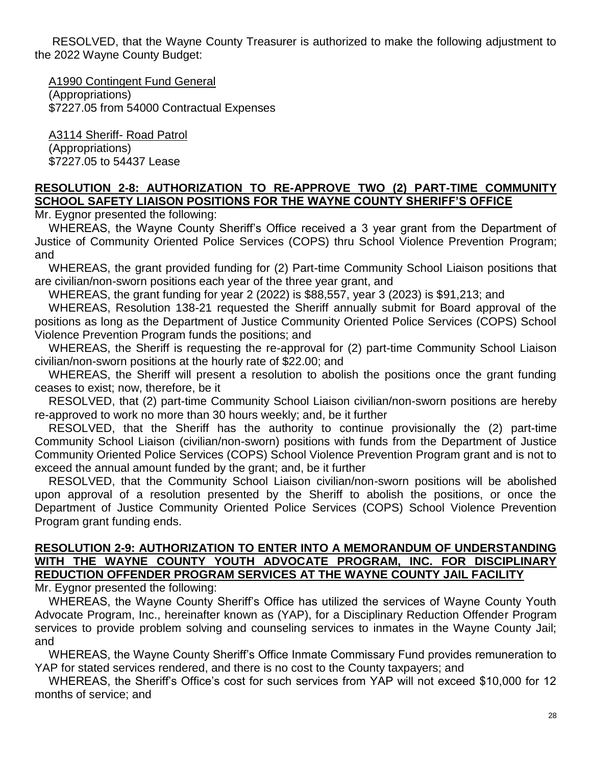RESOLVED, that the Wayne County Treasurer is authorized to make the following adjustment to the 2022 Wayne County Budget:

<u>A1990 Contingent Fund General</u>
(Appropriations)
\$7227.05 from 54000 Contractual Expenses

<u>A3114 Sheriff- Road Patrol</u>
(Appropriations)
\$7227.05 to 54437 Lease

**RESOLUTION 2-8: AUTHORIZATION TO RE-APPROVE TWO (2) PART-TIME COMMUNITY SCHOOL SAFETY LIAISON POSITIONS FOR THE WAYNE COUNTY SHERIFF'S OFFICE**

Mr. Eygnor presented the following:

WHEREAS, the Wayne County Sheriff's Office received a 3 year grant from the Department of Justice of Community Oriented Police Services (COPS) thru School Violence Prevention Program; and

WHEREAS, the grant provided funding for (2) Part-time Community School Liaison positions that are civilian/non-sworn positions each year of the three year grant, and

WHEREAS, the grant funding for year 2 (2022) is \$88,557, year 3 (2023) is \$91,213; and

WHEREAS, Resolution 138-21 requested the Sheriff annually submit for Board approval of the positions as long as the Department of Justice Community Oriented Police Services (COPS) School Violence Prevention Program funds the positions; and

WHEREAS, the Sheriff is requesting the re-approval for (2) part-time Community School Liaison civilian/non-sworn positions at the hourly rate of \$22.00; and

WHEREAS, the Sheriff will present a resolution to abolish the positions once the grant funding ceases to exist; now, therefore, be it

RESOLVED, that (2) part-time Community School Liaison civilian/non-sworn positions are hereby re-approved to work no more than 30 hours weekly; and, be it further

RESOLVED, that the Sheriff has the authority to continue provisionally the (2) part-time Community School Liaison (civilian/non-sworn) positions with funds from the Department of Justice Community Oriented Police Services (COPS) School Violence Prevention Program grant and is not to exceed the annual amount funded by the grant; and, be it further

RESOLVED, that the Community School Liaison civilian/non-sworn positions will be abolished upon approval of a resolution presented by the Sheriff to abolish the positions, or once the Department of Justice Community Oriented Police Services (COPS) School Violence Prevention Program grant funding ends.

**RESOLUTION 2-9: AUTHORIZATION TO ENTER INTO A MEMORANDUM OF UNDERSTANDING WITH THE WAYNE COUNTY YOUTH ADVOCATE PROGRAM, INC. FOR DISCIPLINARY REDUCTION OFFENDER PROGRAM SERVICES AT THE WAYNE COUNTY JAIL FACILITY**

Mr. Eygnor presented the following:

WHEREAS, the Wayne County Sheriff's Office has utilized the services of Wayne County Youth Advocate Program, Inc., hereinafter known as (YAP), for a Disciplinary Reduction Offender Program services to provide problem solving and counseling services to inmates in the Wayne County Jail; and

WHEREAS, the Wayne County Sheriff's Office Inmate Commissary Fund provides remuneration to YAP for stated services rendered, and there is no cost to the County taxpayers; and

WHEREAS, the Sheriff's Office's cost for such services from YAP will not exceed \$10,000 for 12 months of service; and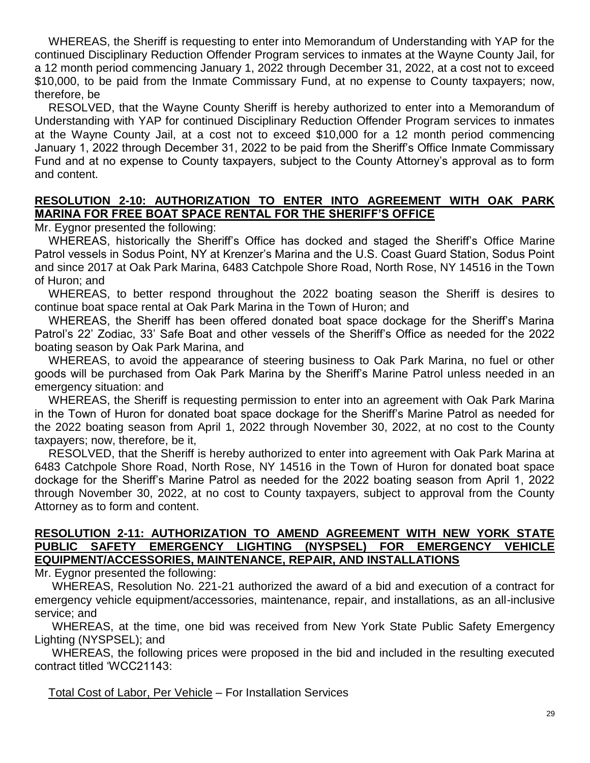WHEREAS, the Sheriff is requesting to enter into Memorandum of Understanding with YAP for the continued Disciplinary Reduction Offender Program services to inmates at the Wayne County Jail, for a 12 month period commencing January 1, 2022 through December 31, 2022, at a cost not to exceed $10,000, to be paid from the Inmate Commissary Fund, at no expense to County taxpayers; now, therefore, be

RESOLVED, that the Wayne County Sheriff is hereby authorized to enter into a Memorandum of Understanding with YAP for continued Disciplinary Reduction Offender Program services to inmates at the Wayne County Jail, at a cost not to exceed $10,000 for a 12 month period commencing January 1, 2022 through December 31, 2022 to be paid from the Sheriff's Office Inmate Commissary Fund and at no expense to County taxpayers, subject to the County Attorney's approval as to form and content.

**RESOLUTION 2-10: AUTHORIZATION TO ENTER INTO AGREEMENT WITH OAK PARK MARINA FOR FREE BOAT SPACE RENTAL FOR THE SHERIFF'S OFFICE**

Mr. Eygnor presented the following:

WHEREAS, historically the Sheriff's Office has docked and staged the Sheriff's Office Marine Patrol vessels in Sodus Point, NY at Krenzer's Marina and the U.S. Coast Guard Station, Sodus Point and since 2017 at Oak Park Marina, 6483 Catchpole Shore Road, North Rose, NY 14516 in the Town of Huron; and

WHEREAS, to better respond throughout the 2022 boating season the Sheriff is desires to continue boat space rental at Oak Park Marina in the Town of Huron; and

WHEREAS, the Sheriff has been offered donated boat space dockage for the Sheriff's Marina Patrol's 22' Zodiac, 33' Safe Boat and other vessels of the Sheriff's Office as needed for the 2022 boating season by Oak Park Marina, and

WHEREAS, to avoid the appearance of steering business to Oak Park Marina, no fuel or other goods will be purchased from Oak Park Marina by the Sheriff's Marine Patrol unless needed in an emergency situation: and

WHEREAS, the Sheriff is requesting permission to enter into an agreement with Oak Park Marina in the Town of Huron for donated boat space dockage for the Sheriff's Marine Patrol as needed for the 2022 boating season from April 1, 2022 through November 30, 2022, at no cost to the County taxpayers; now, therefore, be it,

RESOLVED, that the Sheriff is hereby authorized to enter into agreement with Oak Park Marina at 6483 Catchpole Shore Road, North Rose, NY 14516 in the Town of Huron for donated boat space dockage for the Sheriff's Marine Patrol as needed for the 2022 boating season from April 1, 2022 through November 30, 2022, at no cost to County taxpayers, subject to approval from the County Attorney as to form and content.

**RESOLUTION 2-11: AUTHORIZATION TO AMEND AGREEMENT WITH NEW YORK STATE PUBLIC SAFETY EMERGENCY LIGHTING (NYSPSEL) FOR EMERGENCY VEHICLE EQUIPMENT/ACCESSORIES, MAINTENANCE, REPAIR, AND INSTALLATIONS**

Mr. Eygnor presented the following:

WHEREAS, Resolution No. 221-21 authorized the award of a bid and execution of a contract for emergency vehicle equipment/accessories, maintenance, repair, and installations, as an all-inclusive service; and

WHEREAS, at the time, one bid was received from New York State Public Safety Emergency Lighting (NYSPSEL); and

WHEREAS, the following prices were proposed in the bid and included in the resulting executed contract titled 'WCC21143:

Total Cost of Labor, Per Vehicle – For Installation Services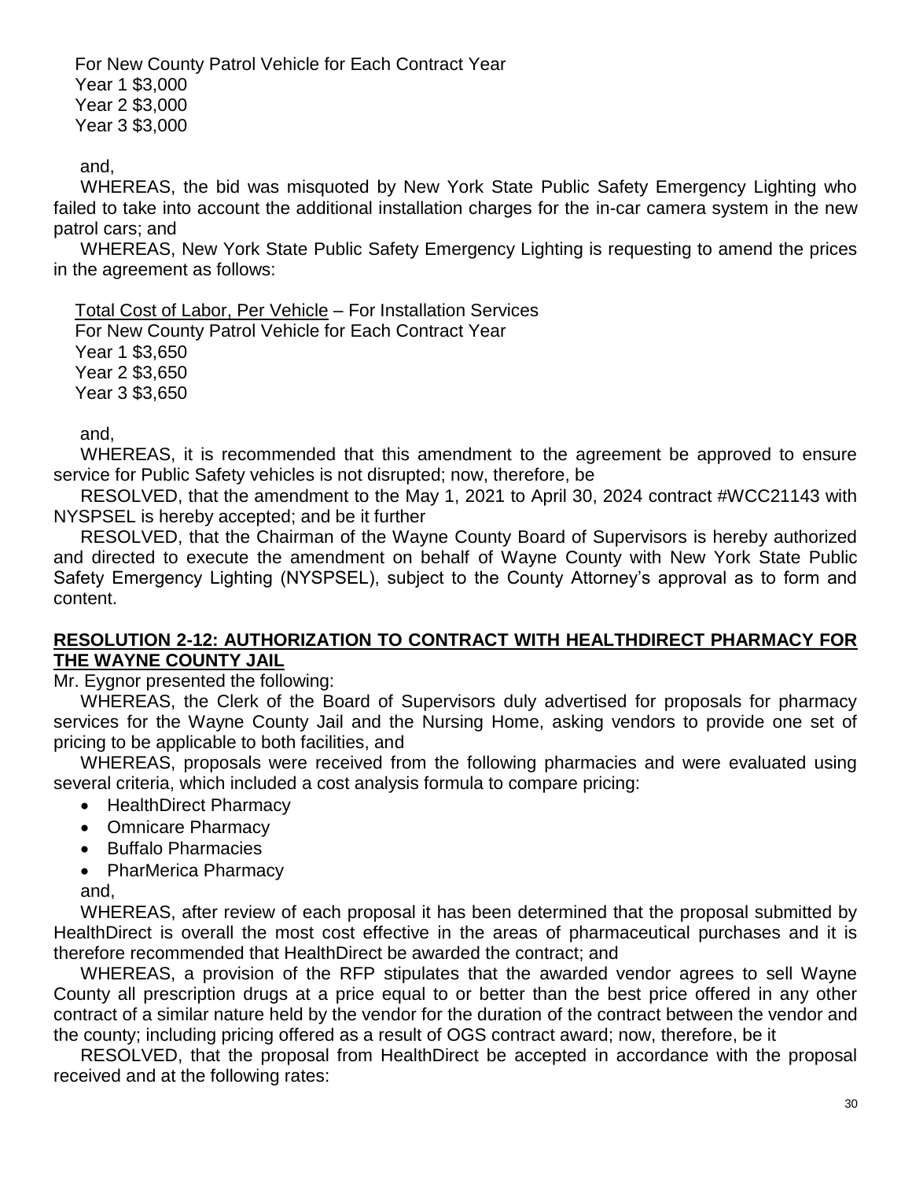For New County Patrol Vehicle for Each Contract Year
Year 1 $3,000
Year 2 $3,000
Year 3 $3,000

and,

WHEREAS, the bid was misquoted by New York State Public Safety Emergency Lighting who failed to take into account the additional installation charges for the in-car camera system in the new patrol cars; and

WHEREAS, New York State Public Safety Emergency Lighting is requesting to amend the prices in the agreement as follows:

Total Cost of Labor, Per Vehicle – For Installation Services
For New County Patrol Vehicle for Each Contract Year
Year 1 $3,650
Year 2 $3,650
Year 3 $3,650

and,

WHEREAS, it is recommended that this amendment to the agreement be approved to ensure service for Public Safety vehicles is not disrupted; now, therefore, be

RESOLVED, that the amendment to the May 1, 2021 to April 30, 2024 contract #WCC21143 with NYSPSEL is hereby accepted; and be it further

RESOLVED, that the Chairman of the Wayne County Board of Supervisors is hereby authorized and directed to execute the amendment on behalf of Wayne County with New York State Public Safety Emergency Lighting (NYSPSEL), subject to the County Attorney's approval as to form and content.

## RESOLUTION 2-12: AUTHORIZATION TO CONTRACT WITH HEALTHDIRECT PHARMACY FOR THE WAYNE COUNTY JAIL

Mr. Eygnor presented the following:

WHEREAS, the Clerk of the Board of Supervisors duly advertised for proposals for pharmacy services for the Wayne County Jail and the Nursing Home, asking vendors to provide one set of pricing to be applicable to both facilities, and

WHEREAS, proposals were received from the following pharmacies and were evaluated using several criteria, which included a cost analysis formula to compare pricing:

- HealthDirect Pharmacy
- Omnicare Pharmacy
- Buffalo Pharmacies
- PharMerica Pharmacy

and,

WHEREAS, after review of each proposal it has been determined that the proposal submitted by HealthDirect is overall the most cost effective in the areas of pharmaceutical purchases and it is therefore recommended that HealthDirect be awarded the contract; and

WHEREAS, a provision of the RFP stipulates that the awarded vendor agrees to sell Wayne County all prescription drugs at a price equal to or better than the best price offered in any other contract of a similar nature held by the vendor for the duration of the contract between the vendor and the county; including pricing offered as a result of OGS contract award; now, therefore, be it

RESOLVED, that the proposal from HealthDirect be accepted in accordance with the proposal received and at the following rates: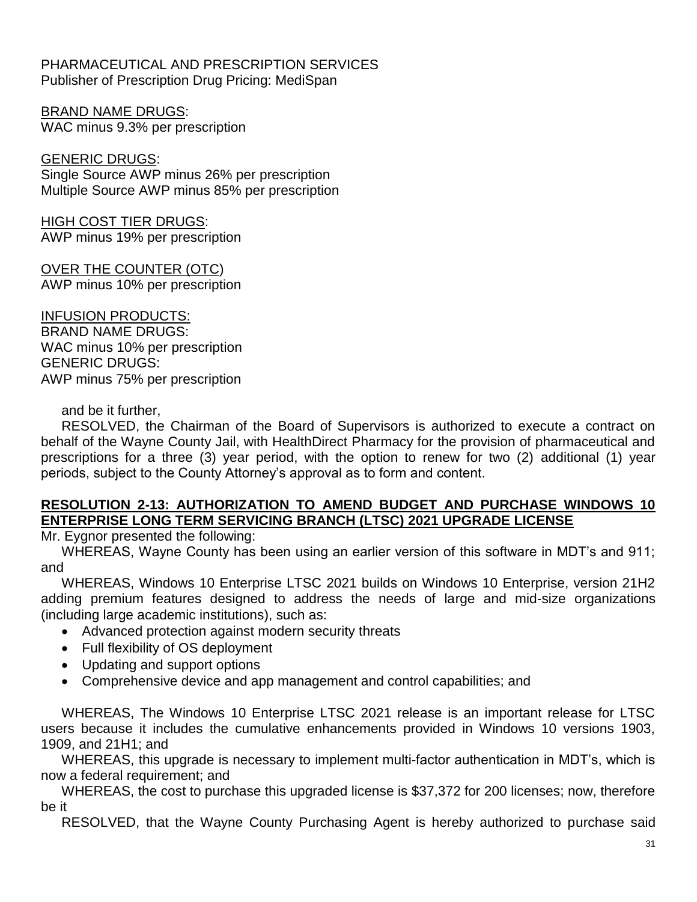PHARMACEUTICAL AND PRESCRIPTION SERVICES
Publisher of Prescription Drug Pricing: MediSpan

<u>BRAND NAME DRUGS</u>:
WAC minus 9.3% per prescription

<u>GENERIC DRUGS</u>:
Single Source AWP minus 26% per prescription
Multiple Source AWP minus 85% per prescription

<u>HIGH COST TIER DRUGS</u>:
AWP minus 19% per prescription

<u>OVER THE COUNTER (OTC)</u>
AWP minus 10% per prescription

<u>INFUSION PRODUCTS:</u>
BRAND NAME DRUGS:
WAC minus 10% per prescription
GENERIC DRUGS:
AWP minus 75% per prescription

and be it further,

RESOLVED, the Chairman of the Board of Supervisors is authorized to execute a contract on behalf of the Wayne County Jail, with HealthDirect Pharmacy for the provision of pharmaceutical and prescriptions for a three (3) year period, with the option to renew for two (2) additional (1) year periods, subject to the County Attorney's approval as to form and content.

**RESOLUTION 2-13: AUTHORIZATION TO AMEND BUDGET AND PURCHASE WINDOWS 10 ENTERPRISE LONG TERM SERVICING BRANCH (LTSC) 2021 UPGRADE LICENSE**

Mr. Eygnor presented the following:

WHEREAS, Wayne County has been using an earlier version of this software in MDT's and 911; and

WHEREAS, Windows 10 Enterprise LTSC 2021 builds on Windows 10 Enterprise, version 21H2 adding premium features designed to address the needs of large and mid-size organizations (including large academic institutions), such as:

- Advanced protection against modern security threats
- Full flexibility of OS deployment
- Updating and support options
- Comprehensive device and app management and control capabilities; and

WHEREAS, The Windows 10 Enterprise LTSC 2021 release is an important release for LTSC users because it includes the cumulative enhancements provided in Windows 10 versions 1903, 1909, and 21H1; and

WHEREAS, this upgrade is necessary to implement multi-factor authentication in MDT's, which is now a federal requirement; and

WHEREAS, the cost to purchase this upgraded license is $37,372 for 200 licenses; now, therefore be it

RESOLVED, that the Wayne County Purchasing Agent is hereby authorized to purchase said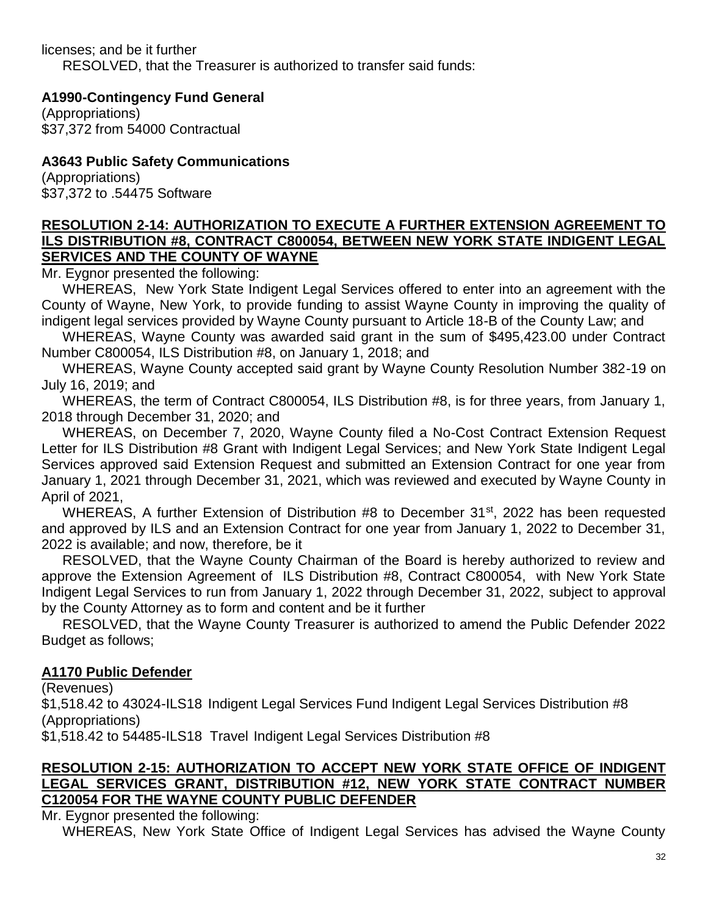licenses; and be it further

RESOLVED, that the Treasurer is authorized to transfer said funds:

**A1990-Contingency Fund General**

(Appropriations)
$37,372 from 54000 Contractual

**A3643 Public Safety Communications**

(Appropriations)
$37,372 to .54475 Software

## RESOLUTION 2-14: AUTHORIZATION TO EXECUTE A FURTHER EXTENSION AGREEMENT TO ILS DISTRIBUTION #8, CONTRACT C800054, BETWEEN NEW YORK STATE INDIGENT LEGAL SERVICES AND THE COUNTY OF WAYNE

Mr. Eygnor presented the following:

WHEREAS, New York State Indigent Legal Services offered to enter into an agreement with the County of Wayne, New York, to provide funding to assist Wayne County in improving the quality of indigent legal services provided by Wayne County pursuant to Article 18-B of the County Law; and

WHEREAS, Wayne County was awarded said grant in the sum of $495,423.00 under Contract Number C800054, ILS Distribution #8, on January 1, 2018; and

WHEREAS, Wayne County accepted said grant by Wayne County Resolution Number 382-19 on July 16, 2019; and

WHEREAS, the term of Contract C800054, ILS Distribution #8, is for three years, from January 1, 2018 through December 31, 2020; and

WHEREAS, on December 7, 2020, Wayne County filed a No-Cost Contract Extension Request Letter for ILS Distribution #8 Grant with Indigent Legal Services; and New York State Indigent Legal Services approved said Extension Request and submitted an Extension Contract for one year from January 1, 2021 through December 31, 2021, which was reviewed and executed by Wayne County in April of 2021,

WHEREAS, A further Extension of Distribution #8 to December 31st, 2022 has been requested and approved by ILS and an Extension Contract for one year from January 1, 2022 to December 31, 2022 is available; and now, therefore, be it

RESOLVED, that the Wayne County Chairman of the Board is hereby authorized to review and approve the Extension Agreement of ILS Distribution #8, Contract C800054, with New York State Indigent Legal Services to run from January 1, 2022 through December 31, 2022, subject to approval by the County Attorney as to form and content and be it further

RESOLVED, that the Wayne County Treasurer is authorized to amend the Public Defender 2022 Budget as follows;

**A1170 Public Defender**

(Revenues)
$1,518.42 to 43024-ILS18 Indigent Legal Services Fund Indigent Legal Services Distribution #8
(Appropriations)
$1,518.42 to 54485-ILS18 Travel Indigent Legal Services Distribution #8

## RESOLUTION 2-15: AUTHORIZATION TO ACCEPT NEW YORK STATE OFFICE OF INDIGENT LEGAL SERVICES GRANT, DISTRIBUTION #12, NEW YORK STATE CONTRACT NUMBER C120054 FOR THE WAYNE COUNTY PUBLIC DEFENDER

Mr. Eygnor presented the following:

WHEREAS, New York State Office of Indigent Legal Services has advised the Wayne County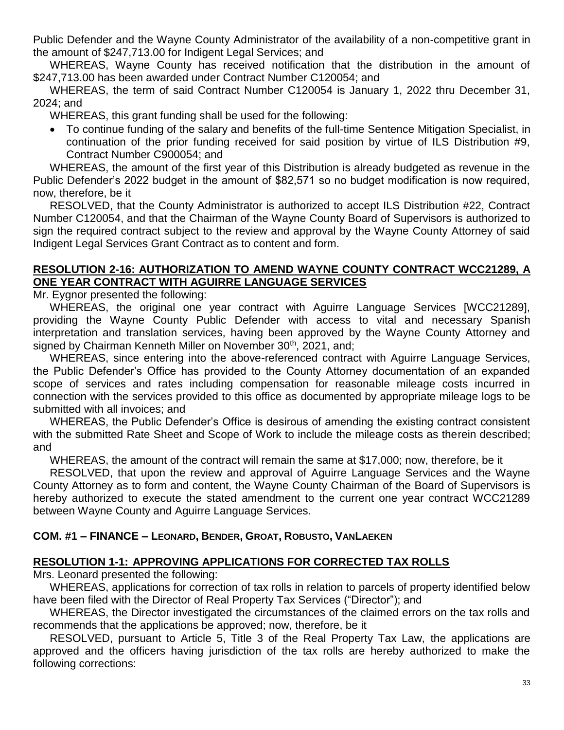Public Defender and the Wayne County Administrator of the availability of a non-competitive grant in the amount of $247,713.00 for Indigent Legal Services; and

WHEREAS, Wayne County has received notification that the distribution in the amount of $247,713.00 has been awarded under Contract Number C120054; and

WHEREAS, the term of said Contract Number C120054 is January 1, 2022 thru December 31, 2024; and

WHEREAS, this grant funding shall be used for the following:

- To continue funding of the salary and benefits of the full-time Sentence Mitigation Specialist, in continuation of the prior funding received for said position by virtue of ILS Distribution #9, Contract Number C900054; and

WHEREAS, the amount of the first year of this Distribution is already budgeted as revenue in the Public Defender's 2022 budget in the amount of $82,571 so no budget modification is now required, now, therefore, be it

RESOLVED, that the County Administrator is authorized to accept ILS Distribution #22, Contract Number C120054, and that the Chairman of the Wayne County Board of Supervisors is authorized to sign the required contract subject to the review and approval by the Wayne County Attorney of said Indigent Legal Services Grant Contract as to content and form.

## RESOLUTION 2-16: AUTHORIZATION TO AMEND WAYNE COUNTY CONTRACT WCC21289, A ONE YEAR CONTRACT WITH AGUIRRE LANGUAGE SERVICES

Mr. Eygnor presented the following:

WHEREAS, the original one year contract with Aguirre Language Services [WCC21289], providing the Wayne County Public Defender with access to vital and necessary Spanish interpretation and translation services, having been approved by the Wayne County Attorney and signed by Chairman Kenneth Miller on November 30th, 2021, and;

WHEREAS, since entering into the above-referenced contract with Aguirre Language Services, the Public Defender's Office has provided to the County Attorney documentation of an expanded scope of services and rates including compensation for reasonable mileage costs incurred in connection with the services provided to this office as documented by appropriate mileage logs to be submitted with all invoices; and

WHEREAS, the Public Defender's Office is desirous of amending the existing contract consistent with the submitted Rate Sheet and Scope of Work to include the mileage costs as therein described; and

WHEREAS, the amount of the contract will remain the same at $17,000; now, therefore, be it

RESOLVED, that upon the review and approval of Aguirre Language Services and the Wayne County Attorney as to form and content, the Wayne County Chairman of the Board of Supervisors is hereby authorized to execute the stated amendment to the current one year contract WCC21289 between Wayne County and Aguirre Language Services.

## COM. #1 – FINANCE – LEONARD, BENDER, GROAT, ROBUSTO, VANLAEKEN

## RESOLUTION 1-1: APPROVING APPLICATIONS FOR CORRECTED TAX ROLLS

Mrs. Leonard presented the following:

WHEREAS, applications for correction of tax rolls in relation to parcels of property identified below have been filed with the Director of Real Property Tax Services ("Director"); and

WHEREAS, the Director investigated the circumstances of the claimed errors on the tax rolls and recommends that the applications be approved; now, therefore, be it

RESOLVED, pursuant to Article 5, Title 3 of the Real Property Tax Law, the applications are approved and the officers having jurisdiction of the tax rolls are hereby authorized to make the following corrections: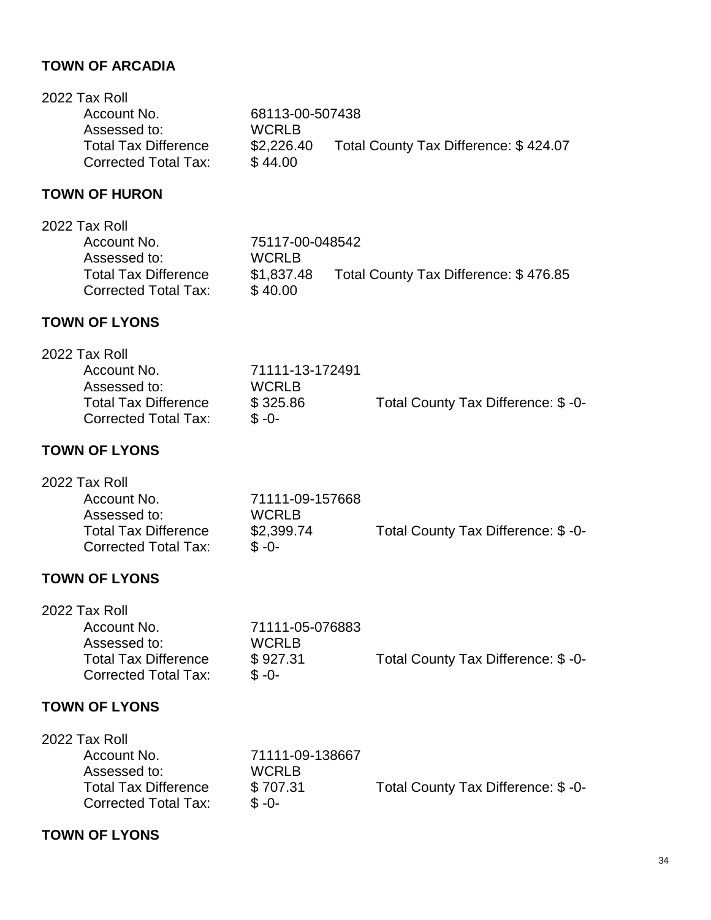**TOWN OF ARCADIA**

2022 Tax Roll

| | | |
|---|---|---|
| Account No. | 68113-00-507438 | |
| Assessed to: | WCRLB | |
| Total Tax Difference | $2,226.40 | Total County Tax Difference: $ 424.07 |
| Corrected Total Tax: | $ 44.00 | |

**TOWN OF HURON**

2022 Tax Roll

| | | |
|---|---|---|
| Account No. | 75117-00-048542 | |
| Assessed to: | WCRLB | |
| Total Tax Difference | $1,837.48 | Total County Tax Difference: $ 476.85 |
| Corrected Total Tax: | $ 40.00 | |

**TOWN OF LYONS**

2022 Tax Roll

| | | |
|---|---|---|
| Account No. | 71111-13-172491 | |
| Assessed to: | WCRLB | |
| Total Tax Difference | $ 325.86 | Total County Tax Difference: $ -0- |
| Corrected Total Tax: | $ -0- | |

**TOWN OF LYONS**

2022 Tax Roll

| | | |
|---|---|---|
| Account No. | 71111-09-157668 | |
| Assessed to: | WCRLB | |
| Total Tax Difference | $2,399.74 | Total County Tax Difference: $ -0- |
| Corrected Total Tax: | $ -0- | |

**TOWN OF LYONS**

2022 Tax Roll

| | | |
|---|---|---|
| Account No. | 71111-05-076883 | |
| Assessed to: | WCRLB | |
| Total Tax Difference | $ 927.31 | Total County Tax Difference: $ -0- |
| Corrected Total Tax: | $ -0- | |

**TOWN OF LYONS**

2022 Tax Roll

| | | |
|---|---|---|
| Account No. | 71111-09-138667 | |
| Assessed to: | WCRLB | |
| Total Tax Difference | $ 707.31 | Total County Tax Difference: $ -0- |
| Corrected Total Tax: | $ -0- | |

**TOWN OF LYONS**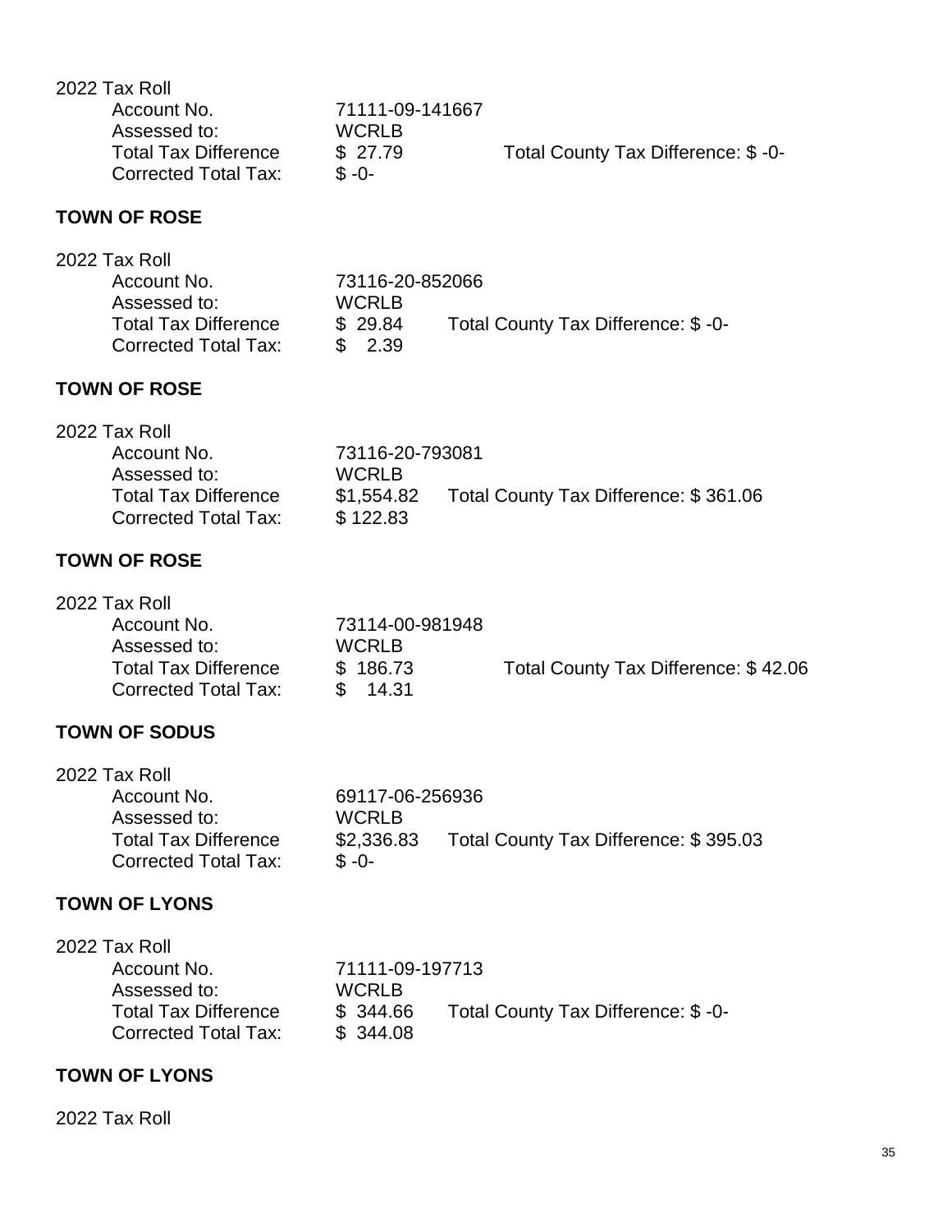2022 Tax Roll

Account No. 71111-09-141667
Assessed to: WCRLB
Total Tax Difference $ 27.79 Total County Tax Difference: $ -0-
Corrected Total Tax: $ -0-

**TOWN OF ROSE**

2022 Tax Roll

Account No. 73116-20-852066
Assessed to: WCRLB
Total Tax Difference $ 29.84 Total County Tax Difference: $ -0-
Corrected Total Tax: $ 2.39

**TOWN OF ROSE**

2022 Tax Roll

Account No. 73116-20-793081
Assessed to: WCRLB
Total Tax Difference $1,554.82 Total County Tax Difference: $ 361.06
Corrected Total Tax: $ 122.83

**TOWN OF ROSE**

2022 Tax Roll

Account No. 73114-00-981948
Assessed to: WCRLB
Total Tax Difference $ 186.73 Total County Tax Difference: $ 42.06
Corrected Total Tax: $ 14.31

**TOWN OF SODUS**

2022 Tax Roll

Account No. 69117-06-256936
Assessed to: WCRLB
Total Tax Difference $2,336.83 Total County Tax Difference: $ 395.03
Corrected Total Tax: $ -0-

**TOWN OF LYONS**

2022 Tax Roll

Account No. 71111-09-197713
Assessed to: WCRLB
Total Tax Difference $ 344.66 Total County Tax Difference: $ -0-
Corrected Total Tax: $ 344.08

**TOWN OF LYONS**

2022 Tax Roll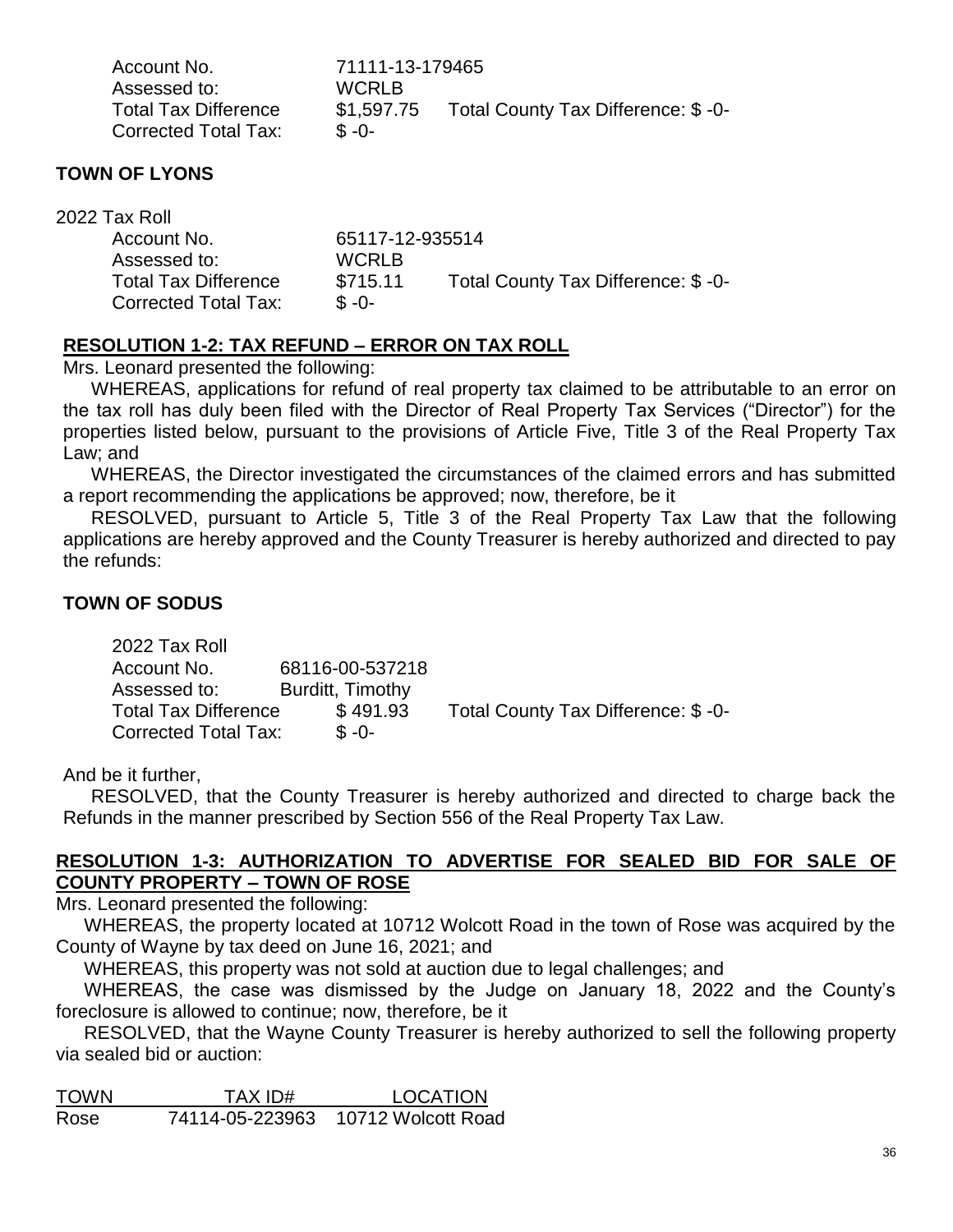| | | |
|---|---|---|
| Account No. | 71111-13-179465 | |
| Assessed to: | WCRLB | |
| Total Tax Difference | $1,597.75 | Total County Tax Difference: $ -0- |
| Corrected Total Tax: | $ -0- | |

**TOWN OF LYONS**

2022 Tax Roll

| | | |
|---|---|---|
| Account No. | 65117-12-935514 | |
| Assessed to: | WCRLB | |
| Total Tax Difference | $715.11 | Total County Tax Difference: $ -0- |
| Corrected Total Tax: | $ -0- | |

**RESOLUTION 1-2: TAX REFUND – ERROR ON TAX ROLL**

Mrs. Leonard presented the following:

WHEREAS, applications for refund of real property tax claimed to be attributable to an error on the tax roll has duly been filed with the Director of Real Property Tax Services ("Director") for the properties listed below, pursuant to the provisions of Article Five, Title 3 of the Real Property Tax Law; and

WHEREAS, the Director investigated the circumstances of the claimed errors and has submitted a report recommending the applications be approved; now, therefore, be it

RESOLVED, pursuant to Article 5, Title 3 of the Real Property Tax Law that the following applications are hereby approved and the County Treasurer is hereby authorized and directed to pay the refunds:

**TOWN OF SODUS**

2022 Tax Roll

| | | |
|---|---|---|
| Account No. | 68116-00-537218 | |
| Assessed to: | Burditt, Timothy | |
| Total Tax Difference | $ 491.93 | Total County Tax Difference: $ -0- |
| Corrected Total Tax: | $ -0- | |

And be it further,

RESOLVED, that the County Treasurer is hereby authorized and directed to charge back the Refunds in the manner prescribed by Section 556 of the Real Property Tax Law.

**RESOLUTION 1-3: AUTHORIZATION TO ADVERTISE FOR SEALED BID FOR SALE OF COUNTY PROPERTY – TOWN OF ROSE**

Mrs. Leonard presented the following:

WHEREAS, the property located at 10712 Wolcott Road in the town of Rose was acquired by the County of Wayne by tax deed on June 16, 2021; and

WHEREAS, this property was not sold at auction due to legal challenges; and

WHEREAS, the case was dismissed by the Judge on January 18, 2022 and the County's foreclosure is allowed to continue; now, therefore, be it

RESOLVED, that the Wayne County Treasurer is hereby authorized to sell the following property via sealed bid or auction:

| TOWN | TAX ID# | LOCATION |
|---|---|---|
| Rose | 74114-05-223963 | 10712 Wolcott Road |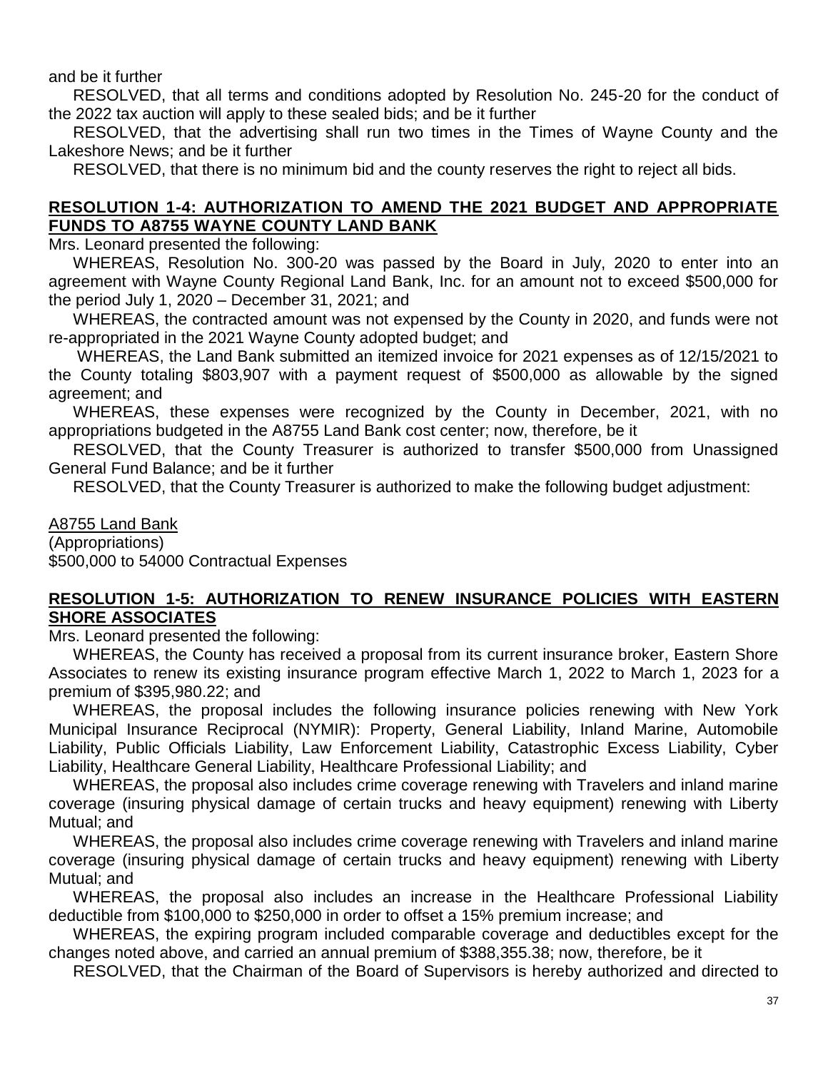and be it further

RESOLVED, that all terms and conditions adopted by Resolution No. 245-20 for the conduct of the 2022 tax auction will apply to these sealed bids; and be it further

RESOLVED, that the advertising shall run two times in the Times of Wayne County and the Lakeshore News; and be it further

RESOLVED, that there is no minimum bid and the county reserves the right to reject all bids.

## RESOLUTION 1-4: AUTHORIZATION TO AMEND THE 2021 BUDGET AND APPROPRIATE FUNDS TO A8755 WAYNE COUNTY LAND BANK

Mrs. Leonard presented the following:

WHEREAS, Resolution No. 300-20 was passed by the Board in July, 2020 to enter into an agreement with Wayne County Regional Land Bank, Inc. for an amount not to exceed $500,000 for the period July 1, 2020 – December 31, 2021; and

WHEREAS, the contracted amount was not expensed by the County in 2020, and funds were not re-appropriated in the 2021 Wayne County adopted budget; and

WHEREAS, the Land Bank submitted an itemized invoice for 2021 expenses as of 12/15/2021 to the County totaling $803,907 with a payment request of $500,000 as allowable by the signed agreement; and

WHEREAS, these expenses were recognized by the County in December, 2021, with no appropriations budgeted in the A8755 Land Bank cost center; now, therefore, be it

RESOLVED, that the County Treasurer is authorized to transfer $500,000 from Unassigned General Fund Balance; and be it further

RESOLVED, that the County Treasurer is authorized to make the following budget adjustment:

A8755 Land Bank
(Appropriations)
$500,000 to 54000 Contractual Expenses

## RESOLUTION 1-5: AUTHORIZATION TO RENEW INSURANCE POLICIES WITH EASTERN SHORE ASSOCIATES

Mrs. Leonard presented the following:

WHEREAS, the County has received a proposal from its current insurance broker, Eastern Shore Associates to renew its existing insurance program effective March 1, 2022 to March 1, 2023 for a premium of $395,980.22; and

WHEREAS, the proposal includes the following insurance policies renewing with New York Municipal Insurance Reciprocal (NYMIR): Property, General Liability, Inland Marine, Automobile Liability, Public Officials Liability, Law Enforcement Liability, Catastrophic Excess Liability, Cyber Liability, Healthcare General Liability, Healthcare Professional Liability; and

WHEREAS, the proposal also includes crime coverage renewing with Travelers and inland marine coverage (insuring physical damage of certain trucks and heavy equipment) renewing with Liberty Mutual; and

WHEREAS, the proposal also includes crime coverage renewing with Travelers and inland marine coverage (insuring physical damage of certain trucks and heavy equipment) renewing with Liberty Mutual; and

WHEREAS, the proposal also includes an increase in the Healthcare Professional Liability deductible from $100,000 to $250,000 in order to offset a 15% premium increase; and

WHEREAS, the expiring program included comparable coverage and deductibles except for the changes noted above, and carried an annual premium of $388,355.38; now, therefore, be it

RESOLVED, that the Chairman of the Board of Supervisors is hereby authorized and directed to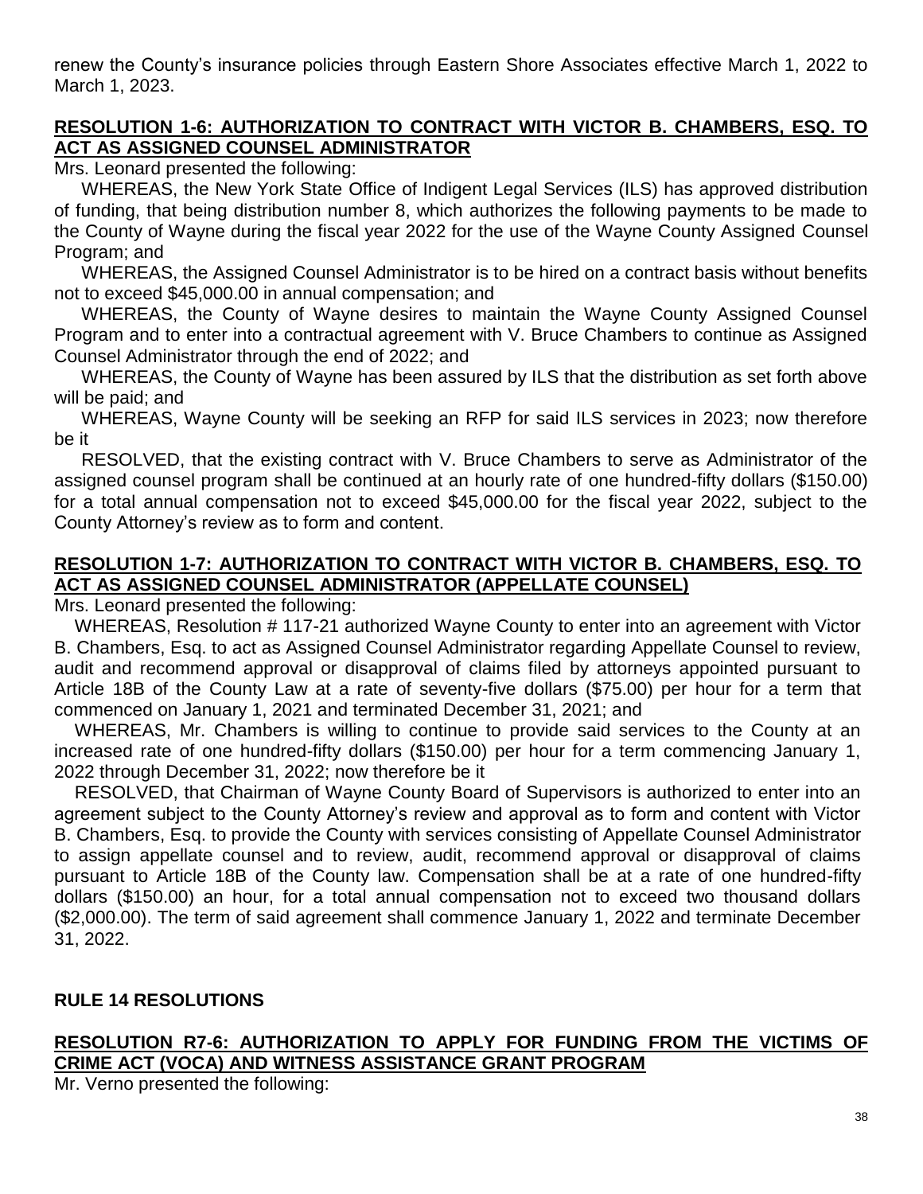renew the County's insurance policies through Eastern Shore Associates effective March 1, 2022 to March 1, 2023.

**RESOLUTION 1-6: AUTHORIZATION TO CONTRACT WITH VICTOR B. CHAMBERS, ESQ. TO ACT AS ASSIGNED COUNSEL ADMINISTRATOR**

Mrs. Leonard presented the following:

WHEREAS, the New York State Office of Indigent Legal Services (ILS) has approved distribution of funding, that being distribution number 8, which authorizes the following payments to be made to the County of Wayne during the fiscal year 2022 for the use of the Wayne County Assigned Counsel Program; and

WHEREAS, the Assigned Counsel Administrator is to be hired on a contract basis without benefits not to exceed $45,000.00 in annual compensation; and

WHEREAS, the County of Wayne desires to maintain the Wayne County Assigned Counsel Program and to enter into a contractual agreement with V. Bruce Chambers to continue as Assigned Counsel Administrator through the end of 2022; and

WHEREAS, the County of Wayne has been assured by ILS that the distribution as set forth above will be paid; and

WHEREAS, Wayne County will be seeking an RFP for said ILS services in 2023; now therefore be it

RESOLVED, that the existing contract with V. Bruce Chambers to serve as Administrator of the assigned counsel program shall be continued at an hourly rate of one hundred-fifty dollars ($150.00) for a total annual compensation not to exceed $45,000.00 for the fiscal year 2022, subject to the County Attorney's review as to form and content.

**RESOLUTION 1-7: AUTHORIZATION TO CONTRACT WITH VICTOR B. CHAMBERS, ESQ. TO ACT AS ASSIGNED COUNSEL ADMINISTRATOR (APPELLATE COUNSEL)**

Mrs. Leonard presented the following:

WHEREAS, Resolution # 117-21 authorized Wayne County to enter into an agreement with Victor B. Chambers, Esq. to act as Assigned Counsel Administrator regarding Appellate Counsel to review, audit and recommend approval or disapproval of claims filed by attorneys appointed pursuant to Article 18B of the County Law at a rate of seventy-five dollars ($75.00) per hour for a term that commenced on January 1, 2021 and terminated December 31, 2021; and

WHEREAS, Mr. Chambers is willing to continue to provide said services to the County at an increased rate of one hundred-fifty dollars ($150.00) per hour for a term commencing January 1, 2022 through December 31, 2022; now therefore be it

RESOLVED, that Chairman of Wayne County Board of Supervisors is authorized to enter into an agreement subject to the County Attorney's review and approval as to form and content with Victor B. Chambers, Esq. to provide the County with services consisting of Appellate Counsel Administrator to assign appellate counsel and to review, audit, recommend approval or disapproval of claims pursuant to Article 18B of the County law. Compensation shall be at a rate of one hundred-fifty dollars ($150.00) an hour, for a total annual compensation not to exceed two thousand dollars ($2,000.00). The term of said agreement shall commence January 1, 2022 and terminate December 31, 2022.

**RULE 14 RESOLUTIONS**

**RESOLUTION R7-6: AUTHORIZATION TO APPLY FOR FUNDING FROM THE VICTIMS OF CRIME ACT (VOCA) AND WITNESS ASSISTANCE GRANT PROGRAM**

Mr. Verno presented the following: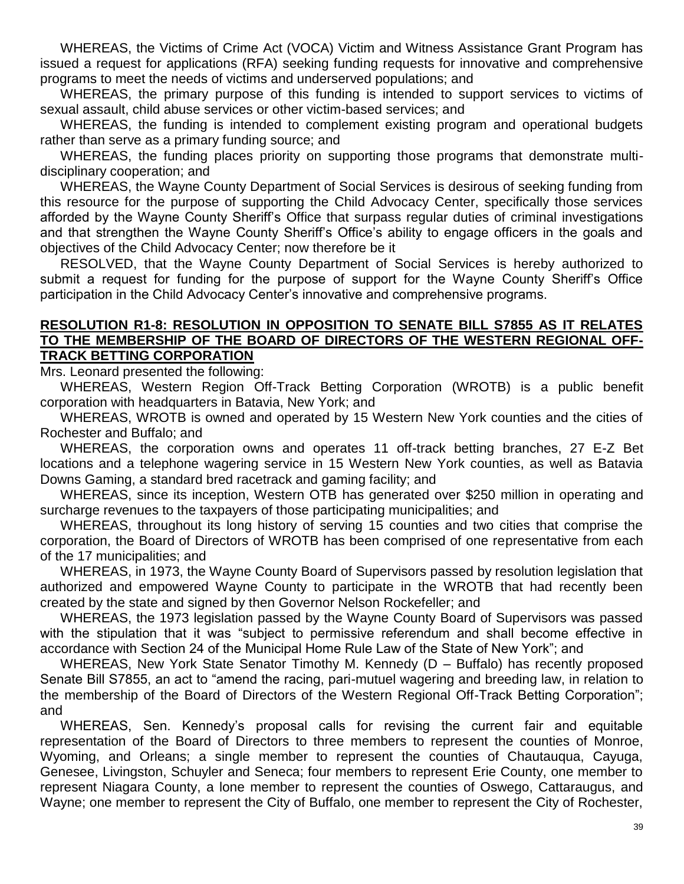WHEREAS, the Victims of Crime Act (VOCA) Victim and Witness Assistance Grant Program has issued a request for applications (RFA) seeking funding requests for innovative and comprehensive programs to meet the needs of victims and underserved populations; and

WHEREAS, the primary purpose of this funding is intended to support services to victims of sexual assault, child abuse services or other victim-based services; and

WHEREAS, the funding is intended to complement existing program and operational budgets rather than serve as a primary funding source; and

WHEREAS, the funding places priority on supporting those programs that demonstrate multi-disciplinary cooperation; and

WHEREAS, the Wayne County Department of Social Services is desirous of seeking funding from this resource for the purpose of supporting the Child Advocacy Center, specifically those services afforded by the Wayne County Sheriff's Office that surpass regular duties of criminal investigations and that strengthen the Wayne County Sheriff's Office's ability to engage officers in the goals and objectives of the Child Advocacy Center; now therefore be it

RESOLVED, that the Wayne County Department of Social Services is hereby authorized to submit a request for funding for the purpose of support for the Wayne County Sheriff's Office participation in the Child Advocacy Center's innovative and comprehensive programs.

**RESOLUTION R1-8: RESOLUTION IN OPPOSITION TO SENATE BILL S7855 AS IT RELATES TO THE MEMBERSHIP OF THE BOARD OF DIRECTORS OF THE WESTERN REGIONAL OFF-TRACK BETTING CORPORATION**

Mrs. Leonard presented the following:

WHEREAS, Western Region Off-Track Betting Corporation (WROTB) is a public benefit corporation with headquarters in Batavia, New York; and

WHEREAS, WROTB is owned and operated by 15 Western New York counties and the cities of Rochester and Buffalo; and

WHEREAS, the corporation owns and operates 11 off-track betting branches, 27 E-Z Bet locations and a telephone wagering service in 15 Western New York counties, as well as Batavia Downs Gaming, a standard bred racetrack and gaming facility; and

WHEREAS, since its inception, Western OTB has generated over $250 million in operating and surcharge revenues to the taxpayers of those participating municipalities; and

WHEREAS, throughout its long history of serving 15 counties and two cities that comprise the corporation, the Board of Directors of WROTB has been comprised of one representative from each of the 17 municipalities; and

WHEREAS, in 1973, the Wayne County Board of Supervisors passed by resolution legislation that authorized and empowered Wayne County to participate in the WROTB that had recently been created by the state and signed by then Governor Nelson Rockefeller; and

WHEREAS, the 1973 legislation passed by the Wayne County Board of Supervisors was passed with the stipulation that it was "subject to permissive referendum and shall become effective in accordance with Section 24 of the Municipal Home Rule Law of the State of New York"; and

WHEREAS, New York State Senator Timothy M. Kennedy (D – Buffalo) has recently proposed Senate Bill S7855, an act to "amend the racing, pari-mutuel wagering and breeding law, in relation to the membership of the Board of Directors of the Western Regional Off-Track Betting Corporation"; and

WHEREAS, Sen. Kennedy's proposal calls for revising the current fair and equitable representation of the Board of Directors to three members to represent the counties of Monroe, Wyoming, and Orleans; a single member to represent the counties of Chautauqua, Cayuga, Genesee, Livingston, Schuyler and Seneca; four members to represent Erie County, one member to represent Niagara County, a lone member to represent the counties of Oswego, Cattaraugus, and Wayne; one member to represent the City of Buffalo, one member to represent the City of Rochester,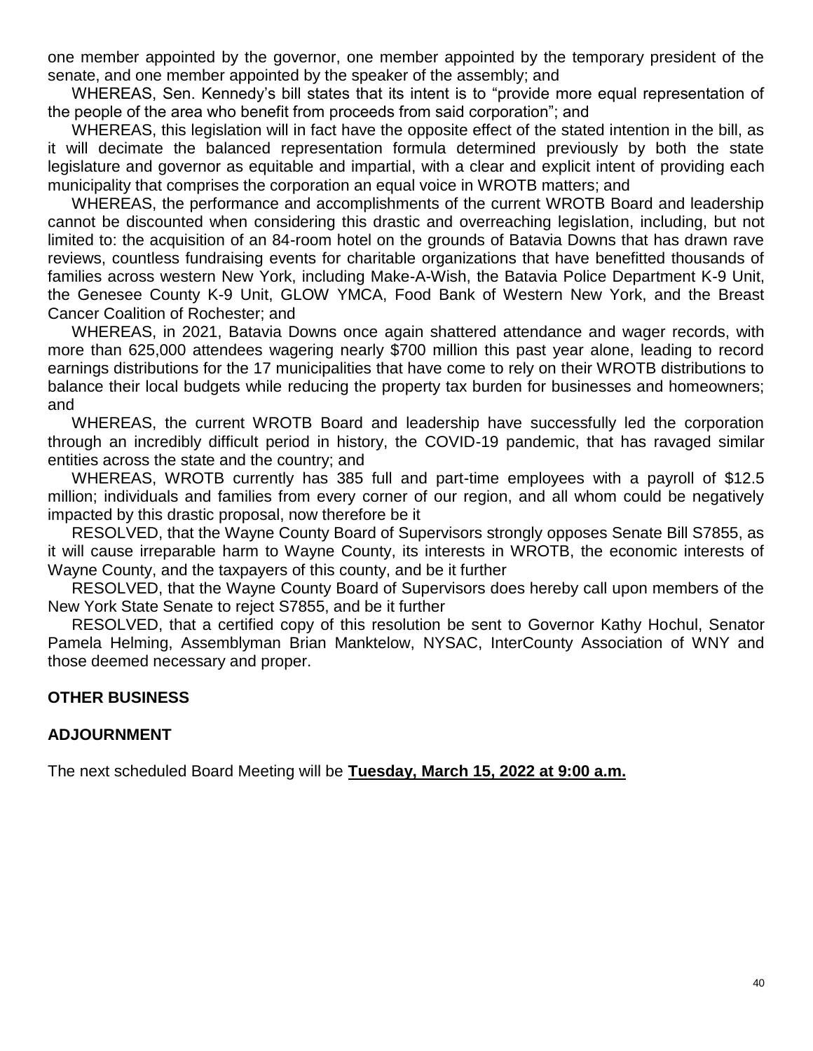one member appointed by the governor, one member appointed by the temporary president of the senate, and one member appointed by the speaker of the assembly; and

WHEREAS, Sen. Kennedy's bill states that its intent is to "provide more equal representation of the people of the area who benefit from proceeds from said corporation"; and

WHEREAS, this legislation will in fact have the opposite effect of the stated intention in the bill, as it will decimate the balanced representation formula determined previously by both the state legislature and governor as equitable and impartial, with a clear and explicit intent of providing each municipality that comprises the corporation an equal voice in WROTB matters; and

WHEREAS, the performance and accomplishments of the current WROTB Board and leadership cannot be discounted when considering this drastic and overreaching legislation, including, but not limited to: the acquisition of an 84-room hotel on the grounds of Batavia Downs that has drawn rave reviews, countless fundraising events for charitable organizations that have benefitted thousands of families across western New York, including Make-A-Wish, the Batavia Police Department K-9 Unit, the Genesee County K-9 Unit, GLOW YMCA, Food Bank of Western New York, and the Breast Cancer Coalition of Rochester; and

WHEREAS, in 2021, Batavia Downs once again shattered attendance and wager records, with more than 625,000 attendees wagering nearly $700 million this past year alone, leading to record earnings distributions for the 17 municipalities that have come to rely on their WROTB distributions to balance their local budgets while reducing the property tax burden for businesses and homeowners; and

WHEREAS, the current WROTB Board and leadership have successfully led the corporation through an incredibly difficult period in history, the COVID-19 pandemic, that has ravaged similar entities across the state and the country; and

WHEREAS, WROTB currently has 385 full and part-time employees with a payroll of $12.5 million; individuals and families from every corner of our region, and all whom could be negatively impacted by this drastic proposal, now therefore be it

RESOLVED, that the Wayne County Board of Supervisors strongly opposes Senate Bill S7855, as it will cause irreparable harm to Wayne County, its interests in WROTB, the economic interests of Wayne County, and the taxpayers of this county, and be it further

RESOLVED, that the Wayne County Board of Supervisors does hereby call upon members of the New York State Senate to reject S7855, and be it further

RESOLVED, that a certified copy of this resolution be sent to Governor Kathy Hochul, Senator Pamela Helming, Assemblyman Brian Manktelow, NYSAC, InterCounty Association of WNY and those deemed necessary and proper.

## OTHER BUSINESS

## ADJOURNMENT

The next scheduled Board Meeting will be **Tuesday, March 15, 2022 at 9:00 a.m.**